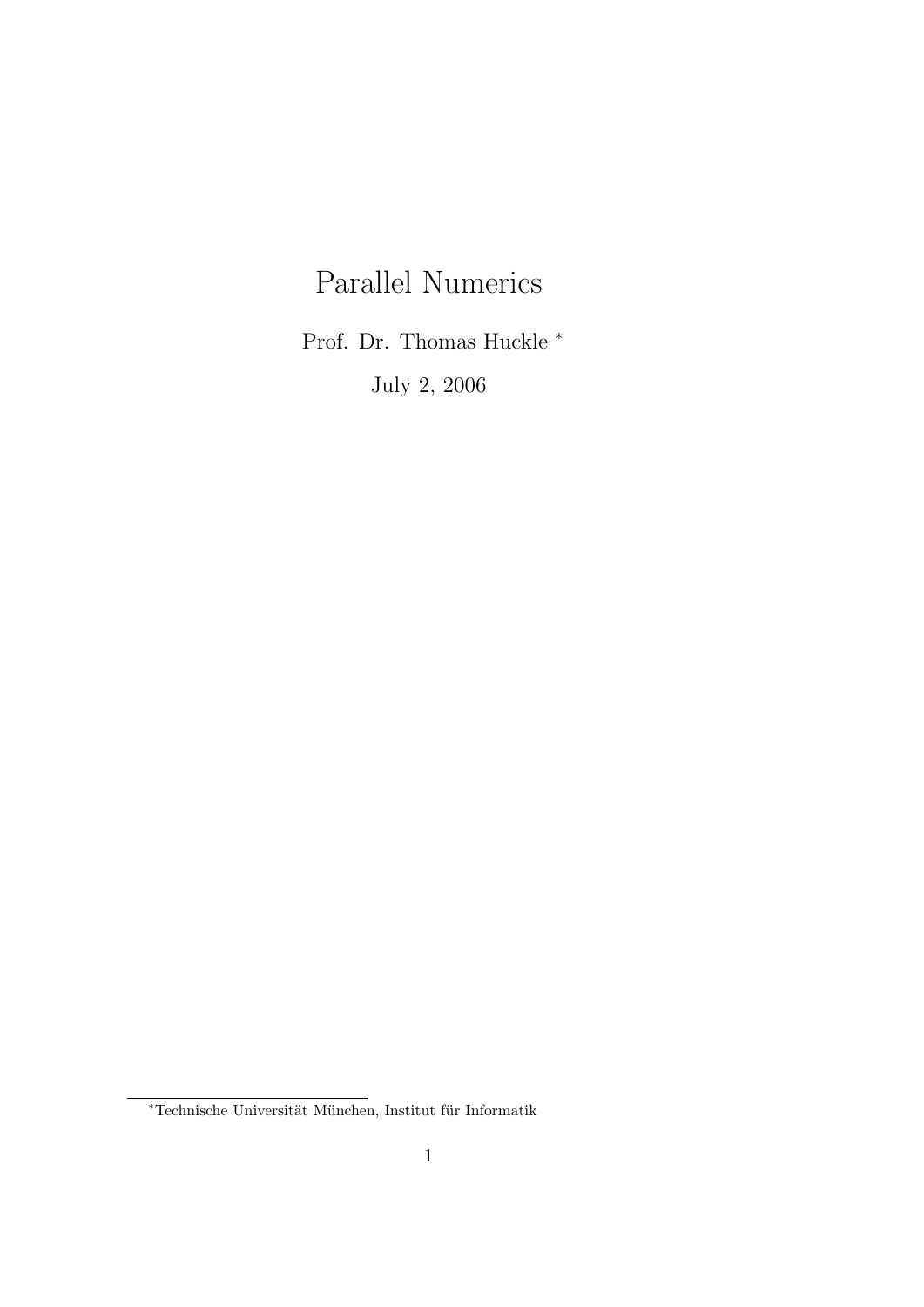# Parallel Numerics

Prof. Dr. Thomas Huckle [*]

July 2, 2006

[*] Technische Universität München, Institut für Informatik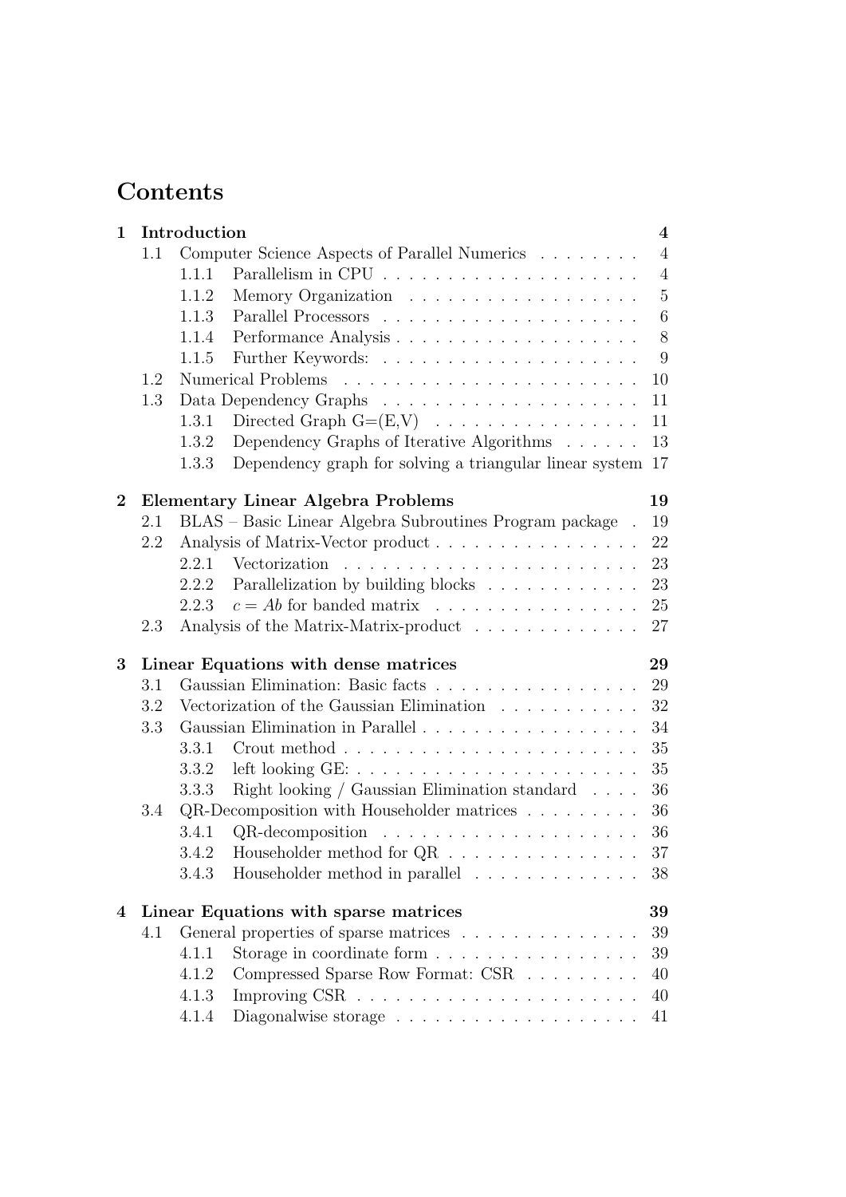# Contents

**1 Introduction** **4**

- 1.1 Computer Science Aspects of Parallel Numerics . . . . . . . . 4
  - 1.1.1 Parallelism in CPU . . . . . . . . . . . . . . . . . . . . 4
  - 1.1.2 Memory Organization . . . . . . . . . . . . . . . . . . 5
  - 1.1.3 Parallel Processors . . . . . . . . . . . . . . . . . . . . 6
  - 1.1.4 Performance Analysis . . . . . . . . . . . . . . . . . . . 8
  - 1.1.5 Further Keywords: . . . . . . . . . . . . . . . . . . . . 9
- 1.2 Numerical Problems . . . . . . . . . . . . . . . . . . . . . . 10
- 1.3 Data Dependency Graphs . . . . . . . . . . . . . . . . . . . . 11
  - 1.3.1 Directed Graph G=(E,V) . . . . . . . . . . . . . . . . 11
  - 1.3.2 Dependency Graphs of Iterative Algorithms . . . . . . 13
  - 1.3.3 Dependency graph for solving a triangular linear system 17

**2 Elementary Linear Algebra Problems** **19**

- 2.1 BLAS – Basic Linear Algebra Subroutines Program package . 19
- 2.2 Analysis of Matrix-Vector product . . . . . . . . . . . . . . . . 22
  - 2.2.1 Vectorization . . . . . . . . . . . . . . . . . . . . . . . 23
  - 2.2.2 Parallelization by building blocks . . . . . . . . . . . . 23
  - 2.2.3 $c = Ab$ for banded matrix . . . . . . . . . . . . . . . . 25
- 2.3 Analysis of the Matrix-Matrix-product . . . . . . . . . . . . . 27

**3 Linear Equations with dense matrices** **29**

- 3.1 Gaussian Elimination: Basic facts . . . . . . . . . . . . . . . . 29
- 3.2 Vectorization of the Gaussian Elimination . . . . . . . . . . . 32
- 3.3 Gaussian Elimination in Parallel . . . . . . . . . . . . . . . . . 34
  - 3.3.1 Crout method . . . . . . . . . . . . . . . . . . . . . . . 35
  - 3.3.2 left looking GE: . . . . . . . . . . . . . . . . . . . . . . 35
  - 3.3.3 Right looking / Gaussian Elimination standard . . . . 36
- 3.4 QR-Decomposition with Householder matrices . . . . . . . . . 36
  - 3.4.1 QR-decomposition . . . . . . . . . . . . . . . . . . . . 36
  - 3.4.2 Householder method for QR . . . . . . . . . . . . . . . 37
  - 3.4.3 Householder method in parallel . . . . . . . . . . . . . 38

**4 Linear Equations with sparse matrices** **39**

- 4.1 General properties of sparse matrices . . . . . . . . . . . . . . 39
  - 4.1.1 Storage in coordinate form . . . . . . . . . . . . . . . . 39
  - 4.1.2 Compressed Sparse Row Format: CSR . . . . . . . . . 40
  - 4.1.3 Improving CSR . . . . . . . . . . . . . . . . . . . . . . 40
  - 4.1.4 Diagonalwise storage . . . . . . . . . . . . . . . . . . . 41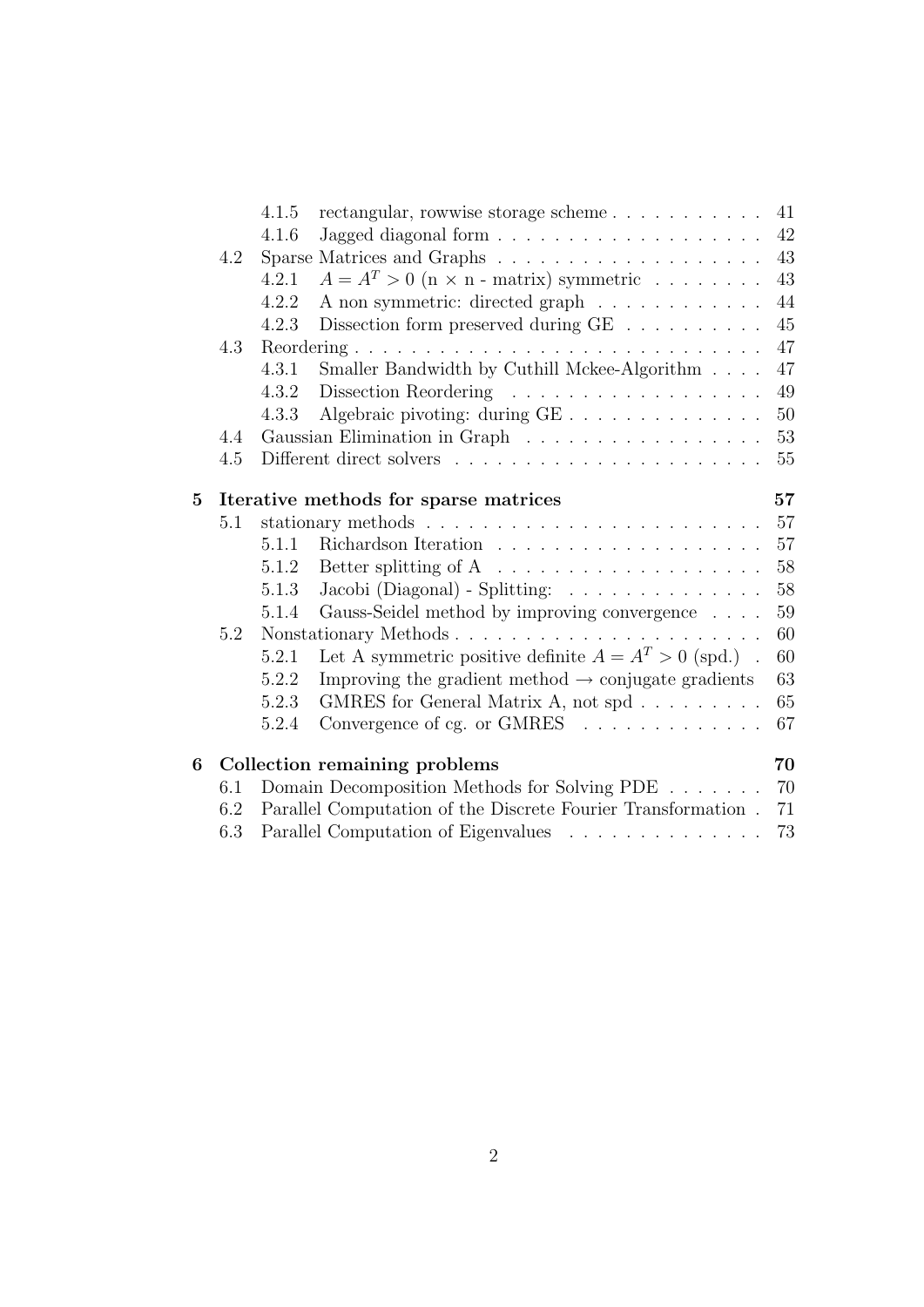4.1.5 rectangular, rowwise storage scheme . . . . . . . . . . . 41
4.1.6 Jagged diagonal form . . . . . . . . . . . . . . . . . . . 42

4.2 Sparse Matrices and Graphs . . . . . . . . . . . . . . . . . . 43
4.2.1 $A = A^T > 0$ (n × n - matrix) symmetric . . . . . . . . 43
4.2.2 A non symmetric: directed graph . . . . . . . . . . . . 44
4.2.3 Dissection form preserved during GE . . . . . . . . . . 45

4.3 Reordering . . . . . . . . . . . . . . . . . . . . . . . . . . . . 47
4.3.1 Smaller Bandwidth by Cuthill Mckee-Algorithm . . . . 47
4.3.2 Dissection Reordering . . . . . . . . . . . . . . . . . . 49
4.3.3 Algebraic pivoting: during GE . . . . . . . . . . . . . . 50

4.4 Gaussian Elimination in Graph . . . . . . . . . . . . . . . . . 53

4.5 Different direct solvers . . . . . . . . . . . . . . . . . . . . . . 55

**5 Iterative methods for sparse matrices 57**

5.1 stationary methods . . . . . . . . . . . . . . . . . . . . . . . . 57
5.1.1 Richardson Iteration . . . . . . . . . . . . . . . . . . . 57
5.1.2 Better splitting of A . . . . . . . . . . . . . . . . . . . 58
5.1.3 Jacobi (Diagonal) - Splitting: . . . . . . . . . . . . . . 58
5.1.4 Gauss-Seidel method by improving convergence . . . . 59

5.2 Nonstationary Methods . . . . . . . . . . . . . . . . . . . . . . 60
5.2.1 Let A symmetric positive definite $A = A^T > 0$ (spd.) . 60
5.2.2 Improving the gradient method → conjugate gradients 63
5.2.3 GMRES for General Matrix A, not spd . . . . . . . . . 65
5.2.4 Convergence of cg. or GMRES . . . . . . . . . . . . . 67

**6 Collection remaining problems 70**

6.1 Domain Decomposition Methods for Solving PDE . . . . . . . 70

6.2 Parallel Computation of the Discrete Fourier Transformation . 71

6.3 Parallel Computation of Eigenvalues . . . . . . . . . . . . . . 73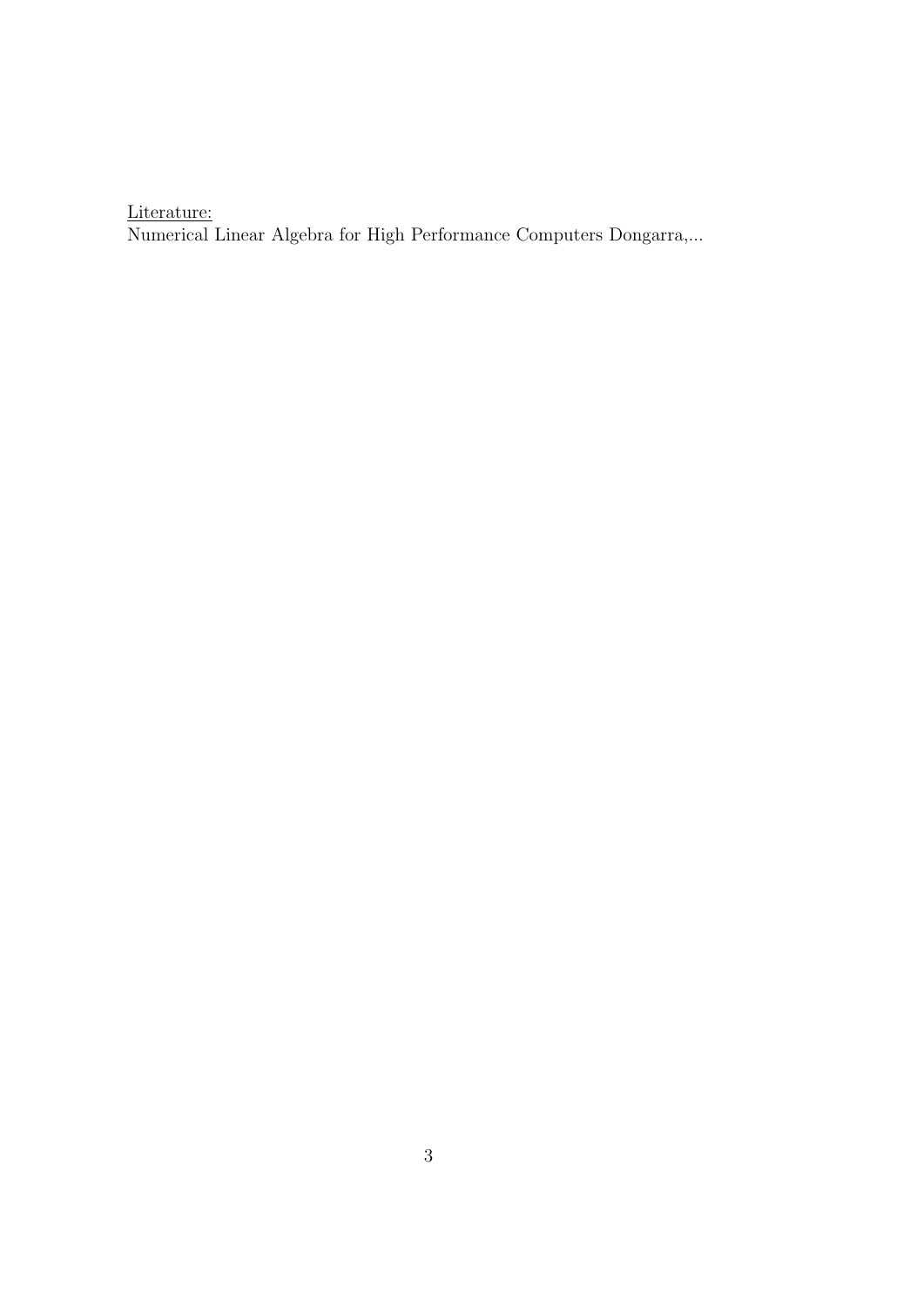<u>Literature:</u>
Numerical Linear Algebra for High Performance Computers Dongarra,...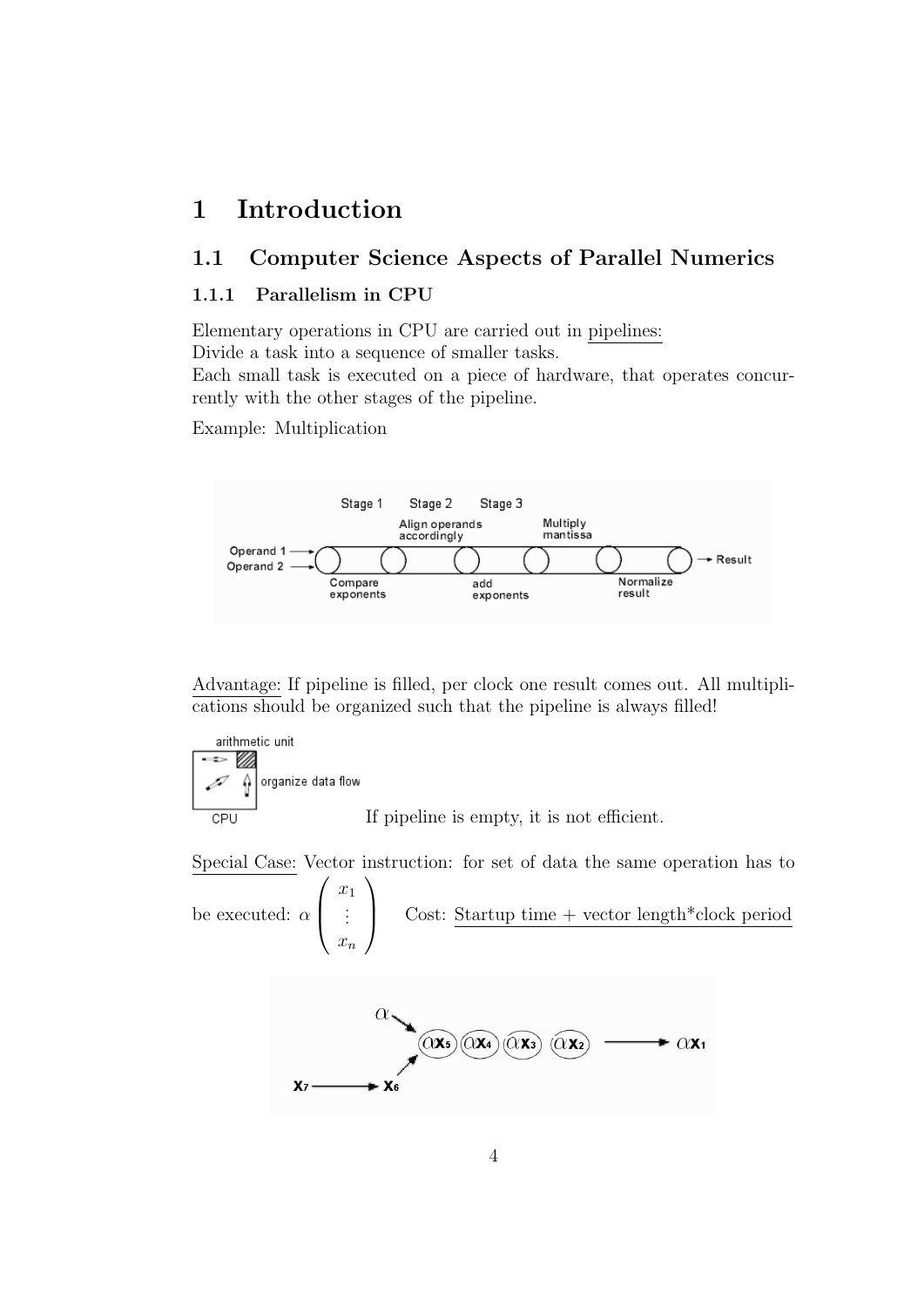# 1 Introduction

## 1.1 Computer Science Aspects of Parallel Numerics

### 1.1.1 Parallelism in CPU

Elementary operations in CPU are carried out in pipelines:
Divide a task into a sequence of smaller tasks.
Each small task is executed on a piece of hardware, that operates concurrently with the other stages of the pipeline.

Example: Multiplication

Advantage: If pipeline is filled, per clock one result comes out. All multiplications should be organized such that the pipeline is always filled!

If pipeline is empty, it is not efficient.

Special Case: Vector instruction: for set of data the same operation has to be executed: $\alpha \begin{pmatrix} x_1 \\ \vdots \\ x_n \end{pmatrix}$ Cost: Startup time + vector length*clock period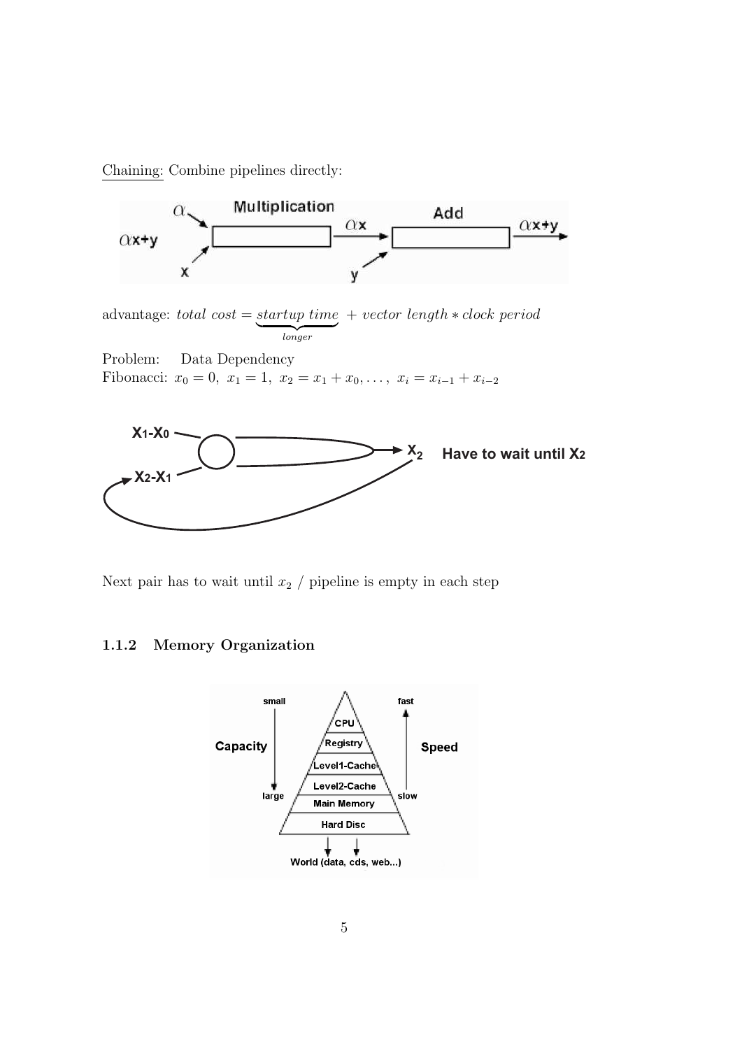Chaining: Combine pipelines directly:

advantage: *total cost* = $\underbrace{\textit{startup time}}_{longer}$ + *vector length* ∗ *clock period*

Problem: Data Dependency

Fibonacci: $x_0 = 0,\ x_1 = 1,\ x_2 = x_1 + x_0, \ldots,\ x_i = x_{i-1} + x_{i-2}$

Next pair has to wait until $x_2$ / pipeline is empty in each step

### 1.1.2 Memory Organization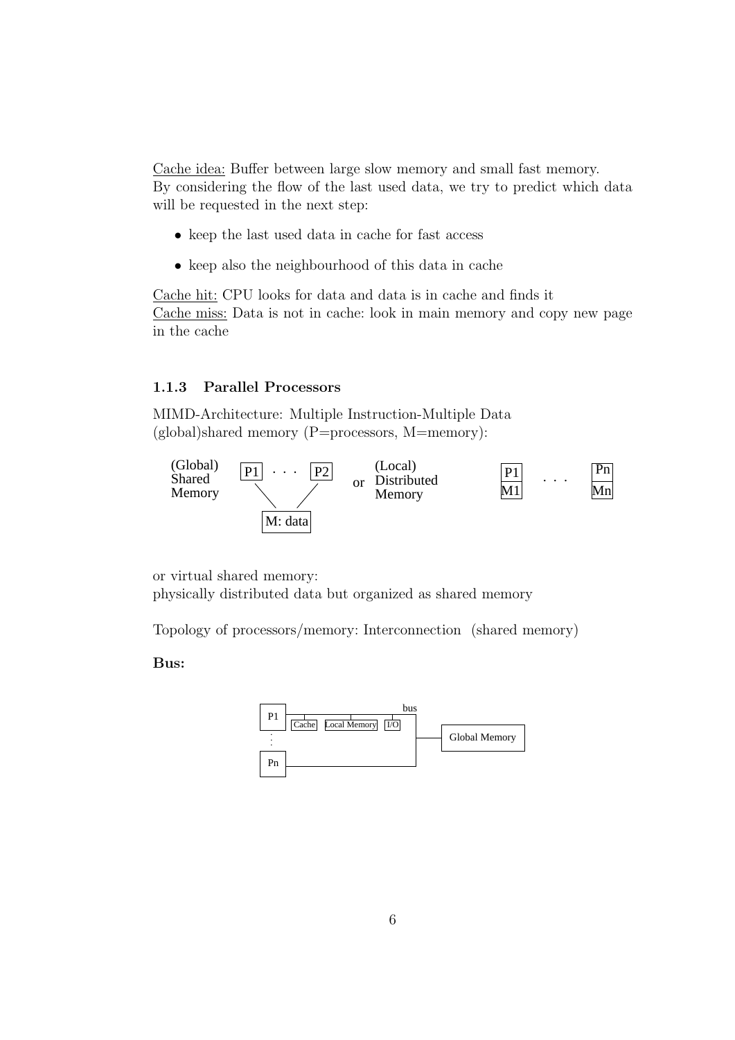Cache idea: Buffer between large slow memory and small fast memory.
By considering the flow of the last used data, we try to predict which data will be requested in the next step:

- keep the last used data in cache for fast access
- keep also the neighbourhood of this data in cache

Cache hit: CPU looks for data and data is in cache and finds it
Cache miss: Data is not in cache: look in main memory and copy new page in the cache

### 1.1.3 Parallel Processors

MIMD-Architecture: Multiple Instruction-Multiple Data
(global)shared memory (P=processors, M=memory):

(Global) Shared Memory: P1 . . . P2 connected to M: data — or — (Local) Distributed Memory: P1/M1 . . . Pn/Mn

or virtual shared memory:
physically distributed data but organized as shared memory

Topology of processors/memory: Interconnection (shared memory)

**Bus:**

P1 (Cache, Local Memory, I/O) . . . Pn — bus — Global Memory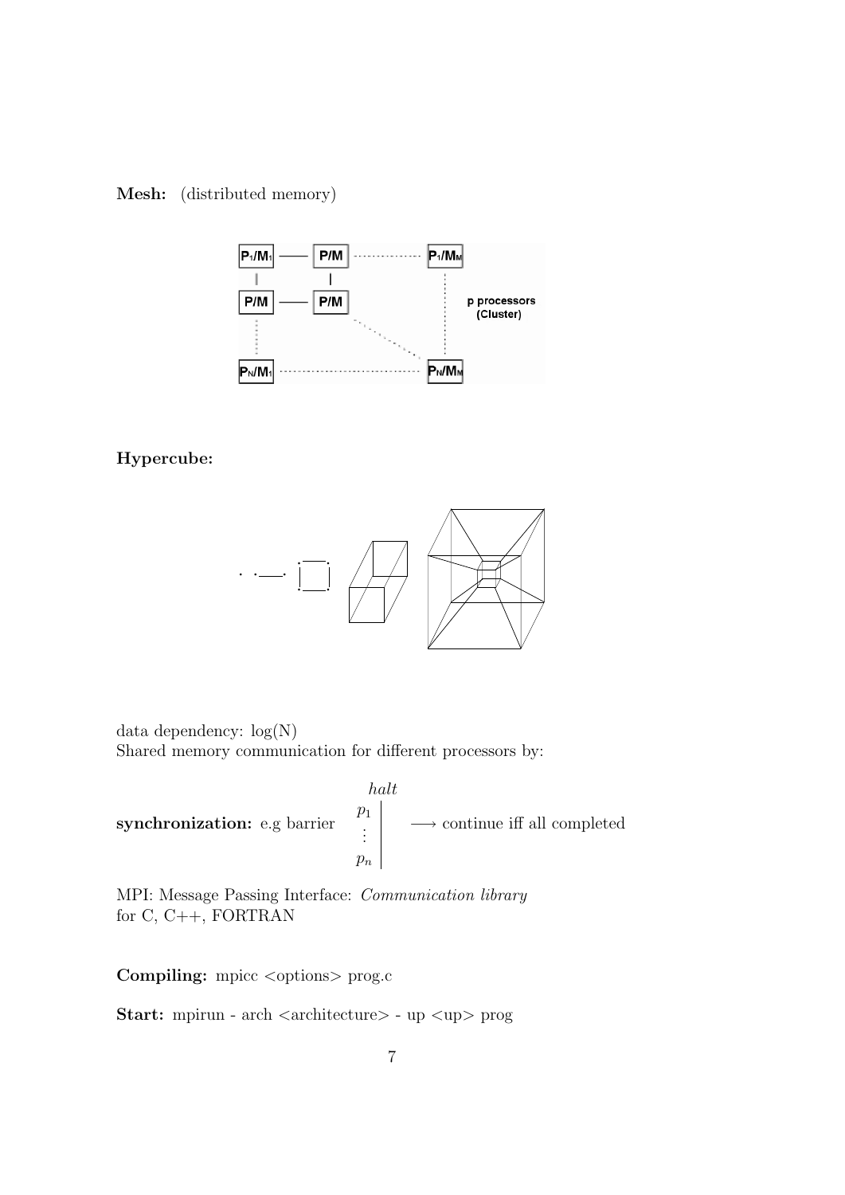**Mesh:** (distributed memory)

**Hypercube:**

data dependency: log(N)
Shared memory communication for different processors by:

**synchronization:** e.g barrier $\begin{array}{c} halt \\ \left.\begin{array}{c} p_1 \\ \vdots \\ p_n \end{array}\right| \end{array}$ $\longrightarrow$ continue iff all completed

MPI: Message Passing Interface: *Communication library* for C, C++, FORTRAN

**Compiling:** mpicc <options> prog.c

**Start:** mpirun - arch <architecture> - up <up> prog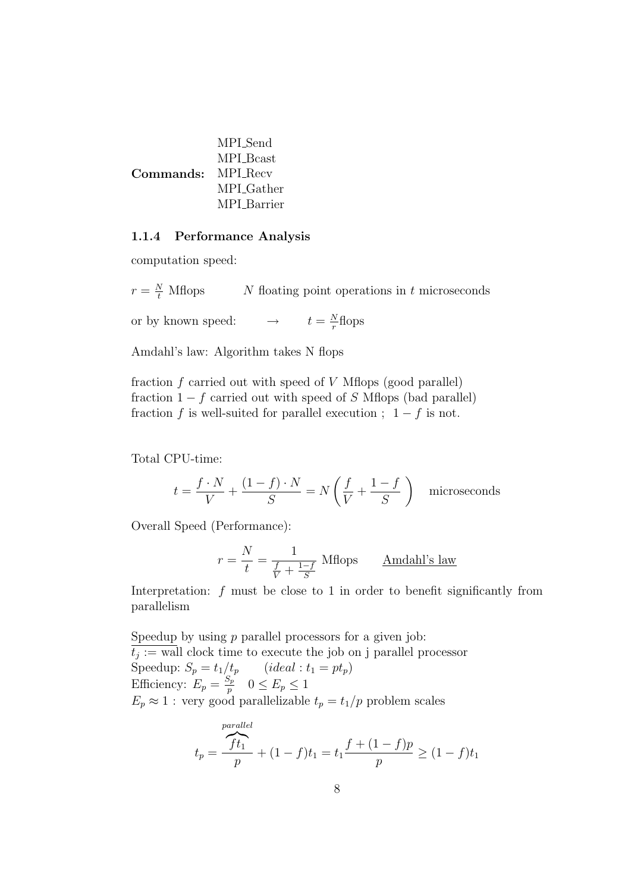**Commands:** MPI_Send
MPI_Bcast
MPI_Recv
MPI_Gather
MPI_Barrier

### 1.1.4 Performance Analysis

computation speed:

$r = \frac{N}{t}$ Mflops  $N$ floating point operations in $t$ microseconds

or by known speed:  $\rightarrow$  $t = \frac{N}{r}$flops

Amdahl's law: Algorithm takes N flops

fraction $f$ carried out with speed of $V$ Mflops (good parallel)
fraction $1-f$ carried out with speed of $S$ Mflops (bad parallel)
fraction $f$ is well-suited for parallel execution ; $1-f$ is not.

Total CPU-time:

$$t = \frac{f \cdot N}{V} + \frac{(1-f) \cdot N}{S} = N\left(\frac{f}{V} + \frac{1-f}{S}\right) \quad \text{microseconds}$$

Overall Speed (Performance):

$$r = \frac{N}{t} = \frac{1}{\frac{f}{V} + \frac{1-f}{S}} \text{ Mflops} \qquad \underline{\text{Amdahl's law}}$$

Interpretation: $f$ must be close to 1 in order to benefit significantly from parallelism

Speedup by using $p$ parallel processors for a given job:
$t_j :=$ wall clock time to execute the job on j parallel processor
Speedup: $S_p = t_1/t_p \qquad (ideal : t_1 = p t_p)$
Efficiency: $E_p = \frac{S_p}{p} \quad 0 \leq E_p \leq 1$
$E_p \approx 1$ : very good parallelizable $t_p = t_1/p$ problem scales

$$t_p = \frac{\overbrace{f t_1}^{parallel}}{p} + (1-f)t_1 = t_1 \frac{f + (1-f)p}{p} \geq (1-f)t_1$$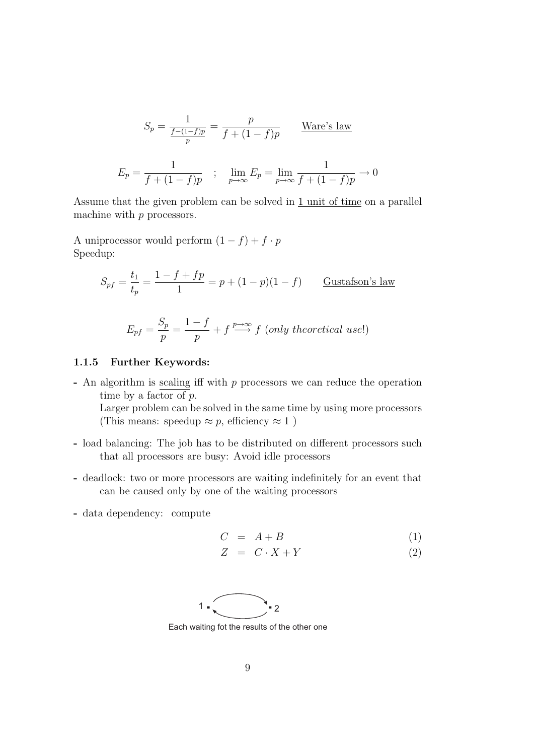$$S_p = \frac{1}{\frac{f-(1-f)p}{p}} = \frac{p}{f + (1-f)p} \qquad \underline{\text{Ware's law}}$$

$$E_p = \frac{1}{f + (1-f)p} \quad ; \quad \lim_{p \to \infty} E_p = \lim_{p \to \infty} \frac{1}{f + (1-f)p} \to 0$$

Assume that the given problem can be solved in 1 unit of time on a parallel machine with $p$ processors.

A uniprocessor would perform $(1-f) + f \cdot p$
Speedup:

$$S_{pf} = \frac{t_1}{t_p} = \frac{1 - f + fp}{1} = p + (1-p)(1-f) \qquad \underline{\text{Gustafson's law}}$$

$$E_{pf} = \frac{S_p}{p} = \frac{1-f}{p} + f \overset{p \to \infty}{\longrightarrow} f \ (\textit{only theoretical use!})$$

### 1.1.5 Further Keywords:

- An algorithm is scaling iff with $p$ processors we can reduce the operation time by a factor of $p$.
  Larger problem can be solved in the same time by using more processors (This means: speedup $\approx p$, efficiency $\approx 1$ )
- load balancing: The job has to be distributed on different processors such that all processors are busy: Avoid idle processors
- deadlock: two or more processors are waiting indefinitely for an event that can be caused only by one of the waiting processors
- data dependency: compute

$$C = A + B \tag{1}$$

$$Z = C \cdot X + Y \tag{2}$$

1 ⇄ 2

Each waiting fot the results of the other one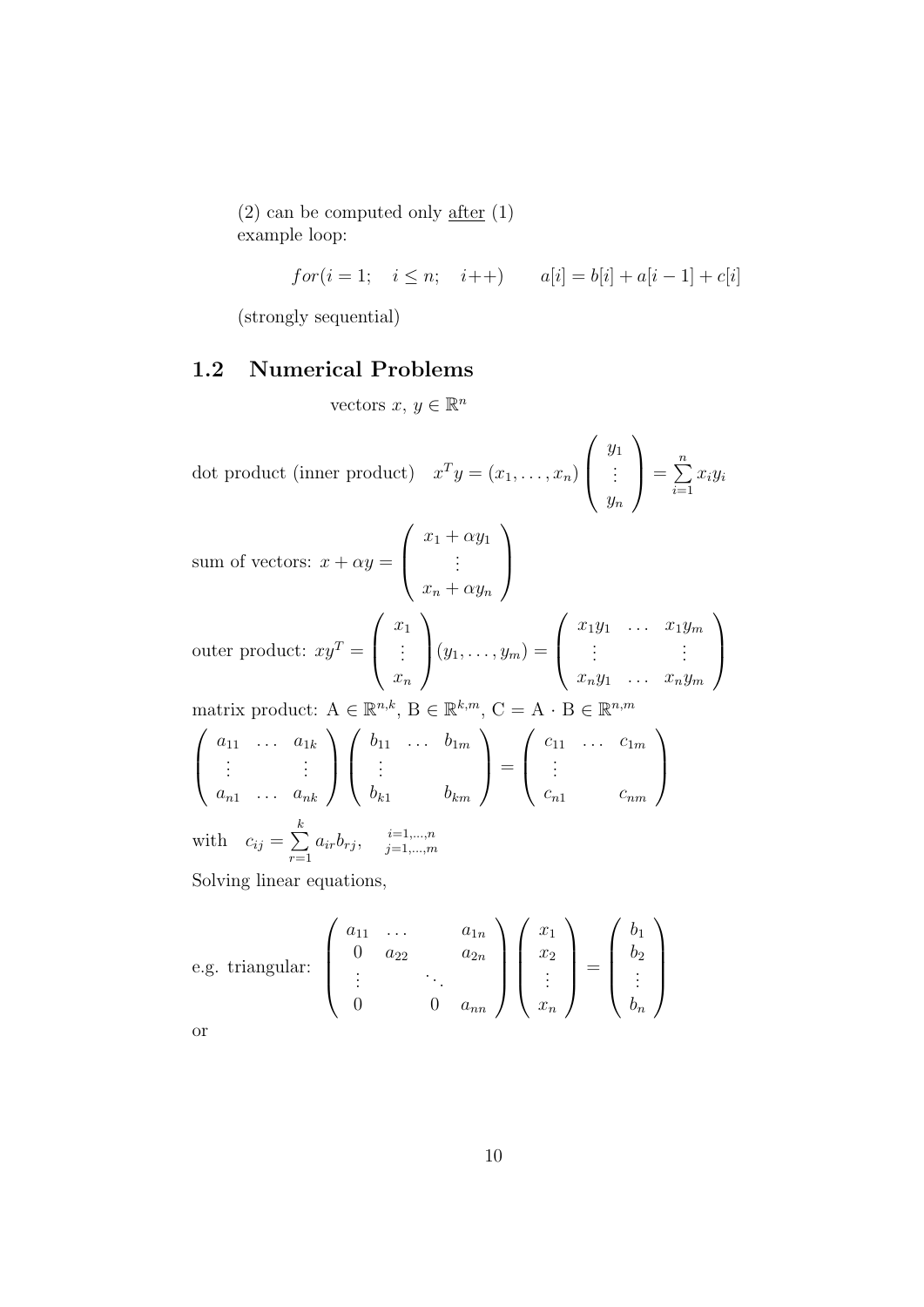(2) can be computed only <u>after</u> (1)
example loop:

$$for(i = 1; \quad i \leq n; \quad i{+}{+}) \qquad a[i] = b[i] + a[i-1] + c[i]$$

(strongly sequential)

## 1.2 Numerical Problems

vectors $x, \, y \in \mathbb{R}^n$

dot product (inner product) $\quad x^T y = (x_1, \ldots, x_n) \begin{pmatrix} y_1 \\ \vdots \\ y_n \end{pmatrix} = \sum_{i=1}^{n} x_i y_i$

sum of vectors: $x + \alpha y = \begin{pmatrix} x_1 + \alpha y_1 \\ \vdots \\ x_n + \alpha y_n \end{pmatrix}$

outer product: $xy^T = \begin{pmatrix} x_1 \\ \vdots \\ x_n \end{pmatrix} (y_1, \ldots, y_m) = \begin{pmatrix} x_1 y_1 & \ldots & x_1 y_m \\ \vdots & & \vdots \\ x_n y_1 & \ldots & x_n y_m \end{pmatrix}$

matrix product: $\mathrm{A} \in \mathbb{R}^{n,k}$, $\mathrm{B} \in \mathbb{R}^{k,m}$, $\mathrm{C} = \mathrm{A} \cdot \mathrm{B} \in \mathbb{R}^{n,m}$

$$\begin{pmatrix} a_{11} & \ldots & a_{1k} \\ \vdots & & \vdots \\ a_{n1} & \ldots & a_{nk} \end{pmatrix} \begin{pmatrix} b_{11} & \ldots & b_{1m} \\ \vdots & & \\ b_{k1} & & b_{km} \end{pmatrix} = \begin{pmatrix} c_{11} & \ldots & c_{1m} \\ \vdots & & \\ c_{n1} & & c_{nm} \end{pmatrix}$$

with $\quad c_{ij} = \sum_{r=1}^{k} a_{ir} b_{rj}, \quad {\scriptstyle i=1,\ldots,n \atop j=1,\ldots,m}$

Solving linear equations,

e.g. triangular: $\begin{pmatrix} a_{11} & \ldots & & a_{1n} \\ 0 & a_{22} & & a_{2n} \\ \vdots & & \ddots & \\ 0 & & 0 & a_{nn} \end{pmatrix} \begin{pmatrix} x_1 \\ x_2 \\ \vdots \\ x_n \end{pmatrix} = \begin{pmatrix} b_1 \\ b_2 \\ \vdots \\ b_n \end{pmatrix}$

or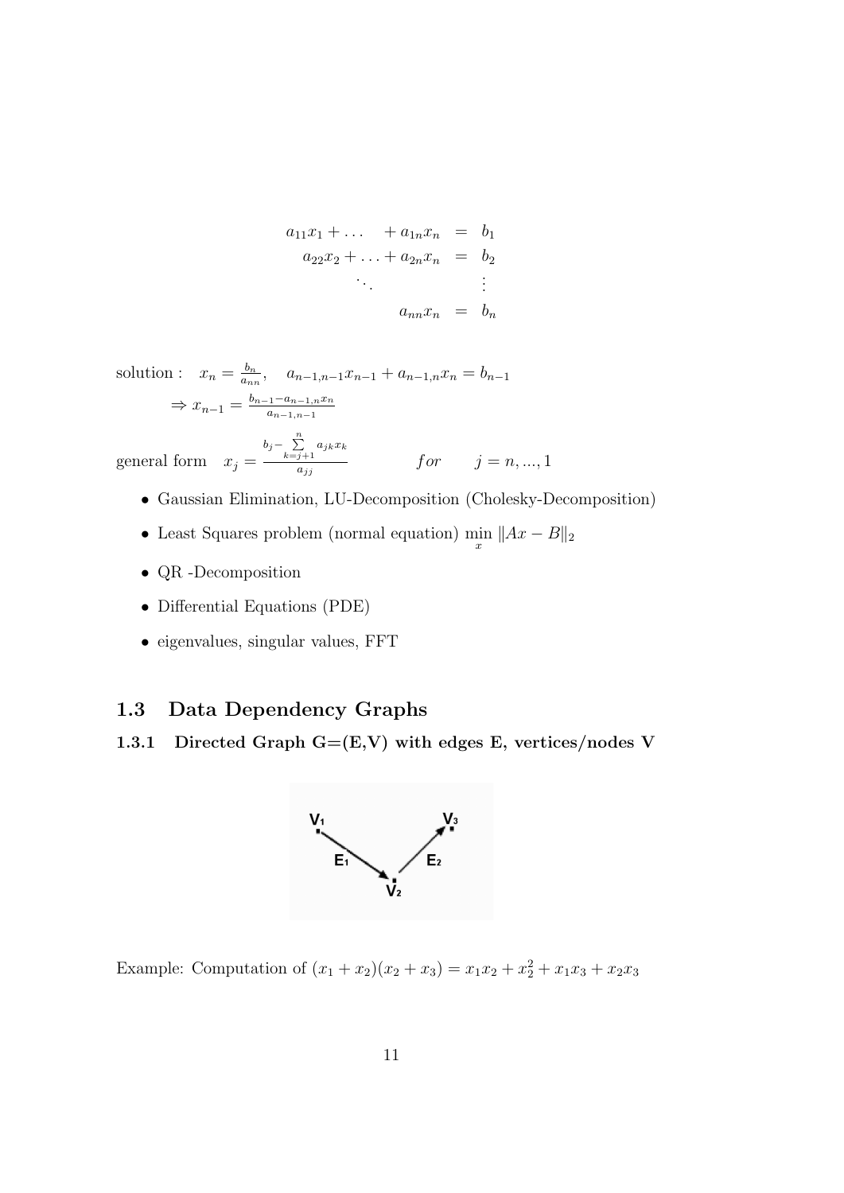$$
\begin{aligned}
a_{11}x_1 + \ldots \quad + a_{1n}x_n &= b_1 \\
a_{22}x_2 + \ldots + a_{2n}x_n &= b_2 \\
\ddots \qquad\qquad &\quad \vdots \\
a_{nn}x_n &= b_n
\end{aligned}
$$

solution : $\quad x_n = \frac{b_n}{a_{nn}}, \quad a_{n-1,n-1}x_{n-1} + a_{n-1,n}x_n = b_{n-1}$

$\Rightarrow x_{n-1} = \frac{b_{n-1} - a_{n-1,n}x_n}{a_{n-1,n-1}}$

general form $\quad x_j = \frac{b_j - \sum\limits_{k=j+1}^{n} a_{jk}x_k}{a_{jj}} \qquad for \qquad j = n, ..., 1$

- Gaussian Elimination, LU-Decomposition (Cholesky-Decomposition)
- Least Squares problem (normal equation) $\min\limits_{x} \|Ax - B\|_2$
- QR -Decomposition
- Differential Equations (PDE)
- eigenvalues, singular values, FFT

## 1.3 Data Dependency Graphs

### 1.3.1 Directed Graph G=(E,V) with edges E, vertices/nodes V

Example: Computation of $(x_1 + x_2)(x_2 + x_3) = x_1x_2 + x_2^2 + x_1x_3 + x_2x_3$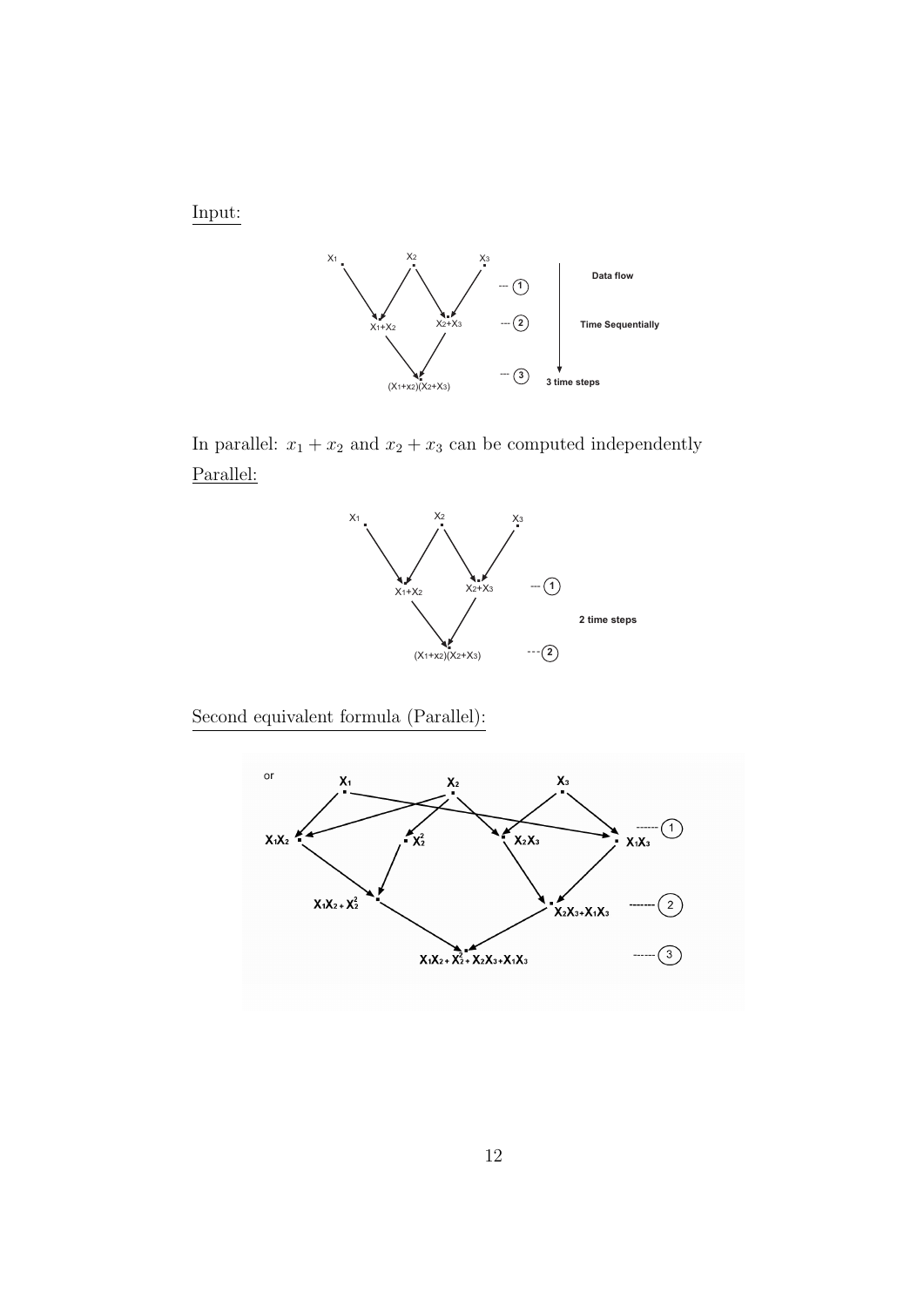Input:

In parallel: $x_1 + x_2$ and $x_2 + x_3$ can be computed independently

Parallel:

Second equivalent formula (Parallel):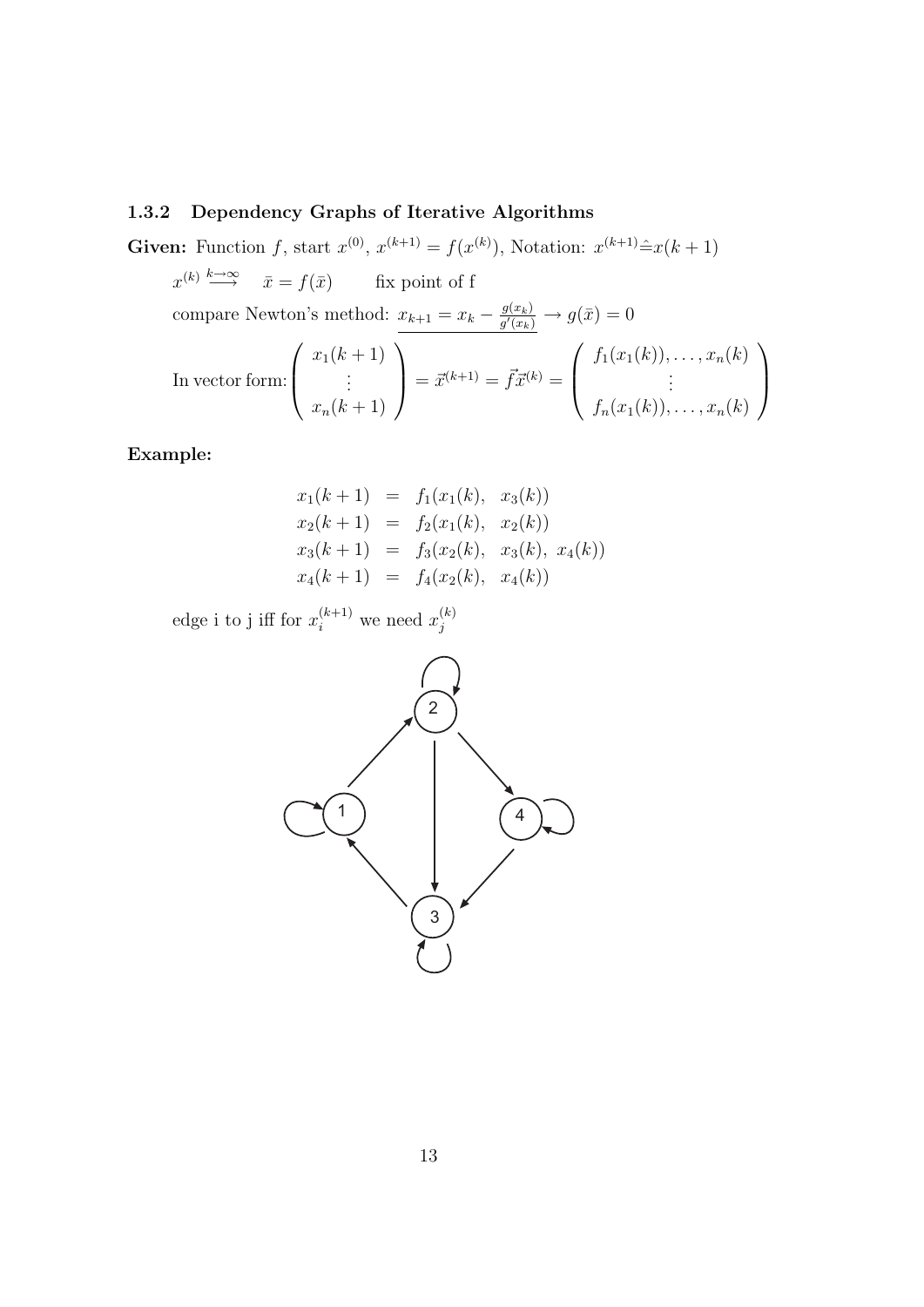### 1.3.2 Dependency Graphs of Iterative Algorithms

**Given:** Function $f$, start $x^{(0)}$, $x^{(k+1)} = f(x^{(k)})$, Notation: $x^{(k+1)} \hat{=} x(k+1)$

$x^{(k)} \stackrel{k \to \infty}{\longrightarrow} \quad \bar{x} = f(\bar{x}) \qquad$ fix point of f

compare Newton's method: $\underline{x_{k+1} = x_k - \frac{g(x_k)}{g'(x_k)}} \to g(\bar{x}) = 0$

In vector form: $\begin{pmatrix} x_1(k+1) \\ \vdots \\ x_n(k+1) \end{pmatrix} = \vec{x}^{(k+1)} = \vec{f}\vec{x}^{(k)} = \begin{pmatrix} f_1(x_1(k)), \ldots, x_n(k) \\ \vdots \\ f_n(x_1(k)), \ldots, x_n(k) \end{pmatrix}$

**Example:**

$$
\begin{aligned}
x_1(k+1) &= f_1(x_1(k), \;\; x_3(k)) \\
x_2(k+1) &= f_2(x_1(k), \;\; x_2(k)) \\
x_3(k+1) &= f_3(x_2(k), \;\; x_3(k), \; x_4(k)) \\
x_4(k+1) &= f_4(x_2(k), \;\; x_4(k))
\end{aligned}
$$

edge i to j iff for $x_i^{(k+1)}$ we need $x_j^{(k)}$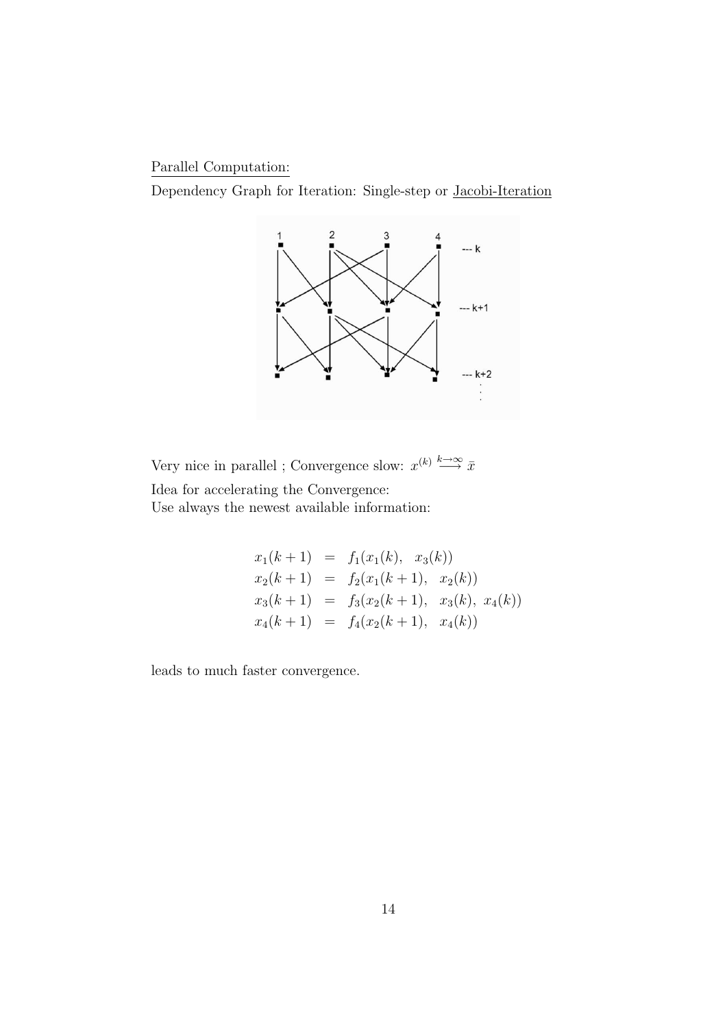Parallel Computation:

Dependency Graph for Iteration: Single-step or Jacobi-Iteration

Very nice in parallel ; Convergence slow: $x^{(k)} \overset{k\to\infty}{\longrightarrow} \bar{x}$

Idea for accelerating the Convergence:
Use always the newest available information:

$$
\begin{aligned}
x_1(k+1) &= f_1(x_1(k), \quad x_3(k)) \\
x_2(k+1) &= f_2(x_1(k+1), \quad x_2(k)) \\
x_3(k+1) &= f_3(x_2(k+1), \quad x_3(k), \; x_4(k)) \\
x_4(k+1) &= f_4(x_2(k+1), \quad x_4(k))
\end{aligned}
$$

leads to much faster convergence.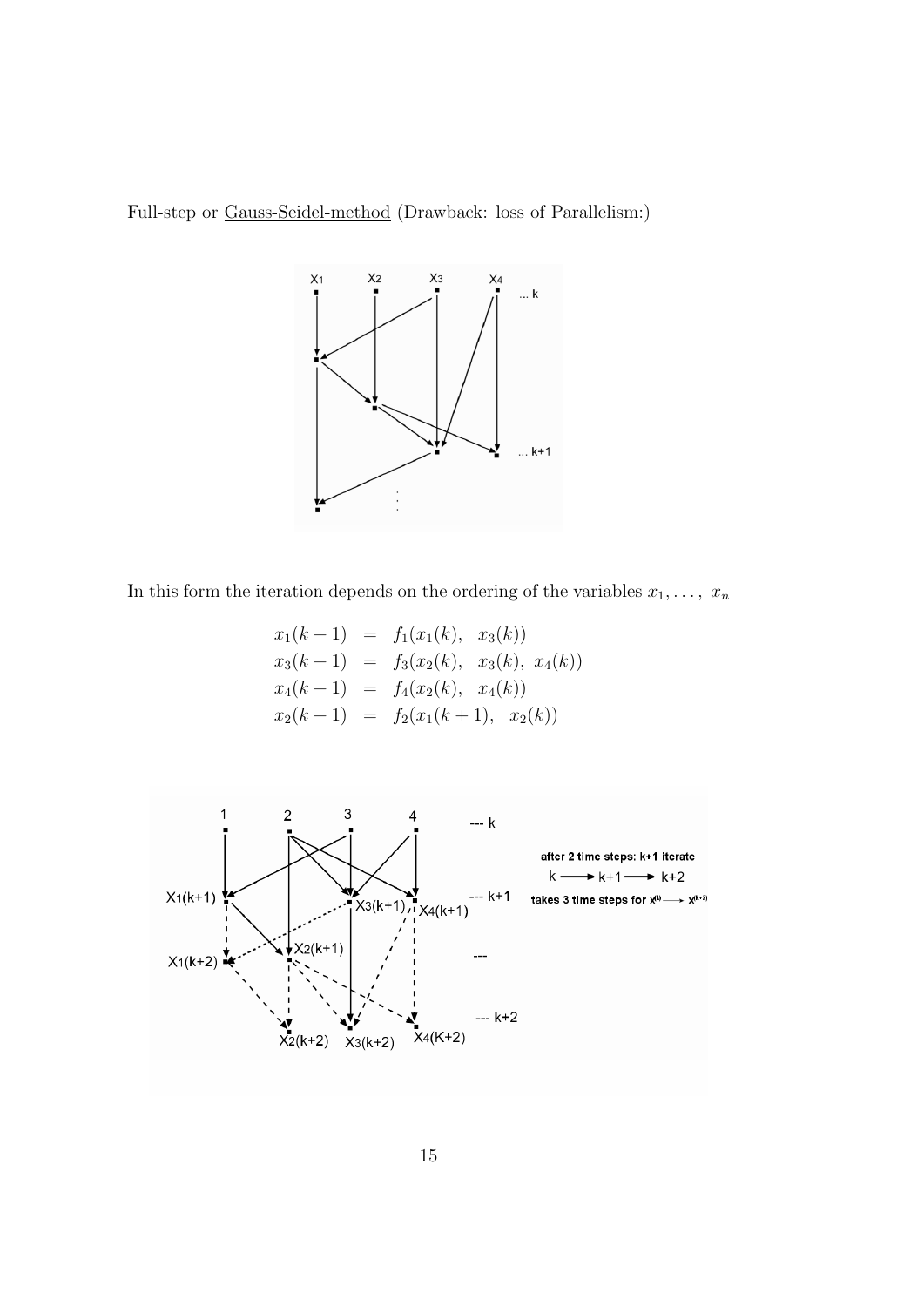Full-step or <u>Gauss-Seidel-method</u> (Drawback: loss of Parallelism:)

In this form the iteration depends on the ordering of the variables $x_1, \dots,\ x_n$

$$
\begin{aligned}
x_1(k+1) &= f_1(x_1(k),\quad x_3(k)) \\
x_3(k+1) &= f_3(x_2(k),\quad x_3(k),\ x_4(k)) \\
x_4(k+1) &= f_4(x_2(k),\quad x_4(k)) \\
x_2(k+1) &= f_2(x_1(k+1),\quad x_2(k))
\end{aligned}
$$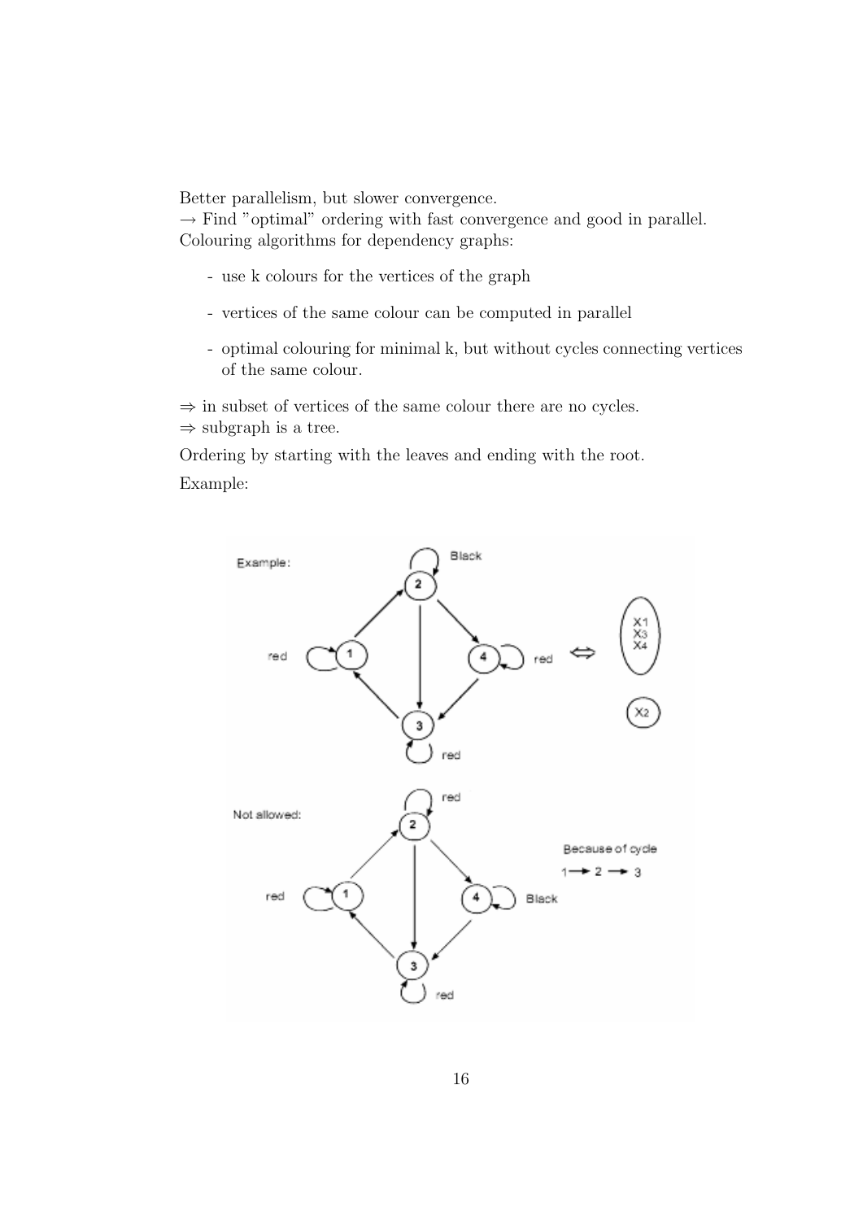Better parallelism, but slower convergence.

→ Find "optimal" ordering with fast convergence and good in parallel.

Colouring algorithms for dependency graphs:

- use k colours for the vertices of the graph
- vertices of the same colour can be computed in parallel
- optimal colouring for minimal k, but without cycles connecting vertices of the same colour.

⇒ in subset of vertices of the same colour there are no cycles.

⇒ subgraph is a tree.

Ordering by starting with the leaves and ending with the root.

Example: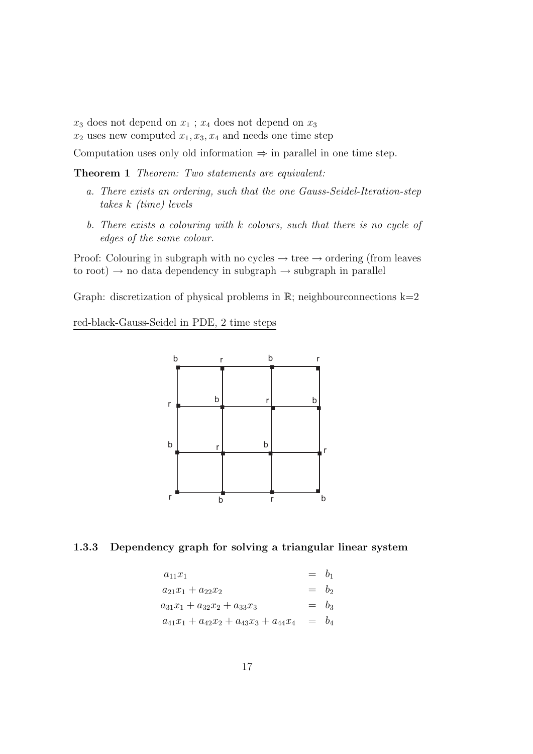$x_3$ does not depend on $x_1$ ; $x_4$ does not depend on $x_3$
$x_2$ uses new computed $x_1, x_3, x_4$ and needs one time step

Computation uses only old information $\Rightarrow$ in parallel in one time step.

**Theorem 1** *Theorem: Two statements are equivalent:*

a. *There exists an ordering, such that the one Gauss-Seidel-Iteration-step takes k (time) levels*

b. *There exists a colouring with k colours, such that there is no cycle of edges of the same colour.*

Proof: Colouring in subgraph with no cycles $\rightarrow$ tree $\rightarrow$ ordering (from leaves to root) $\rightarrow$ no data dependency in subgraph $\rightarrow$ subgraph in parallel

Graph: discretization of physical problems in $\mathbb{R}$; neighbourconnections k=2

red-black-Gauss-Seidel in PDE, 2 time steps

### 1.3.3 Dependency graph for solving a triangular linear system

$$
\begin{aligned}
a_{11}x_1 &= b_1 \\
a_{21}x_1 + a_{22}x_2 &= b_2 \\
a_{31}x_1 + a_{32}x_2 + a_{33}x_3 &= b_3 \\
a_{41}x_1 + a_{42}x_2 + a_{43}x_3 + a_{44}x_4 &= b_4
\end{aligned}
$$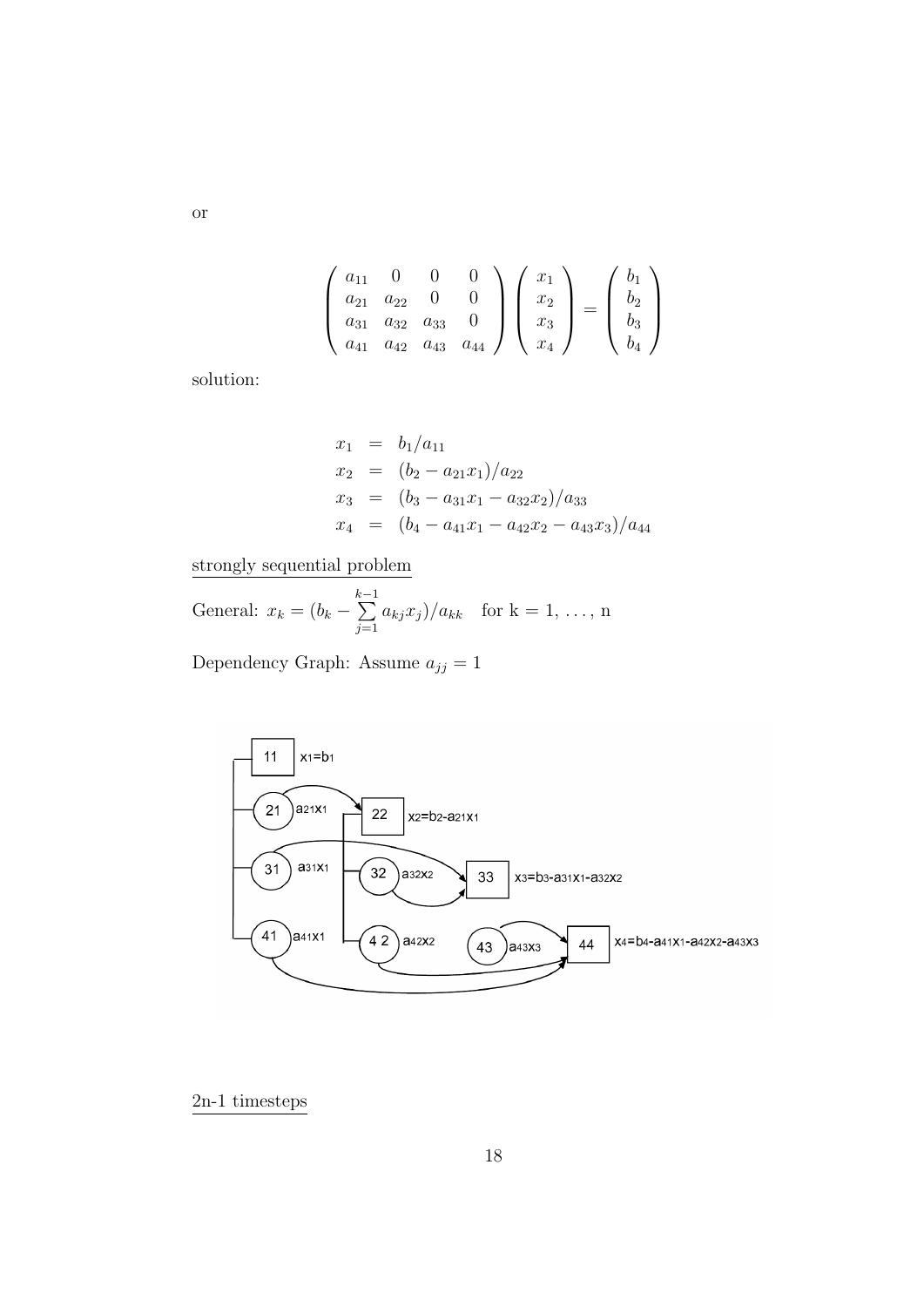or

$$
\begin{pmatrix} a_{11} & 0 & 0 & 0 \\ a_{21} & a_{22} & 0 & 0 \\ a_{31} & a_{32} & a_{33} & 0 \\ a_{41} & a_{42} & a_{43} & a_{44} \end{pmatrix} \begin{pmatrix} x_1 \\ x_2 \\ x_3 \\ x_4 \end{pmatrix} = \begin{pmatrix} b_1 \\ b_2 \\ b_3 \\ b_4 \end{pmatrix}
$$

solution:

$$
\begin{aligned}
x_1 &= b_1/a_{11} \\
x_2 &= (b_2 - a_{21}x_1)/a_{22} \\
x_3 &= (b_3 - a_{31}x_1 - a_{32}x_2)/a_{33} \\
x_4 &= (b_4 - a_{41}x_1 - a_{42}x_2 - a_{43}x_3)/a_{44}
\end{aligned}
$$

<u>strongly sequential problem</u>

General: $x_k = (b_k - \sum_{j=1}^{k-1} a_{kj}x_j)/a_{kk}$ for k = 1, ..., n

Dependency Graph: Assume $a_{jj} = 1$

<u>2n-1 timesteps</u>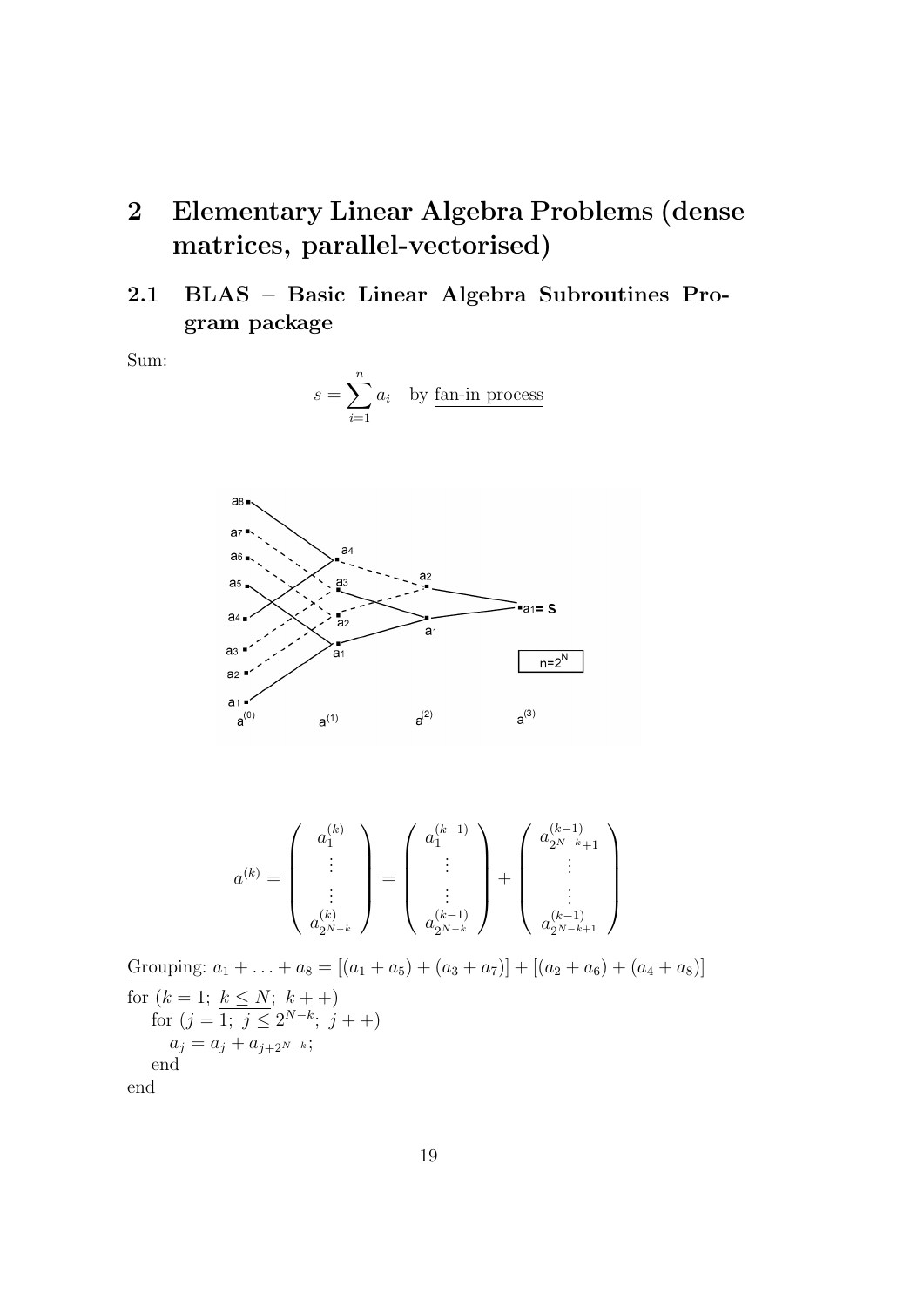# 2 Elementary Linear Algebra Problems (dense matrices, parallel-vectorised)

## 2.1 BLAS – Basic Linear Algebra Subroutines Program package

Sum:

$$s = \sum_{i=1}^{n} a_i \quad \text{by } \underline{\text{fan-in process}}$$

$$a^{(k)} = \begin{pmatrix} a_1^{(k)} \\ \vdots \\ \vdots \\ a_{2^{N-k}}^{(k)} \end{pmatrix} = \begin{pmatrix} a_1^{(k-1)} \\ \vdots \\ \vdots \\ a_{2^{N-k}}^{(k-1)} \end{pmatrix} + \begin{pmatrix} a_{2^{N-k}+1}^{(k-1)} \\ \vdots \\ \vdots \\ a_{2^{N-k+1}}^{(k-1)} \end{pmatrix}$$

<u>Grouping:</u> $a_1 + \ldots + a_8 = [(a_1 + a_5) + (a_3 + a_7)] + [(a_2 + a_6) + (a_4 + a_8)]$

for $(k = 1;\ \underline{k \leq N};\ k++)$
  for $(j = 1;\ j \leq 2^{N-k};\ j++)$
    $a_j = a_j + a_{j+2^{N-k}}$;
  end
end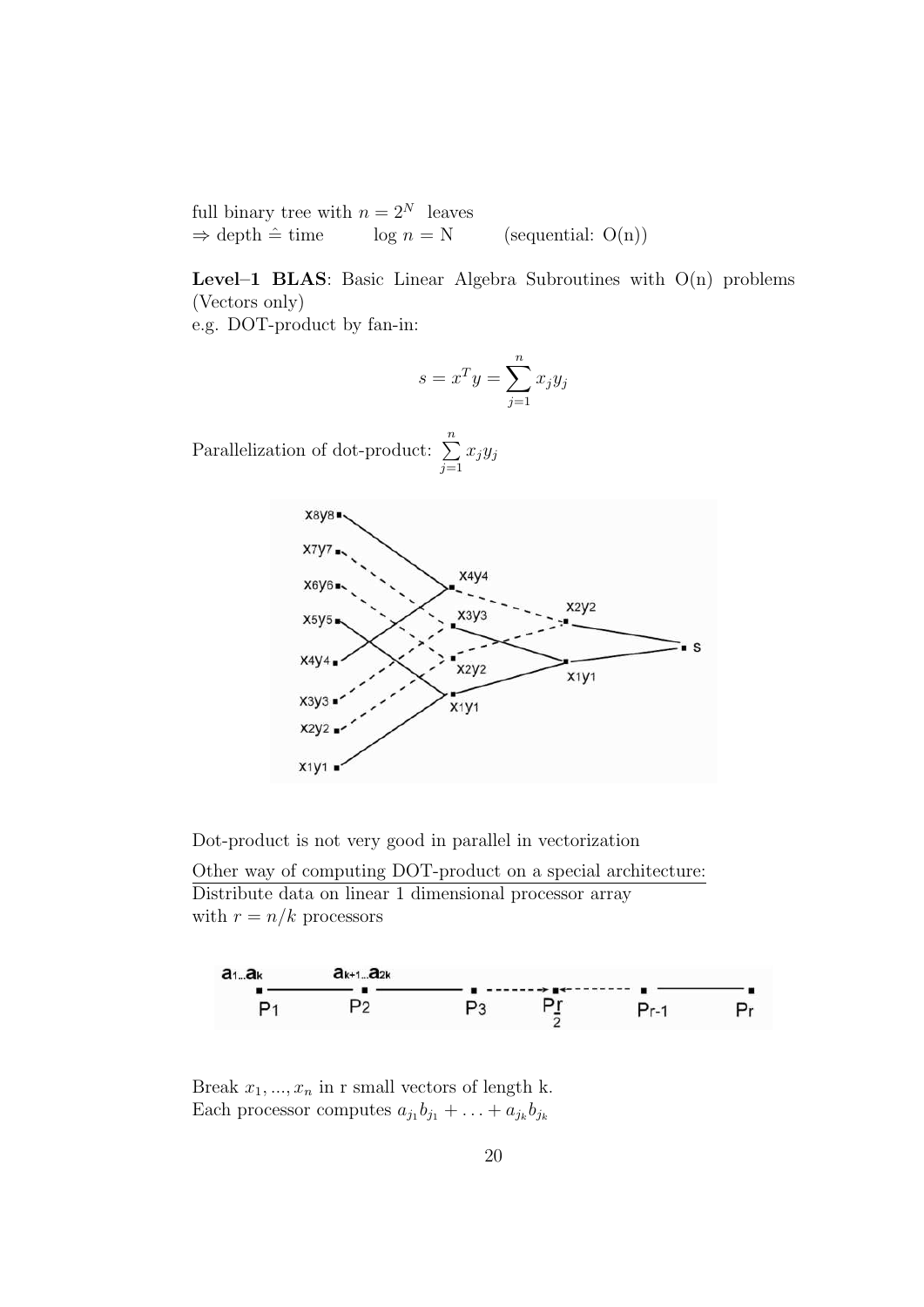full binary tree with $n = 2^N$ leaves
$\Rightarrow$ depth $\hat{=}$ time $\quad\quad \log n = \mathrm{N} \quad\quad$ (sequential: O(n))

**Level–1 BLAS**: Basic Linear Algebra Subroutines with O(n) problems (Vectors only)
e.g. DOT-product by fan-in:

$$s = x^T y = \sum_{j=1}^{n} x_j y_j$$

Parallelization of dot-product: $\sum_{j=1}^{n} x_j y_j$

Dot-product is not very good in parallel in vectorization

Other way of computing DOT-product on a special architecture:
Distribute data on linear 1 dimensional processor array
with $r = n/k$ processors

Break $x_1, ..., x_n$ in r small vectors of length k.
Each processor computes $a_{j_1} b_{j_1} + \ldots + a_{j_k} b_{j_k}$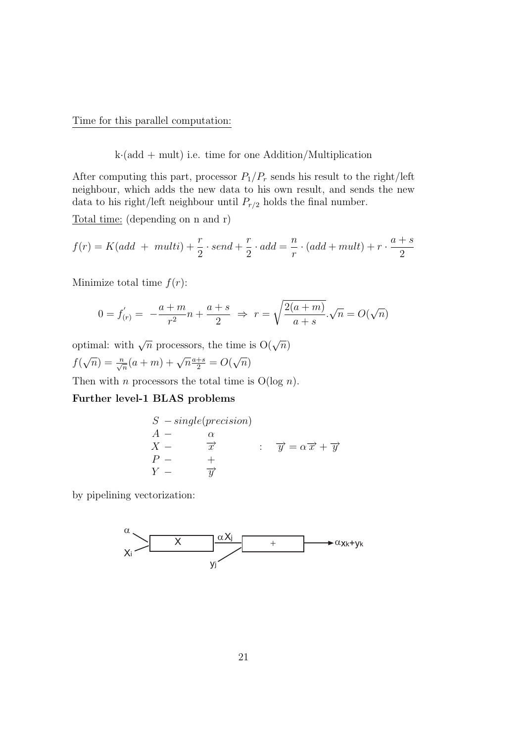Time for this parallel computation:

k·(add + mult) i.e. time for one Addition/Multiplication

After computing this part, processor $P_1/P_r$ sends his result to the right/left neighbour, which adds the new data to his own result, and sends the new data to his right/left neighbour until $P_{r/2}$ holds the final number.

Total time: (depending on n and r)

$$f(r) = K(add\ +\ multi) + \frac{r}{2} \cdot send + \frac{r}{2} \cdot add = \frac{n}{r} \cdot (add + mult) + r \cdot \frac{a+s}{2}$$

Minimize total time $f(r)$:

$$0 = f'_{(r)} = -\frac{a+m}{r^2}n + \frac{a+s}{2} \Rightarrow r = \sqrt{\frac{2(a+m)}{a+s}}.\sqrt{n} = O(\sqrt{n})$$

optimal: with $\sqrt{n}$ processors, the time is $O(\sqrt{n})$

$f(\sqrt{n}) = \frac{n}{\sqrt{n}}(a+m) + \sqrt{n}\frac{a+s}{2} = O(\sqrt{n})$

Then with $n$ processors the total time is $O(\log n)$.

**Further level-1 BLAS problems**

$$\begin{array}{lcl} S & - single(precision) & \\ A - & \alpha & \\ X - & \overrightarrow{x} & : \quad \overrightarrow{y} = \alpha\overrightarrow{x} + \overrightarrow{y} \\ P - & + & \\ Y - & \overrightarrow{y} & \end{array}$$

by pipelining vectorization:

α, $x_i$ → [ X ] → $\alpha x_j$, $y_j$ → [ + ] → $\alpha x_k + y_k$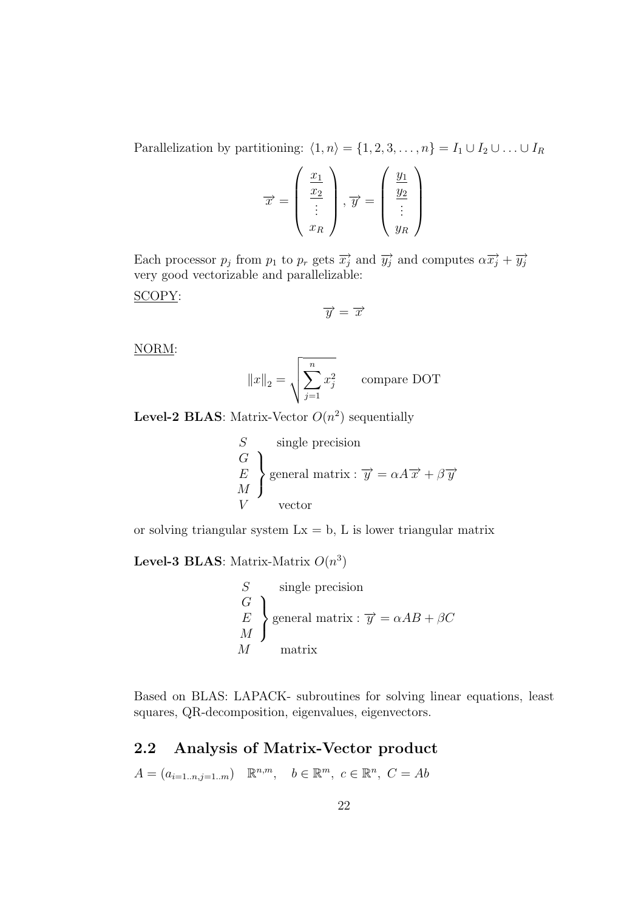Parallelization by partitioning: $\langle 1, n \rangle = \{1, 2, 3, \ldots, n\} = I_1 \cup I_2 \cup \ldots \cup I_R$

$$\overrightarrow{x} = \begin{pmatrix} \underline{x_1} \\ \underline{x_2} \\ \vdots \\ x_R \end{pmatrix}, \overrightarrow{y} = \begin{pmatrix} \underline{y_1} \\ \underline{y_2} \\ \vdots \\ y_R \end{pmatrix}$$

Each processor $p_j$ from $p_1$ to $p_r$ gets $\overrightarrow{x_j}$ and $\overrightarrow{y_j}$ and computes $\alpha\overrightarrow{x_j} + \overrightarrow{y_j}$ very good vectorizable and parallelizable:

<u>SCOPY</u>:

$$\overrightarrow{y} = \overrightarrow{x}$$

<u>NORM</u>:

$$\|x\|_2 = \sqrt{\sum_{j=1}^{n} x_j^2} \qquad \text{compare DOT}$$

**Level-2 BLAS**: Matrix-Vector $O(n^2)$ sequentially

$$\begin{array}{ll} S & \text{single precision} \\ \left.\begin{array}{l} G \\ E \\ M \end{array}\right\} & \text{general matrix} : \overrightarrow{y} = \alpha A \overrightarrow{x} + \beta \overrightarrow{y} \\ V & \text{vector} \end{array}$$

or solving triangular system Lx = b, L is lower triangular matrix

**Level-3 BLAS**: Matrix-Matrix $O(n^3)$

$$\begin{array}{ll} S & \text{single precision} \\ \left.\begin{array}{l} G \\ E \\ M \end{array}\right\} & \text{general matrix} : \overrightarrow{y} = \alpha AB + \beta C \\ M & \text{matrix} \end{array}$$

Based on BLAS: LAPACK- subroutines for solving linear equations, least squares, QR-decomposition, eigenvalues, eigenvectors.

## 2.2 Analysis of Matrix-Vector product

$A = (a_{i=1..n, j=1..m}) \quad \mathbb{R}^{n,m}, \quad b \in \mathbb{R}^m, \ c \in \mathbb{R}^n, \ C = Ab$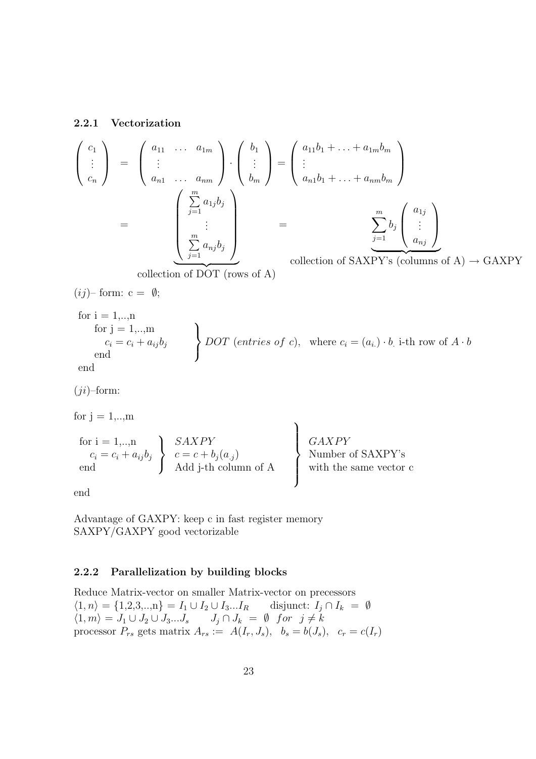### 2.2.1 Vectorization

$$
\begin{pmatrix} c_1 \\ \vdots \\ c_n \end{pmatrix} = \begin{pmatrix} a_{11} & \dots & a_{1m} \\ \vdots & & \\ a_{n1} & \dots & a_{nm} \end{pmatrix} \cdot \begin{pmatrix} b_1 \\ \vdots \\ b_m \end{pmatrix} = \begin{pmatrix} a_{11}b_1 + \dots + a_{1m}b_m \\ \vdots \\ a_{n1}b_1 + \dots + a_{nm}b_m \end{pmatrix}
$$

$$
= \underbrace{\begin{pmatrix} \sum\limits_{j=1}^{m} a_{1j}b_j \\ \vdots \\ \sum\limits_{j=1}^{m} a_{nj}b_j \end{pmatrix}}_{\text{collection of DOT (rows of A)}} = \underbrace{\sum_{j=1}^{m} b_j \begin{pmatrix} a_{1j} \\ \vdots \\ a_{nj} \end{pmatrix}}_{\text{collection of SAXPY's (columns of A)} \rightarrow \text{GAXPY}}
$$

$(ij)$– form: c = $\emptyset$;

```
for i = 1,..,n
    for j = 1,..,m
        c_i = c_i + a_ij b_j
    end
end
```

$\Big\}$ $DOT\ (entries\ of\ c)$, where $c_i = (a_{i.}) \cdot b_.$ i-th row of $A \cdot b$

$(ji)$–form:

```
for j = 1,..,m
    for i = 1,..,n
        c_i = c_i + a_ij b_j
    end
end
```

Inner loop: $SAXPY$, $c = c + b_j(a_{.j})$, Add j-th column of A

Whole loop: $GAXPY$, Number of SAXPY's with the same vector c

Advantage of GAXPY: keep c in fast register memory
SAXPY/GAXPY good vectorizable

### 2.2.2 Parallelization by building blocks

Reduce Matrix-vector on smaller Matrix-vector on precessors
$\langle 1, n \rangle = \{1,2,3,..,n\} = I_1 \cup I_2 \cup I_3 ... I_R$ disjunct: $I_j \cap I_k = \emptyset$
$\langle 1, m \rangle = J_1 \cup J_2 \cup J_3 ... J_s$ $J_j \cap J_k = \emptyset$ $for$ $j \neq k$
processor $P_{rs}$ gets matrix $A_{rs} := A(I_r, J_s)$, $b_s = b(J_s)$, $c_r = c(I_r)$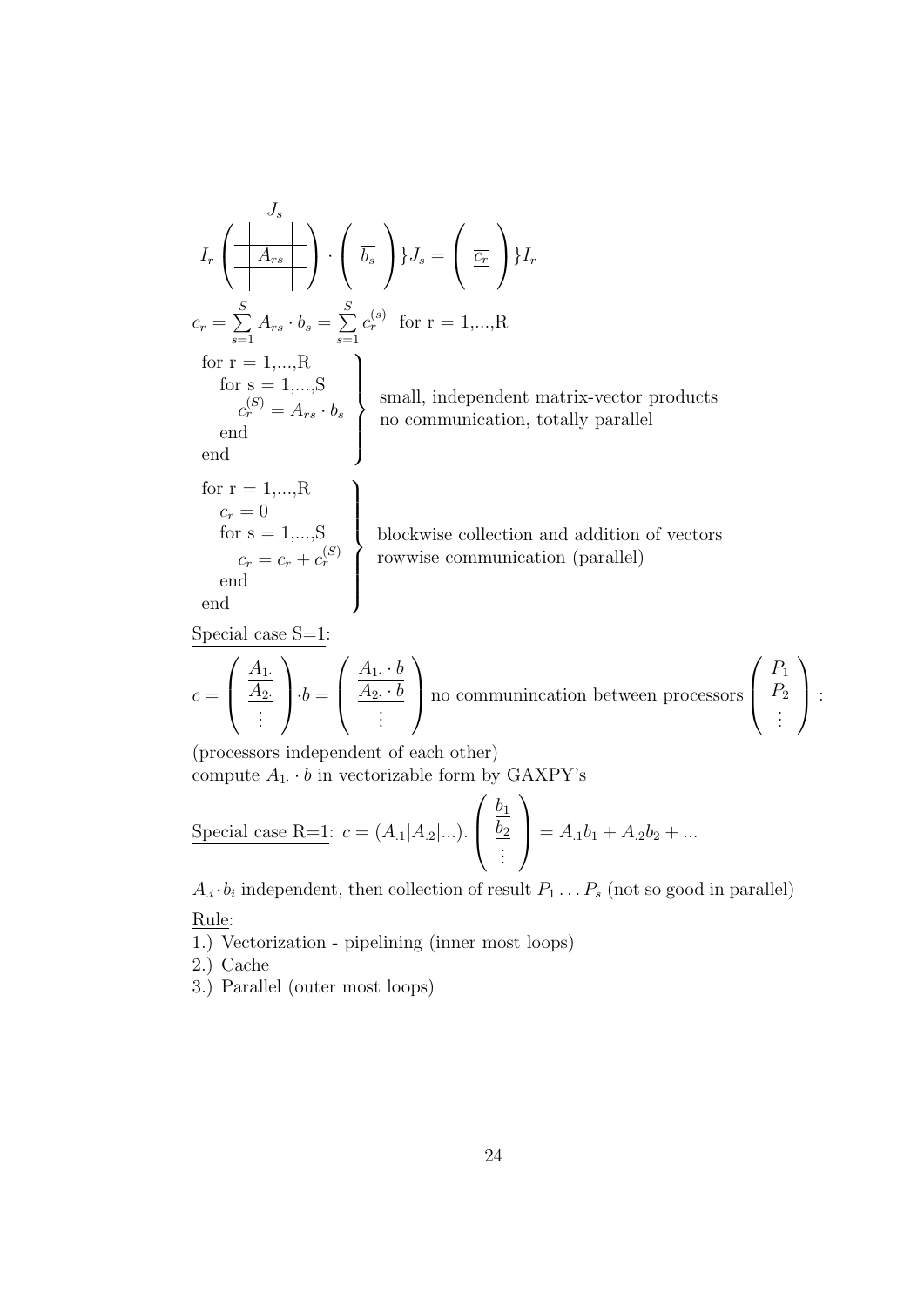$$I_r \left( \begin{array}{c|c|c} & J_s & \\ \hline & A_{rs} & \\ \hline & & \end{array} \right) \cdot \left( \underline{\overline{b_s}} \right) \} J_s = \left( \underline{\overline{c_r}} \right) \} I_r$$

$$c_r = \sum_{s=1}^{S} A_{rs} \cdot b_s = \sum_{s=1}^{S} c_r^{(s)} \quad \text{for r = 1,...,R}$$

```
for r = 1,...,R
   for s = 1,...,S
      c_r^(S) = A_rs · b_s
   end
end
```

small, independent matrix-vector products
no communication, totally parallel

```
for r = 1,...,R
   c_r = 0
   for s = 1,...,S
      c_r = c_r + c_r^(S)
   end
end
```

blockwise collection and addition of vectors
rowwise communication (parallel)

<u>Special case S=1</u>:

$$c = \begin{pmatrix} \underline{A_{1\cdot}} \\ \underline{A_{2\cdot}} \\ \vdots \end{pmatrix} \cdot b = \begin{pmatrix} \underline{A_{1\cdot} \cdot b} \\ \underline{A_{2\cdot} \cdot b} \\ \vdots \end{pmatrix} \text{ no communincation between processors } \begin{pmatrix} P_1 \\ P_2 \\ \vdots \end{pmatrix}:$$

(processors independent of each other)
compute $A_{1\cdot} \cdot b$ in vectorizable form by GAXPY's

<u>Special case R=1</u>: $c = (A_{\cdot 1} | A_{\cdot 2} | ...) . \begin{pmatrix} \underline{b_1} \\ \underline{b_2} \\ \vdots \end{pmatrix} = A_{\cdot 1} b_1 + A_{\cdot 2} b_2 + ...$

$A_{\cdot i} \cdot b_i$ independent, then collection of result $P_1 \ldots P_s$ (not so good in parallel)

<u>Rule</u>:

1.) Vectorization - pipelining (inner most loops)
2.) Cache
3.) Parallel (outer most loops)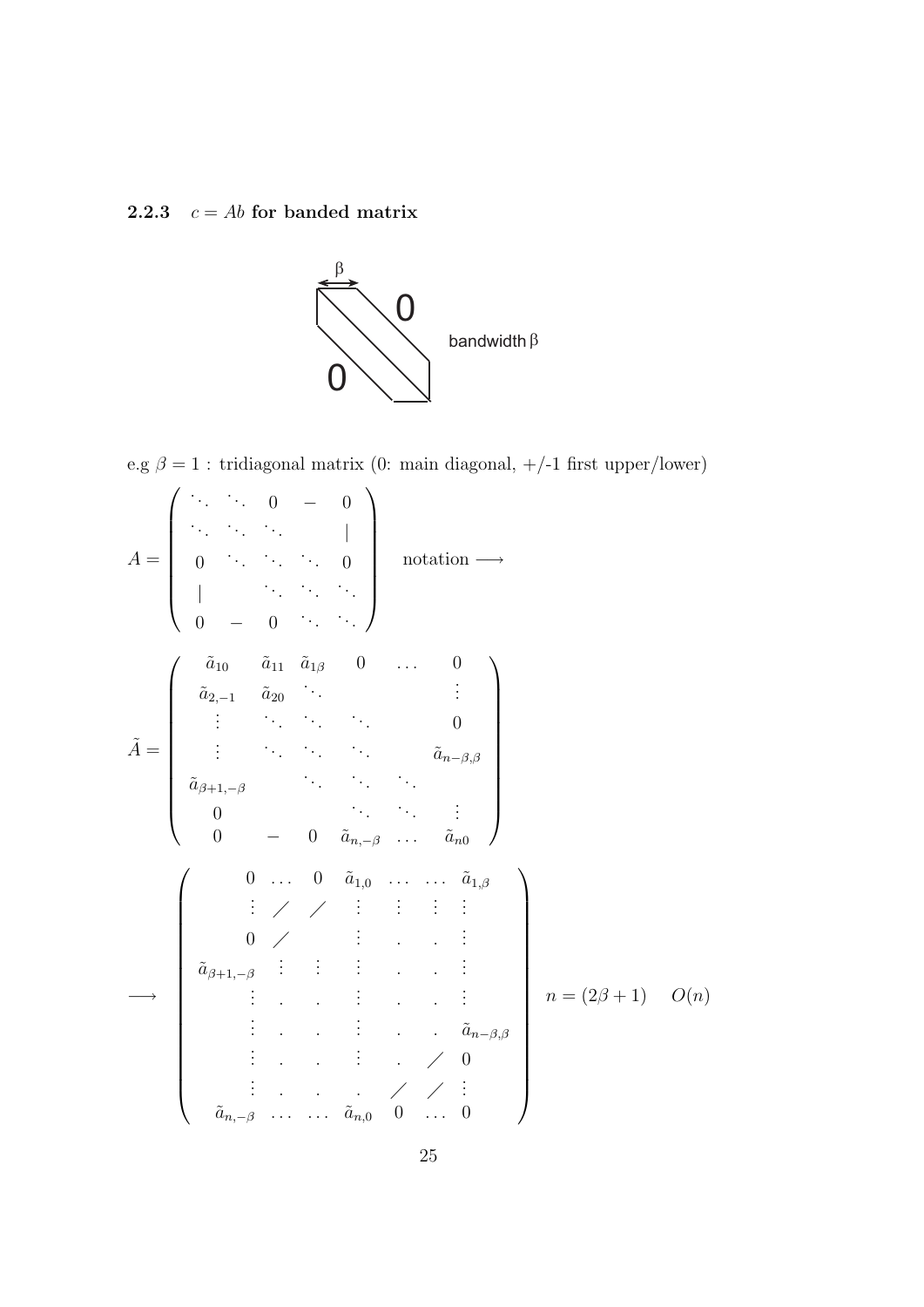### 2.2.3 $c = Ab$ for banded matrix

bandwidth β

e.g $\beta = 1$ : tridiagonal matrix (0: main diagonal, +/-1 first upper/lower)

$$A = \begin{pmatrix} \ddots & \ddots & 0 & - & 0 \\ \ddots & \ddots & \ddots & & | \\ 0 & \ddots & \ddots & \ddots & 0 \\ | & & \ddots & \ddots & \ddots \\ 0 & - & 0 & \ddots & \ddots \end{pmatrix} \quad \text{notation} \longrightarrow$$

$$\tilde{A} = \begin{pmatrix} \tilde{a}_{10} & \tilde{a}_{11} & \tilde{a}_{1\beta} & 0 & \dots & 0 \\ \tilde{a}_{2,-1} & \tilde{a}_{20} & \ddots & & & \vdots \\ \vdots & \ddots & \ddots & \ddots & & 0 \\ \vdots & \ddots & \ddots & \ddots & & \tilde{a}_{n-\beta,\beta} \\ \tilde{a}_{\beta+1,-\beta} & & \ddots & \ddots & \ddots & \\ 0 & & & \ddots & \ddots & \vdots \\ 0 & - & 0 & \tilde{a}_{n,-\beta} & \dots & \tilde{a}_{n0} \end{pmatrix}$$

$$\longrightarrow \begin{pmatrix} 0 & \dots & 0 & \tilde{a}_{1,0} & \dots & \dots & \tilde{a}_{1,\beta} \\ \vdots & / & / & \vdots & \vdots & \vdots & \vdots \\ 0 & / & & \vdots & . & . & \vdots \\ \tilde{a}_{\beta+1,-\beta} & \vdots & \vdots & \vdots & . & . & \vdots \\ \vdots & . & . & \vdots & . & . & \vdots \\ \vdots & . & . & \vdots & . & . & \tilde{a}_{n-\beta,\beta} \\ \vdots & . & . & \vdots & . & / & 0 \\ \vdots & . & . & . & / & / & \vdots \\ \tilde{a}_{n,-\beta} & \dots & \dots & \tilde{a}_{n,0} & 0 & \dots & 0 \end{pmatrix} \quad n = (2\beta+1) \qquad O(n)$$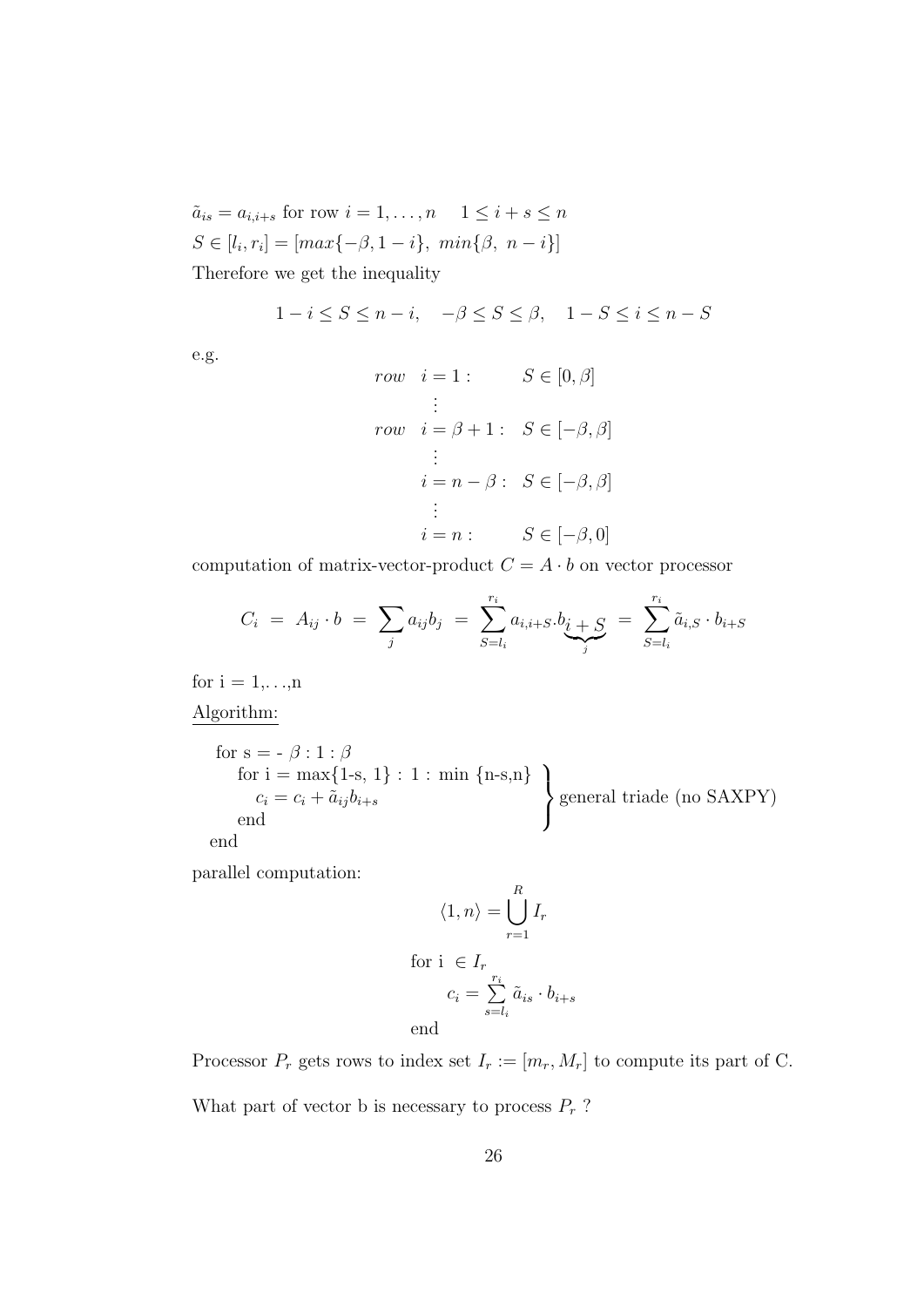$\tilde{a}_{is} = a_{i,i+s}$ for row $i = 1, \ldots, n \quad 1 \le i + s \le n$

$S \in [l_i, r_i] = [max\{-\beta, 1-i\},\ min\{\beta,\ n-i\}]$

Therefore we get the inequality

$$1 - i \le S \le n - i, \quad -\beta \le S \le \beta, \quad 1 - S \le i \le n - S$$

e.g.

$$\begin{aligned}
row \quad i = 1: & \qquad S \in [0, \beta] \\
\vdots & \\
row \quad i = \beta + 1: & \quad S \in [-\beta, \beta] \\
\vdots & \\
i = n - \beta: & \quad S \in [-\beta, \beta] \\
\vdots & \\
i = n: & \qquad S \in [-\beta, 0]
\end{aligned}$$

computation of matrix-vector-product $C = A \cdot b$ on vector processor

$$C_i \ = \ A_{ij} \cdot b \ = \ \sum_j a_{ij} b_j \ = \ \sum_{S=l_i}^{r_i} a_{i,i+S} . b_{\underbrace{i+S}_{j}} \ = \ \sum_{S=l_i}^{r_i} \tilde{a}_{i,S} \cdot b_{i+S}$$

for i = 1,. . .,n

<u>Algorithm:</u>

```
for s = - β : 1 : β
    for i = max{1-s, 1} : 1 : min {n-s,n}  }
        c_i = c_i + ã_ij b_i+s              } general triade (no SAXPY)
    end                                     }
end
```

parallel computation:

$$\langle 1, n \rangle = \bigcup_{r=1}^{R} I_r$$

for i $\in I_r$

$$c_i = \sum_{s=l_i}^{r_i} \tilde{a}_{is} \cdot b_{i+s}$$

end

Processor $P_r$ gets rows to index set $I_r := [m_r, M_r]$ to compute its part of C.

What part of vector b is necessary to process $P_r$ ?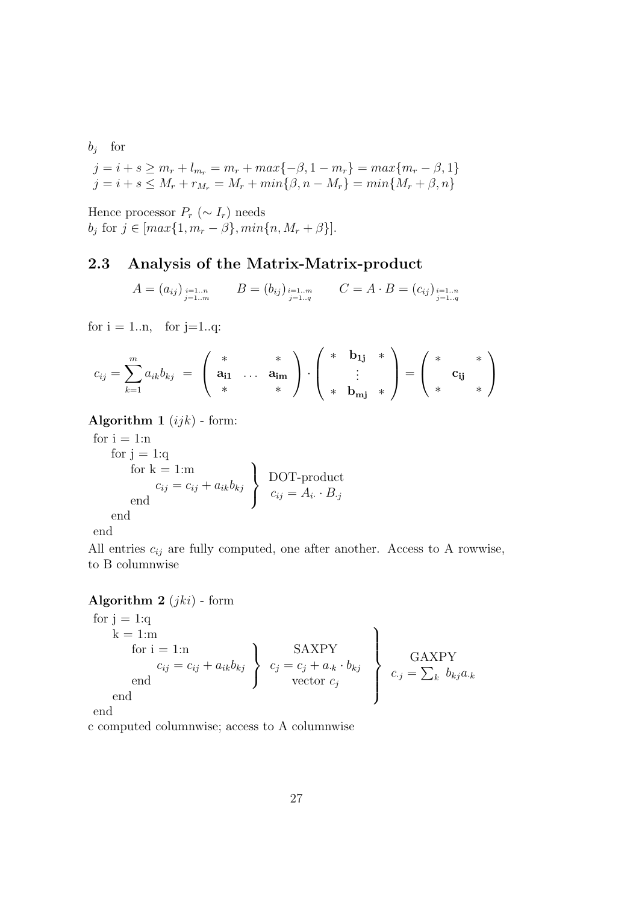$b_j$ for

$$j = i + s \geq m_r + l_{m_r} = m_r + max\{-\beta, 1 - m_r\} = max\{m_r - \beta, 1\}$$
$$j = i + s \leq M_r + r_{M_r} = M_r + min\{\beta, n - M_r\} = min\{M_r + \beta, n\}$$

Hence processor $P_r$ ($\sim I_r$) needs
$b_j$ for $j \in [max\{1, m_r - \beta\}, min\{n, M_r + \beta\}]$.

## 2.3 Analysis of the Matrix-Matrix-product

$$A = (a_{ij})_{\substack{i=1..n \\ j=1..m}} \qquad B = (b_{ij})_{\substack{i=1..m \\ j=1..q}} \qquad C = A \cdot B = (c_{ij})_{\substack{i=1..n \\ j=1..q}}$$

for i = 1..n, for j=1..q:

$$c_{ij} = \sum_{k=1}^{m} a_{ik} b_{kj} \;=\; \begin{pmatrix} * & & * \\ \mathbf{a_{i1}} & \dots & \mathbf{a_{im}} \\ * & & * \end{pmatrix} \cdot \begin{pmatrix} * & \mathbf{b_{1j}} & * \\ & \vdots & \\ * & \mathbf{b_{mj}} & * \end{pmatrix} = \begin{pmatrix} * & & * \\ & \mathbf{c_{ij}} & \\ * & & * \end{pmatrix}$$

**Algorithm 1** $(ijk)$ - form:

```
for i = 1:n
    for j = 1:q
        for k = 1:m
            c_ij = c_ij + a_ik b_kj     }  DOT-product
        end                             }  c_ij = A_i. · B_.j
    end
end
```

All entries $c_{ij}$ are fully computed, one after another. Access to A rowwise, to B columnwise

**Algorithm 2** $(jki)$ - form

```
for j = 1:q
    k = 1:m                                                      }
        for i = 1:n                     }  SAXPY                 }  GAXPY
            c_ij = c_ij + a_ik b_kj     }  c_j = c_j + a_.k · b_kj }  c_.j = Σ_k b_kj a_.k
        end                             }  vector c_j            }
    end                                                          }
end
```

c computed columnwise; access to A columnwise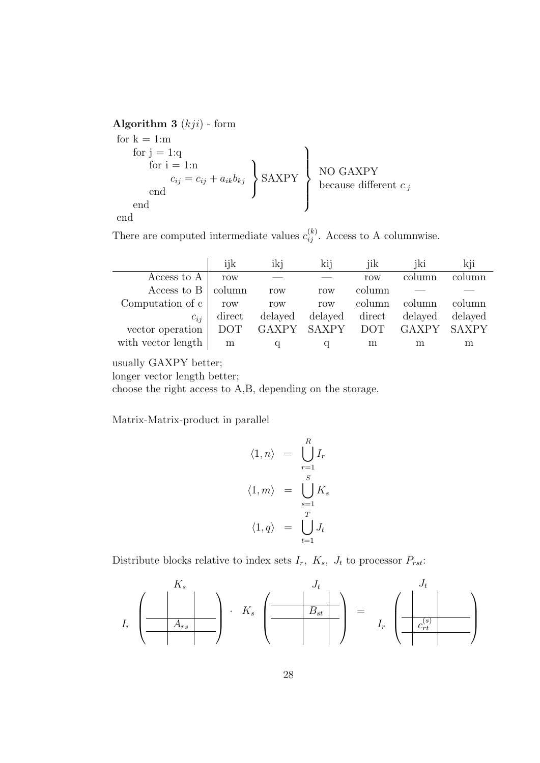**Algorithm 3** $(kji)$ - form

```
for k = 1:m
    for j = 1:q
        for i = 1:n
            c_ij = c_ij + a_ik b_kj
        end
    end
end
```

$$\left.\begin{array}{l} \text{for } i = 1{:}n \\ \quad c_{ij} = c_{ij} + a_{ik} b_{kj} \\ \text{end} \end{array}\right\} \text{SAXPY} \qquad \left.\begin{array}{l}\text{for } j = 1{:}q \ \ldots \ \text{end}\end{array}\right\} \begin{array}{l}\text{NO GAXPY} \\ \text{because different } c_{\cdot j}\end{array}$$

There are computed intermediate values $c_{ij}^{(k)}$. Access to A columnwise.

| | ijk | ikj | kij | jik | jki | kji |
|---|---|---|---|---|---|---|
| Access to A | row | — | — | row | column | column |
| Access to B | column | row | row | column | — | — |
| Computation of c | row | row | row | column | column | column |
| $c_{ij}$ | direct | delayed | delayed | direct | delayed | delayed |
| vector operation | DOT | GAXPY | SAXPY | DOT | GAXPY | SAXPY |
| with vector length | m | q | q | m | m | m |

usually GAXPY better;
longer vector length better;
choose the right access to A,B, depending on the storage.

Matrix-Matrix-product in parallel

$$\begin{aligned} \langle 1, n \rangle &= \bigcup_{r=1}^{R} I_r \\ \langle 1, m \rangle &= \bigcup_{s=1}^{S} K_s \\ \langle 1, q \rangle &= \bigcup_{t=1}^{T} J_t \end{aligned}$$

Distribute blocks relative to index sets $I_r,\ K_s,\ J_t$ to processor $P_{rst}$:

$$I_r \begin{pmatrix} & K_s & \\ & A_{rs} & \end{pmatrix} \cdot K_s \begin{pmatrix} & J_t & \\ & B_{st} & \end{pmatrix} = I_r \begin{pmatrix} & J_t & \\ & c_{rt}^{(s)} & \end{pmatrix}$$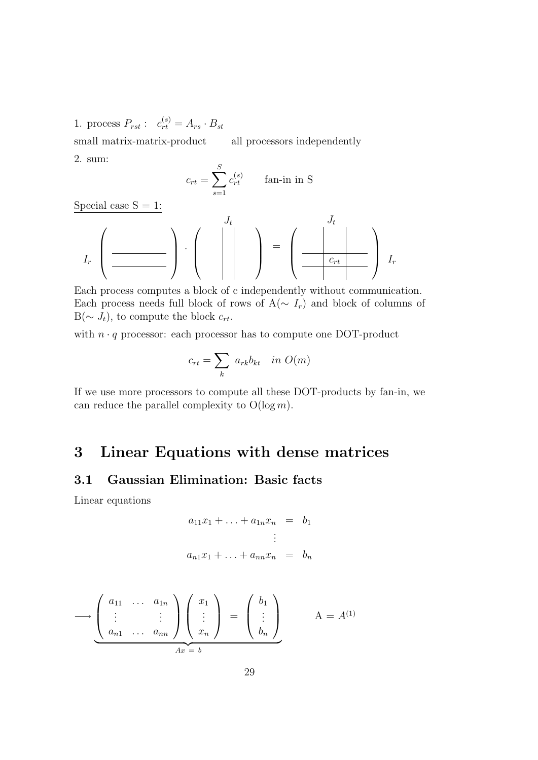1. process $P_{rst}$ : $c_{rt}^{(s)} = A_{rs} \cdot B_{st}$

small matrix-matrix-product  all processors independently

2. sum:

$$c_{rt} = \sum_{s=1}^{S} c_{rt}^{(s)} \qquad \text{fan-in in S}$$

Special case S = 1:

$$I_r \left( \begin{array}{c} \overline{\phantom{xxxx}} \\ \overline{\phantom{xxxx}} \end{array} \right) \cdot \left( \begin{array}{c|c|c} & J_t & \\ & & \end{array} \right) = \left( \begin{array}{c|c|c} & J_t & \\ \hline & c_{rt} & \\ \hline \end{array} \right) I_r$$

Each process computes a block of c independently without communication. Each process needs full block of rows of A($\sim I_r$) and block of columns of B($\sim J_t$), to compute the block $c_{rt}$.

with $n \cdot q$ processor: each processor has to compute one DOT-product

$$c_{rt} = \sum_k a_{rk} b_{kt} \quad in\ O(m)$$

If we use more processors to compute all these DOT-products by fan-in, we can reduce the parallel complexity to $O(\log m)$.

# 3 Linear Equations with dense matrices

## 3.1 Gaussian Elimination: Basic facts

Linear equations

$$\begin{aligned} a_{11}x_1 + \ldots + a_{1n}x_n &= b_1 \\ &\vdots \\ a_{n1}x_1 + \ldots + a_{nn}x_n &= b_n \end{aligned}$$

$$\longrightarrow \underbrace{\begin{pmatrix} a_{11} & \ldots & a_{1n} \\ \vdots & & \vdots \\ a_{n1} & \ldots & a_{nn} \end{pmatrix} \begin{pmatrix} x_1 \\ \vdots \\ x_n \end{pmatrix} = \begin{pmatrix} b_1 \\ \vdots \\ b_n \end{pmatrix}}_{Ax\ =\ b} \qquad \mathrm{A} = A^{(1)}$$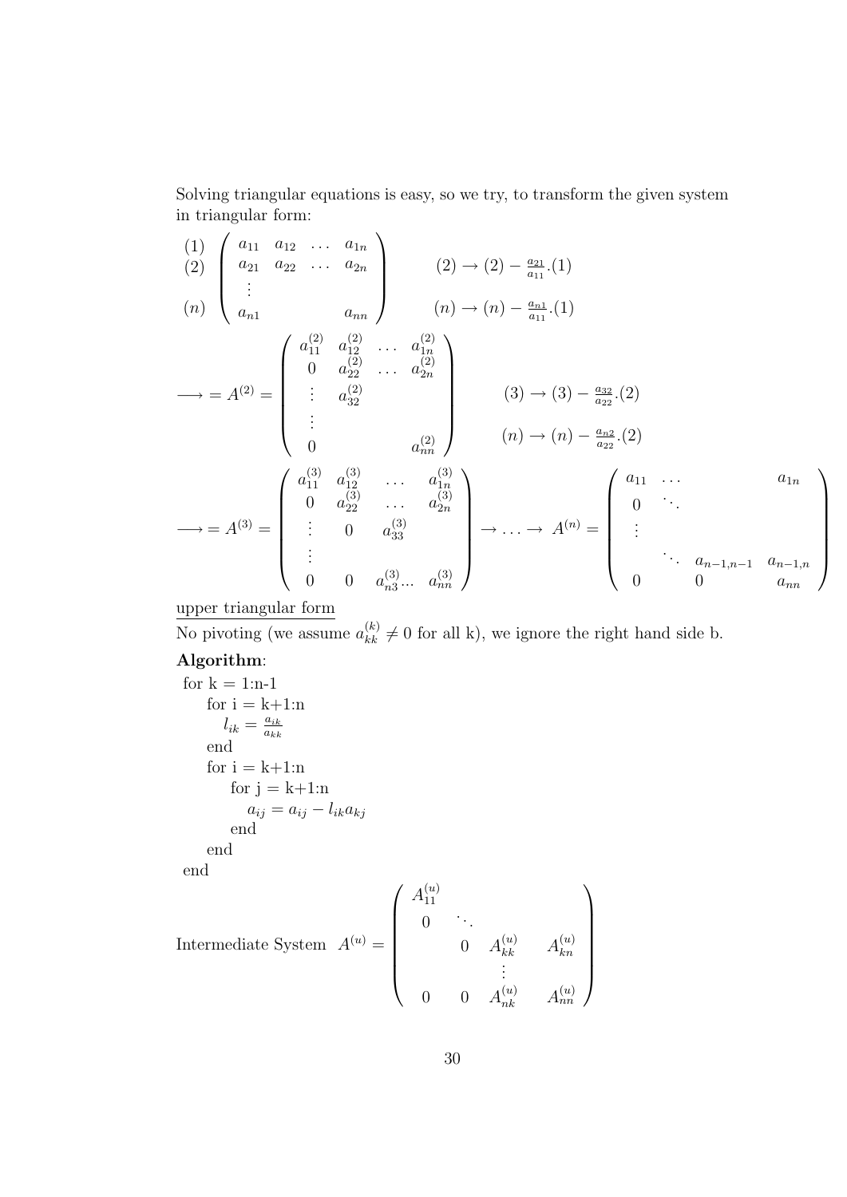Solving triangular equations is easy, so we try, to transform the given system in triangular form:

$$
\begin{array}{c} (1) \\ (2) \\ \\ (n) \end{array}
\begin{pmatrix} a_{11} & a_{12} & \dots & a_{1n} \\ a_{21} & a_{22} & \dots & a_{2n} \\ \vdots & & & \\ a_{n1} & & & a_{nn} \end{pmatrix}
\qquad
\begin{array}{l} (2) \rightarrow (2) - \frac{a_{21}}{a_{11}}.(1) \\ \\ (n) \rightarrow (n) - \frac{a_{n1}}{a_{11}}.(1) \end{array}
$$

$$
\longrightarrow = A^{(2)} = \begin{pmatrix} a_{11}^{(2)} & a_{12}^{(2)} & \dots & a_{1n}^{(2)} \\ 0 & a_{22}^{(2)} & \dots & a_{2n}^{(2)} \\ \vdots & a_{32}^{(2)} & & \\ \vdots & & & \\ 0 & & & a_{nn}^{(2)} \end{pmatrix}
\qquad
\begin{array}{l} (3) \rightarrow (3) - \frac{a_{32}}{a_{22}}.(2) \\ \\ (n) \rightarrow (n) - \frac{a_{n2}}{a_{22}}.(2) \end{array}
$$

$$
\longrightarrow = A^{(3)} = \begin{pmatrix} a_{11}^{(3)} & a_{12}^{(3)} & \dots & a_{1n}^{(3)} \\ 0 & a_{22}^{(3)} & \dots & a_{2n}^{(3)} \\ \vdots & 0 & a_{33}^{(3)} & \\ \vdots & & & \\ 0 & 0 & a_{n3}^{(3)} \dots & a_{nn}^{(3)} \end{pmatrix} \rightarrow \dots \rightarrow A^{(n)} = \begin{pmatrix} a_{11} & \dots & & a_{1n} \\ 0 & \ddots & & \\ \vdots & & & \\ & \ddots & a_{n-1,n-1} & a_{n-1,n} \\ 0 & 0 & & a_{nn} \end{pmatrix}
$$

upper triangular form

No pivoting (we assume $a_{kk}^{(k)} \neq 0$ for all k), we ignore the right hand side b.

**Algorithm**:

```
for k = 1:n-1
    for i = k+1:n
        l_ik = a_ik / a_kk
    end
    for i = k+1:n
        for j = k+1:n
            a_ij = a_ij - l_ik a_kj
        end
    end
end
```

$$
\text{Intermediate System} \quad A^{(u)} = \begin{pmatrix} A_{11}^{(u)} & & & \\ 0 & \ddots & & \\ & 0 & A_{kk}^{(u)} & A_{kn}^{(u)} \\ & & \vdots & \\ 0 & 0 & A_{nk}^{(u)} & A_{nn}^{(u)} \end{pmatrix}
$$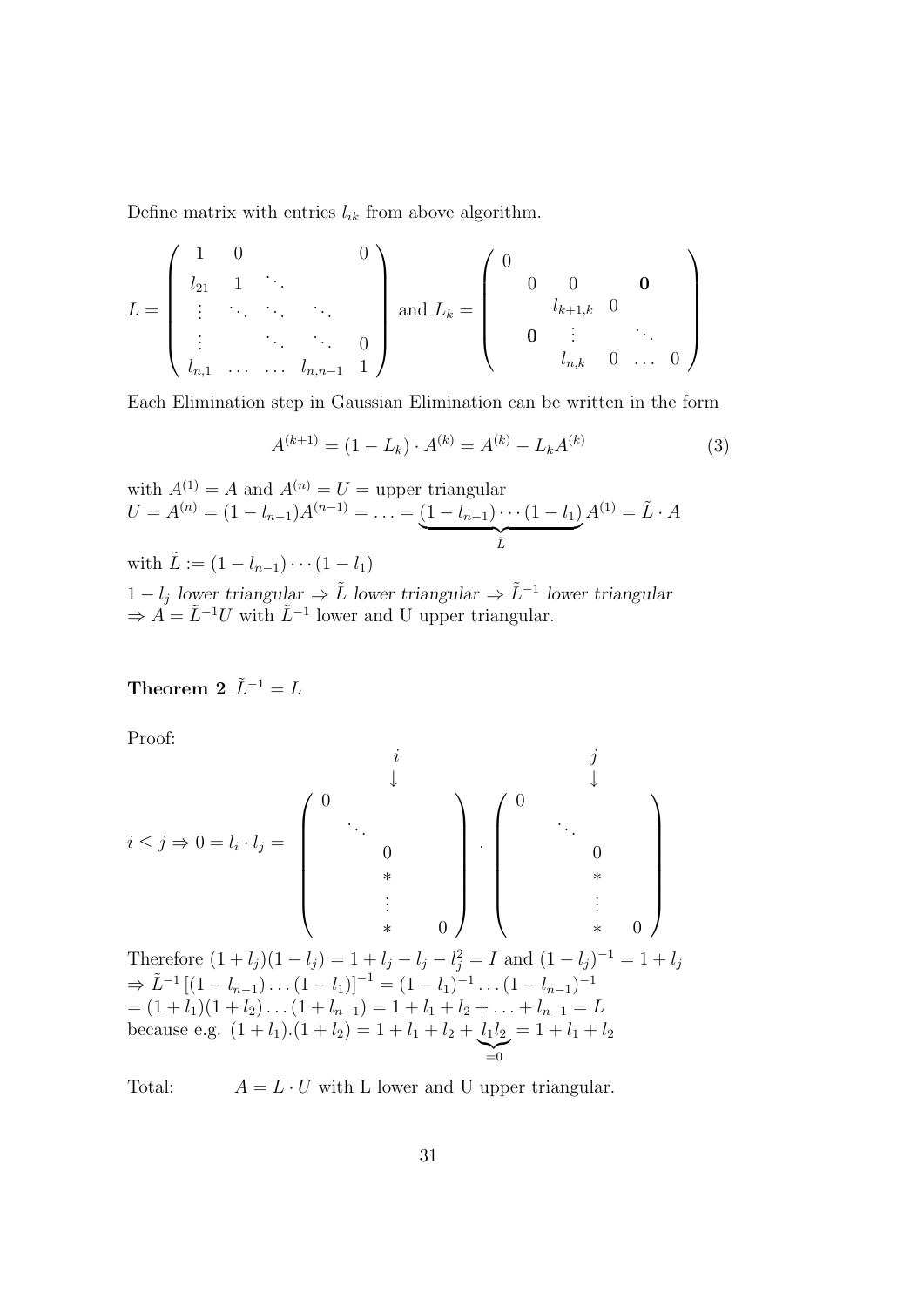Define matrix with entries $l_{ik}$ from above algorithm.

$$L = \begin{pmatrix} 1 & 0 & & & 0 \\ l_{21} & 1 & \ddots & & \\ \vdots & \ddots & \ddots & \ddots & \\ \vdots & & \ddots & \ddots & 0 \\ l_{n,1} & \dots & \dots & l_{n,n-1} & 1 \end{pmatrix} \text{ and } L_k = \begin{pmatrix} 0 & & & & & \\ & 0 & 0 & & \mathbf{0} & \\ & & l_{k+1,k} & 0 & & \\ & \mathbf{0} & \vdots & & \ddots & \\ & & l_{n,k} & 0 & \dots & 0 \end{pmatrix}$$

Each Elimination step in Gaussian Elimination can be written in the form

$$A^{(k+1)} = (1 - L_k) \cdot A^{(k)} = A^{(k)} - L_k A^{(k)} \tag{3}$$

with $A^{(1)} = A$ and $A^{(n)} = U =$ upper triangular
$U = A^{(n)} = (1 - l_{n-1})A^{(n-1)} = \ldots = \underbrace{(1 - l_{n-1}) \cdots (1 - l_1)}_{\tilde{L}} A^{(1)} = \tilde{L} \cdot A$

with $\tilde{L} := (1 - l_{n-1}) \cdots (1 - l_1)$

$1 - l_j$ *lower triangular* $\Rightarrow \tilde{L}$ *lower triangular* $\Rightarrow \tilde{L}^{-1}$ *lower triangular*
$\Rightarrow A = \tilde{L}^{-1}U$ with $\tilde{L}^{-1}$ lower and U upper triangular.

**Theorem 2** $\tilde{L}^{-1} = L$

Proof:

$$i \leq j \Rightarrow 0 = l_i \cdot l_j = \begin{pmatrix} 0 & & & \\ & \ddots & & \\ & & 0 & \\ & & * & \\ & & \vdots & \\ & & * & 0 \end{pmatrix} \cdot \begin{pmatrix} 0 & & & \\ & \ddots & & \\ & & 0 & \\ & & * & \\ & & \vdots & \\ & & * & 0 \end{pmatrix}$$

(with the nonzero column of the first factor at column $i$ and of the second factor at column $j$)

Therefore $(1 + l_j)(1 - l_j) = 1 + l_j - l_j - l_j^2 = I$ and $(1 - l_j)^{-1} = 1 + l_j$
$\Rightarrow \tilde{L}^{-1} \left[(1 - l_{n-1}) \ldots (1 - l_1)\right]^{-1} = (1 - l_1)^{-1} \ldots (1 - l_{n-1})^{-1}$
$= (1 + l_1)(1 + l_2) \ldots (1 + l_{n-1}) = 1 + l_1 + l_2 + \ldots + l_{n-1} = L$
because e.g. $(1 + l_1).(1 + l_2) = 1 + l_1 + l_2 + \underbrace{l_1 l_2}_{=0} = 1 + l_1 + l_2$

Total: $A = L \cdot U$ with L lower and U upper triangular.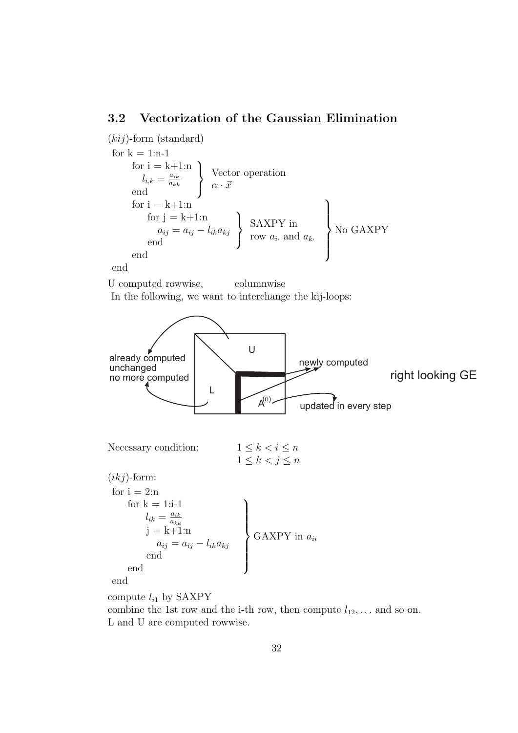## 3.2 Vectorization of the Gaussian Elimination

$(kij)$-form (standard)

```
for k = 1:n-1
    for i = k+1:n
        l_{i,k} = a_{ik}/a_{kk}          } Vector operation α·x
    end
    for i = k+1:n
        for j = k+1:n
            a_{ij} = a_{ij} - l_{ik} a_{kj}   } SAXPY in row a_{i·} and a_{k·}   } No GAXPY
        end
    end
end
```

U computed rowwise, columnwise

In the following, we want to interchange the kij-loops:

already computed unchanged no more computed

U

L

$A^{(n)}$

newly computed

updated in every step

right looking GE

Necessary condition:

$$1 \leq k < i \leq n$$
$$1 \leq k < j \leq n$$

$(ikj)$-form:

```
for i = 2:n
    for k = 1:i-1
        l_{ik} = a_{ik}/a_{kk}
        j = k+1:n
            a_{ij} = a_{ij} - l_{ik} a_{kj}     } GAXPY in a_{ii}
        end
    end
end
```

compute $l_{i1}$ by SAXPY

combine the 1st row and the i-th row, then compute $l_{12}, \ldots$ and so on.

L and U are computed rowwise.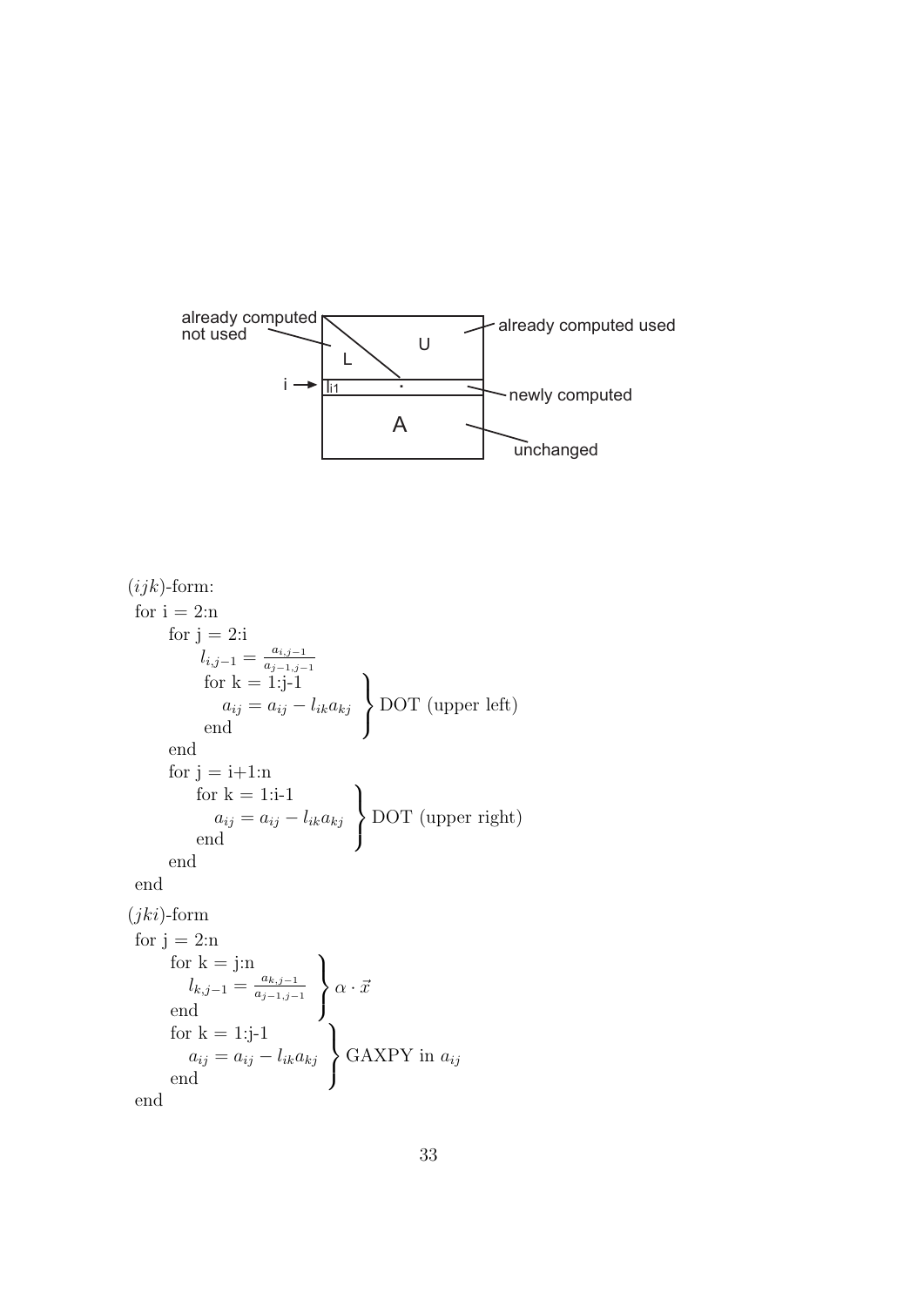already computed not used

L

U

already computed used

i → $l_{i1}$

newly computed

A

unchanged

$(ijk)$-form:

```
for i = 2:n
    for j = 2:i
        l_{i,j-1} = a_{i,j-1} / a_{j-1,j-1}
        for k = 1:j-1
            a_{ij} = a_{ij} - l_{ik} a_{kj}      } DOT (upper left)
        end
    end
    for j = i+1:n
        for k = 1:i-1
            a_{ij} = a_{ij} - l_{ik} a_{kj}      } DOT (upper right)
        end
    end
end
```

$(jki)$-form

```
for j = 2:n
    for k = j:n
        l_{k,j-1} = a_{k,j-1} / a_{j-1,j-1}     } α · x⃗
    end
    for k = 1:j-1
        a_{ij} = a_{ij} - l_{ik} a_{kj}          } GAXPY in a_{ij}
    end
end
```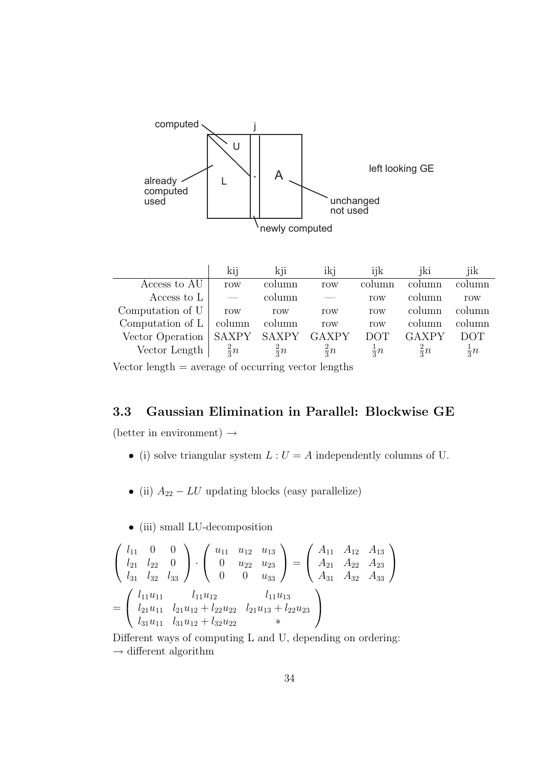computed

j

U

A

left looking GE

already computed used

L

unchanged not used

newly computed

| | kij | kji | ikj | ijk | jki | jik |
|---|---|---|---|---|---|---|
| Access to AU | row | column | row | column | column | column |
| Access to L | — | column | — | row | column | row |
| Computation of U | row | row | row | row | column | column |
| Computation of L | column | column | row | row | column | column |
| Vector Operation | SAXPY | SAXPY | GAXPY | DOT | GAXPY | DOT |
| Vector Length | $\frac{2}{3}n$ | $\frac{2}{3}n$ | $\frac{2}{3}n$ | $\frac{1}{3}n$ | $\frac{2}{3}n$ | $\frac{1}{3}n$ |

Vector length = average of occurring vector lengths

## 3.3 Gaussian Elimination in Parallel: Blockwise GE

(better in environment) $\rightarrow$

- (i) solve triangular system $L : U = A$ independently columns of U.

- (ii) $A_{22} - LU$ updating blocks (easy parallelize)

- (iii) small LU-decomposition

$$\begin{pmatrix} l_{11} & 0 & 0 \\ l_{21} & l_{22} & 0 \\ l_{31} & l_{32} & l_{33} \end{pmatrix} \cdot \begin{pmatrix} u_{11} & u_{12} & u_{13} \\ 0 & u_{22} & u_{23} \\ 0 & 0 & u_{33} \end{pmatrix} = \begin{pmatrix} A_{11} & A_{12} & A_{13} \\ A_{21} & A_{22} & A_{23} \\ A_{31} & A_{32} & A_{33} \end{pmatrix}$$

$$= \begin{pmatrix} l_{11}u_{11} & l_{11}u_{12} & l_{11}u_{13} \\ l_{21}u_{11} & l_{21}u_{12} + l_{22}u_{22} & l_{21}u_{13} + l_{22}u_{23} \\ l_{31}u_{11} & l_{31}u_{12} + l_{32}u_{22} & * \end{pmatrix}$$

Different ways of computing L and U, depending on ordering:
$\rightarrow$ different algorithm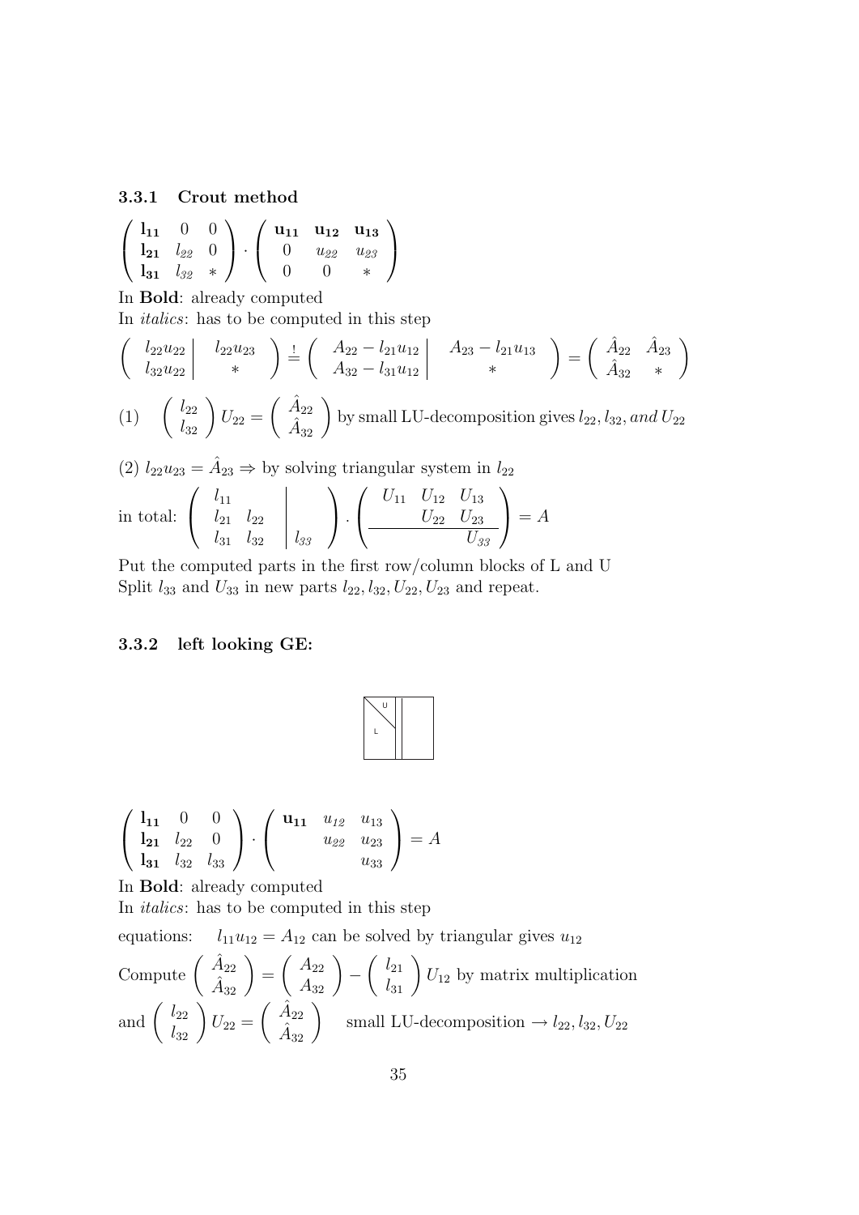### 3.3.1 Crout method

$$\begin{pmatrix} \mathbf{l_{11}} & 0 & 0 \\ \mathbf{l_{21}} & l_{22} & 0 \\ \mathbf{l_{31}} & l_{32} & * \end{pmatrix} \cdot \begin{pmatrix} \mathbf{u_{11}} & \mathbf{u_{12}} & \mathbf{u_{13}} \\ 0 & u_{22} & u_{23} \\ 0 & 0 & * \end{pmatrix}$$

In **Bold**: already computed

In *italics*: has to be computed in this step

$$\left(\begin{array}{c|c} l_{22}u_{22} & l_{22}u_{23} \\ l_{32}u_{22} & * \end{array}\right) \stackrel{!}{=} \left(\begin{array}{c|c} A_{22} - l_{21}u_{12} & A_{23} - l_{21}u_{13} \\ A_{32} - l_{31}u_{12} & * \end{array}\right) = \begin{pmatrix} \hat{A}_{22} & \hat{A}_{23} \\ \hat{A}_{32} & * \end{pmatrix}$$

(1) $\begin{pmatrix} l_{22} \\ l_{32} \end{pmatrix} U_{22} = \begin{pmatrix} \hat{A}_{22} \\ \hat{A}_{32} \end{pmatrix}$ by small LU-decomposition gives $l_{22}, l_{32}$, *and* $U_{22}$

(2) $l_{22}u_{23} = \hat{A}_{23} \Rightarrow$ by solving triangular system in $l_{22}$

in total: $\left(\begin{array}{cc|c} l_{11} & & \\ l_{21} & l_{22} & \\ l_{31} & l_{32} & l_{33} \end{array}\right) \cdot \left(\begin{array}{ccc} U_{11} & U_{12} & U_{13} \\ & U_{22} & U_{23} \\ \hline & & U_{33} \end{array}\right) = A$

Put the computed parts in the first row/column blocks of L and U

Split $l_{33}$ and $U_{33}$ in new parts $l_{22}, l_{32}, U_{22}, U_{23}$ and repeat.

### 3.3.2 left looking GE:

$$\begin{pmatrix} \mathbf{l_{11}} & 0 & 0 \\ \mathbf{l_{21}} & l_{22} & 0 \\ \mathbf{l_{31}} & l_{32} & l_{33} \end{pmatrix} \cdot \begin{pmatrix} \mathbf{u_{11}} & u_{12} & u_{13} \\ & u_{22} & u_{23} \\ & & u_{33} \end{pmatrix} = A$$

In **Bold**: already computed

In *italics*: has to be computed in this step

equations: $l_{11}u_{12} = A_{12}$ can be solved by triangular gives $u_{12}$

Compute $\begin{pmatrix} \hat{A}_{22} \\ \hat{A}_{32} \end{pmatrix} = \begin{pmatrix} A_{22} \\ A_{32} \end{pmatrix} - \begin{pmatrix} l_{21} \\ l_{31} \end{pmatrix} U_{12}$ by matrix multiplication

and $\begin{pmatrix} l_{22} \\ l_{32} \end{pmatrix} U_{22} = \begin{pmatrix} \hat{A}_{22} \\ \hat{A}_{32} \end{pmatrix}$ small LU-decomposition $\rightarrow l_{22}, l_{32}, U_{22}$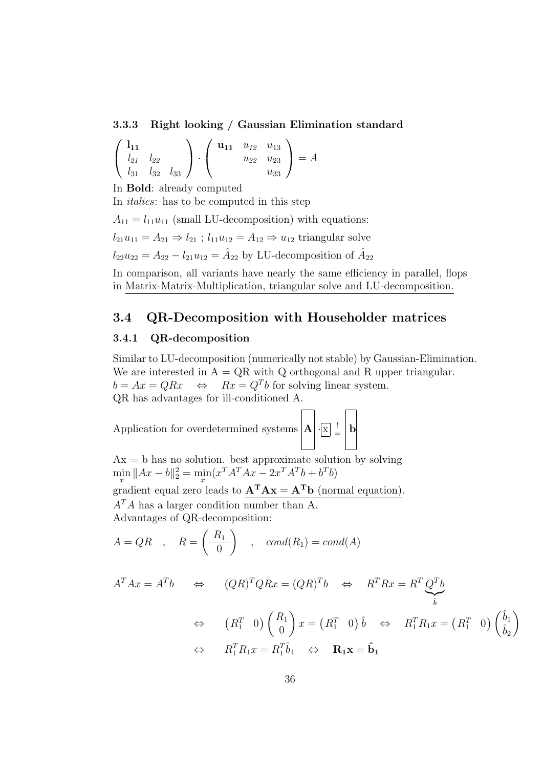### 3.3.3 Right looking / Gaussian Elimination standard

$$\begin{pmatrix} \mathbf{l_{11}} & & \\ l_{21} & l_{22} & \\ l_{31} & l_{32} & l_{33} \end{pmatrix} \cdot \begin{pmatrix} \mathbf{u_{11}} & u_{12} & u_{13} \\ & u_{22} & u_{23} \\ & & u_{33} \end{pmatrix} = A$$

In **Bold**: already computed

In *italics*: has to be computed in this step

$A_{11} = l_{11}u_{11}$ (small LU-decomposition) with equations:

$l_{21}u_{11} = A_{21} \Rightarrow l_{21}$ ; $l_{11}u_{12} = A_{12} \Rightarrow u_{12}$ triangular solve

$l_{22}u_{22} = A_{22} - l_{21}u_{12} = \hat{A}_{22}$ by LU-decomposition of $\hat{A}_{22}$

In comparison, all variants have nearly the same efficiency in parallel, flops in Matrix-Matrix-Multiplication, triangular solve and LU-decomposition.

## 3.4 QR-Decomposition with Householder matrices

### 3.4.1 QR-decomposition

Similar to LU-decomposition (numerically not stable) by Gaussian-Elimination.
We are interested in A = QR with Q orthogonal and R upper triangular.
$b = Ax = QRx \quad \Leftrightarrow \quad Rx = Q^T b$ for solving linear system.
QR has advantages for ill-conditioned A.

Application for overdetermined systems $\boxed{\mathbf{A}} \cdot \boxed{x} \stackrel{!}{=} \boxed{\mathbf{b}}$

Ax = b has no solution. best approximate solution by solving
$\min_x \|Ax - b\|_2^2 = \min_x (x^T A^T Ax - 2x^T A^T b + b^T b)$
gradient equal zero leads to $\mathbf{A^T Ax = A^T b}$ (normal equation).
$A^T A$ has a larger condition number than A.
Advantages of QR-decomposition:

$$A = QR \quad , \quad R = \begin{pmatrix} R_1 \\ 0 \end{pmatrix} \quad , \quad cond(R_1) = cond(A)$$

$$\begin{aligned}
A^T Ax = A^T b \quad &\Leftrightarrow \quad (QR)^T QRx = (QR)^T b \quad \Leftrightarrow \quad R^T Rx = R^T \underbrace{Q^T b}_{\hat{b}} \\
&\Leftrightarrow \quad \begin{pmatrix} R_1^T & 0 \end{pmatrix} \begin{pmatrix} R_1 \\ 0 \end{pmatrix} x = \begin{pmatrix} R_1^T & 0 \end{pmatrix} \hat{b} \quad \Leftrightarrow \quad R_1^T R_1 x = \begin{pmatrix} R_1^T & 0 \end{pmatrix} \begin{pmatrix} \hat{b}_1 \\ \hat{b}_2 \end{pmatrix} \\
&\Leftrightarrow \quad R_1^T R_1 x = R_1^T \hat{b}_1 \quad \Leftrightarrow \quad \mathbf{R_1 x = \hat{b}_1}
\end{aligned}$$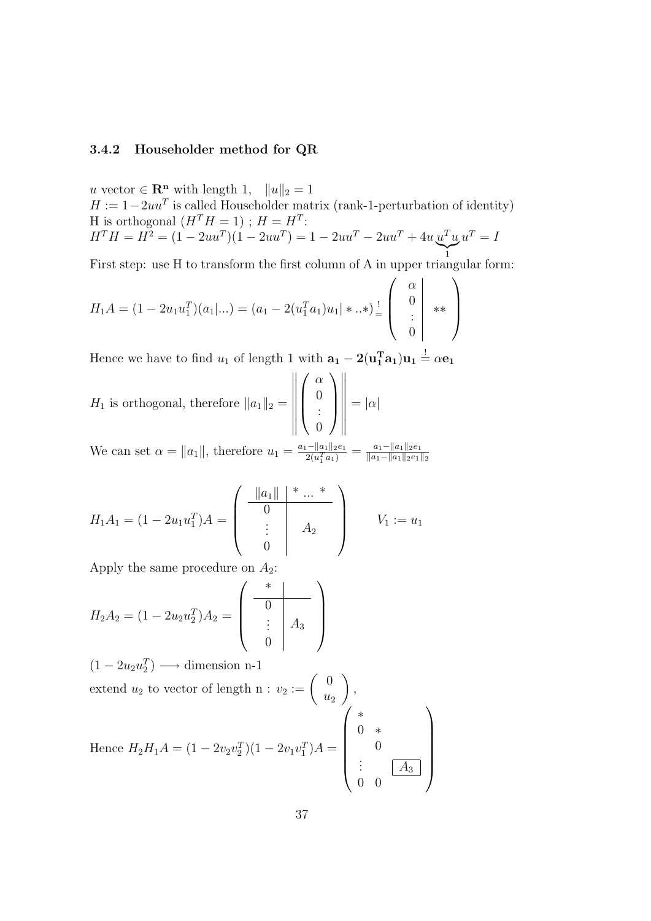### 3.4.2 Householder method for QR

$u$ vector $\in \mathbf{R^n}$ with length 1, $\quad \|u\|_2 = 1$

$H := 1 - 2uu^T$ is called Householder matrix (rank-1-perturbation of identity)

H is orthogonal ($H^T H = 1$) ; $H = H^T$:

$H^T H = H^2 = (1 - 2uu^T)(1 - 2uu^T) = 1 - 2uu^T - 2uu^T + 4u \underbrace{u^T u}_{1} u^T = I$

First step: use H to transform the first column of A in upper triangular form:

$$H_1 A = (1 - 2u_1 u_1^T)(a_1 | ...) = (a_1 - 2(u_1^T a_1) u_1 | * .. *) \stackrel{!}{=} \left( \begin{array}{c|c} \alpha & \\ 0 & \\ \vdots & ** \\ 0 & \end{array} \right)$$

Hence we have to find $u_1$ of length 1 with $\mathbf{a_1 - 2(u_1^T a_1) u_1 \stackrel{!}{=} \alpha e_1}$

$H_1$ is orthogonal, therefore $\|a_1\|_2 = \left\| \begin{pmatrix} \alpha \\ 0 \\ \vdots \\ 0 \end{pmatrix} \right\| = |\alpha|$

We can set $\alpha = \|a_1\|$, therefore $u_1 = \frac{a_1 - \|a_1\|_2 e_1}{2(u_1^T a_1)} = \frac{a_1 - \|a_1\|_2 e_1}{\|a_1 - \|a_1\|_2 e_1\|_2}$

$$H_1 A_1 = (1 - 2u_1 u_1^T) A = \left( \begin{array}{c|c} \|a_1\| & * \; ... \; * \\ \hline 0 & \\ \vdots & A_2 \\ 0 & \end{array} \right) \qquad V_1 := u_1$$

Apply the same procedure on $A_2$:

$$H_2 A_2 = (1 - 2u_2 u_2^T) A_2 = \left( \begin{array}{c|c} * & \\ \hline 0 & \\ \vdots & A_3 \\ 0 & \end{array} \right)$$

$(1 - 2u_2 u_2^T) \longrightarrow$ dimension n-1

extend $u_2$ to vector of length n : $v_2 := \begin{pmatrix} 0 \\ u_2 \end{pmatrix}$,

$$\text{Hence } H_2 H_1 A = (1 - 2v_2 v_2^T)(1 - 2v_1 v_1^T) A = \begin{pmatrix} * & & \\ 0 & * & \\ & 0 & \\ \vdots & & \boxed{A_3} \\ 0 & 0 & \end{pmatrix}$$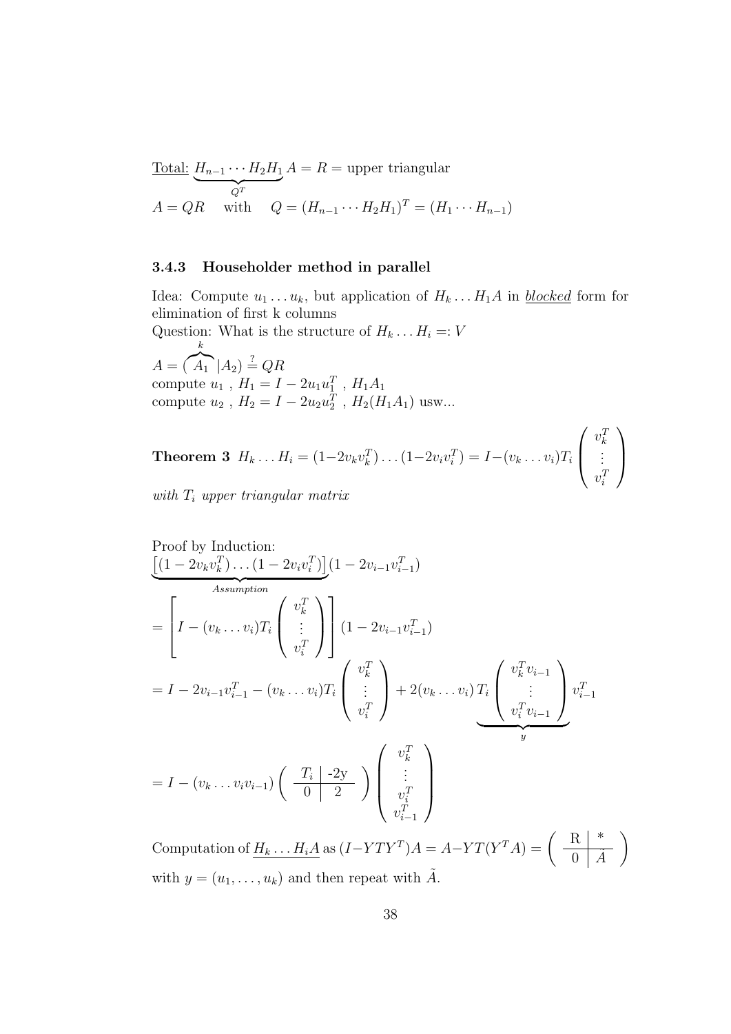<u>Total:</u> $\underbrace{H_{n-1} \cdots H_2 H_1}_{Q^T} A = R = $ upper triangular

$A = QR \quad$ with $\quad Q = (H_{n-1} \cdots H_2 H_1)^T = (H_1 \cdots H_{n-1})$

### 3.4.3 Householder method in parallel

Idea: Compute $u_1 \dots u_k$, but application of $H_k \dots H_1 A$ in <u>*blocked*</u> form for elimination of first k columns

Question: What is the structure of $H_k \dots H_i =: V$

$A = (\overbrace{A_1}^{k} | A_2) \stackrel{?}{=} QR$

compute $u_1$ , $H_1 = I - 2u_1 u_1^T$ , $H_1 A_1$

compute $u_2$ , $H_2 = I - 2u_2 u_2^T$ , $H_2(H_1 A_1)$ usw...

**Theorem 3** $H_k \dots H_i = (1 - 2v_k v_k^T) \dots (1 - 2v_i v_i^T) = I - (v_k \dots v_i) T_i \begin{pmatrix} v_k^T \\ \vdots \\ v_i^T \end{pmatrix}$

*with $T_i$ upper triangular matrix*

Proof by Induction:

$$\underbrace{\left[(1 - 2v_k v_k^T) \dots (1 - 2v_i v_i^T)\right]}_{Assumption} (1 - 2v_{i-1} v_{i-1}^T)$$

$$= \left[ I - (v_k \dots v_i) T_i \begin{pmatrix} v_k^T \\ \vdots \\ v_i^T \end{pmatrix} \right] (1 - 2v_{i-1} v_{i-1}^T)$$

$$= I - 2v_{i-1} v_{i-1}^T - (v_k \dots v_i) T_i \begin{pmatrix} v_k^T \\ \vdots \\ v_i^T \end{pmatrix} + 2(v_k \dots v_i) \underbrace{T_i \begin{pmatrix} v_k^T v_{i-1} \\ \vdots \\ v_i^T v_{i-1} \end{pmatrix}}_{y} v_{i-1}^T$$

$$= I - (v_k \dots v_i v_{i-1}) \left( \begin{array}{c|c} T_i & \text{-2y} \\ \hline 0 & 2 \end{array} \right) \begin{pmatrix} v_k^T \\ \vdots \\ v_i^T \\ v_{i-1}^T \end{pmatrix}$$

Computation of $\underline{H_k \dots H_i A}$ as $(I - YTY^T)A = A - YT(Y^T A) = \left( \begin{array}{c|c} \text{R} & * \\ \hline 0 & \tilde{A} \end{array} \right)$ with $y = (u_1, \dots, u_k)$ and then repeat with $\tilde{A}$.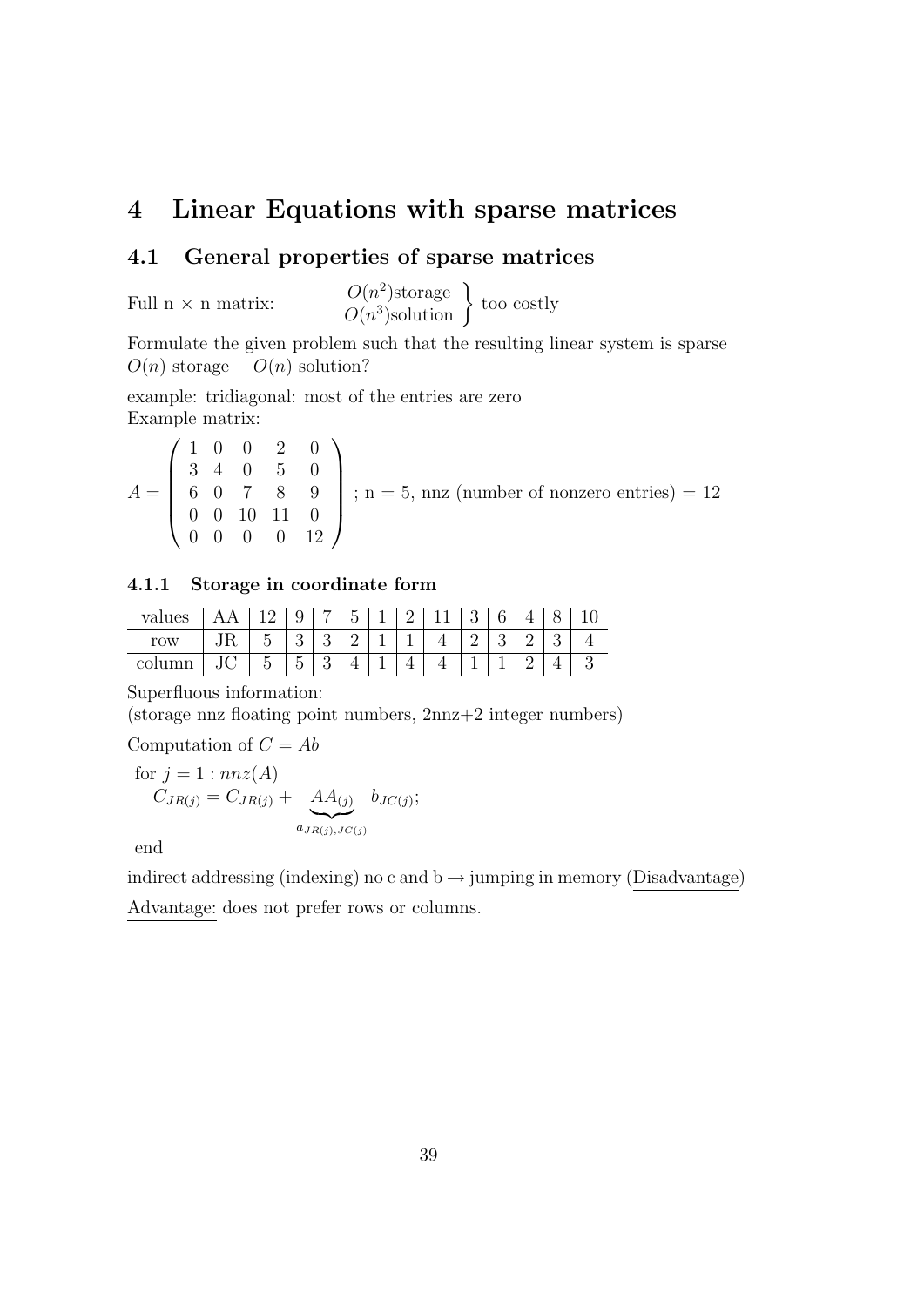# 4 Linear Equations with sparse matrices

## 4.1 General properties of sparse matrices

Full n × n matrix: $\left.\begin{array}{c} O(n^2)\text{storage} \\ O(n^3)\text{solution} \end{array}\right\}$ too costly

Formulate the given problem such that the resulting linear system is sparse
$O(n)$ storage $\quad O(n)$ solution?

example: tridiagonal: most of the entries are zero
Example matrix:

$$A = \begin{pmatrix} 1 & 0 & 0 & 2 & 0 \\ 3 & 4 & 0 & 5 & 0 \\ 6 & 0 & 7 & 8 & 9 \\ 0 & 0 & 10 & 11 & 0 \\ 0 & 0 & 0 & 0 & 12 \end{pmatrix}$$ ; n = 5, nnz (number of nonzero entries) = 12

### 4.1.1 Storage in coordinate form

| values | AA | 12 | 9 | 7 | 5 | 1 | 2 | 11 | 3 | 6 | 4 | 8 | 10 |
|---|---|---|---|---|---|---|---|---|---|---|---|---|---|
| row | JR | 5 | 3 | 3 | 2 | 1 | 1 | 4 | 2 | 3 | 2 | 3 | 4 |
| column | JC | 5 | 5 | 3 | 4 | 1 | 4 | 4 | 1 | 1 | 2 | 4 | 3 |

Superfluous information:
(storage nnz floating point numbers, 2nnz+2 integer numbers)

Computation of $C = Ab$

for $j = 1 : nnz(A)$
$\quad C_{JR(j)} = C_{JR(j)} + \underbrace{AA_{(j)}}_{a_{JR(j),JC(j)}} \; b_{JC(j)};$

end

indirect addressing (indexing) no c and b → jumping in memory (Disadvantage)

Advantage: does not prefer rows or columns.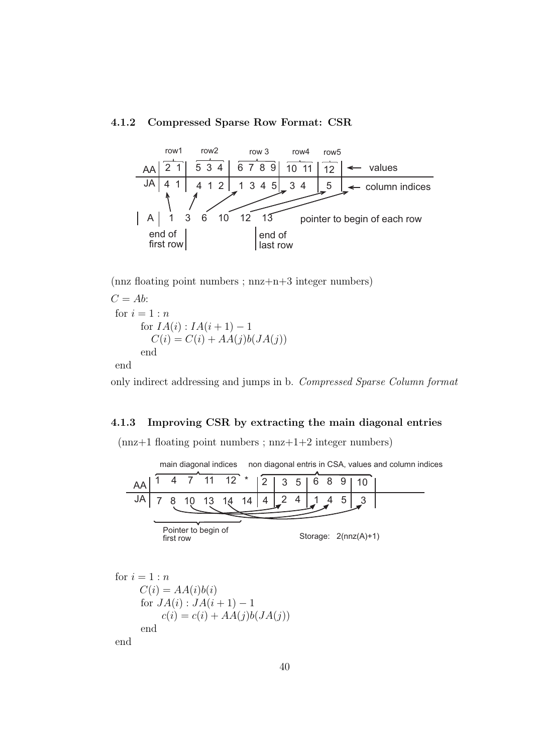### 4.1.2 Compressed Sparse Row Format: CSR

| | row1 | row2 | row 3 | row4 | row5 | |
|---|---|---|---|---|---|---|
| AA | 2 1 | 5 3 4 | 6 7 8 9 | 10 11 | 12 | ← values |
| JA | 4 1 | 4 1 2 | 1 3 4 5 | 3 4 | 5 | ← column indices |

IA | 1 3 6 10 12 13 — pointer to begin of each row (end of first row; end of last row)

(nnz floating point numbers ; nnz+n+3 integer numbers)

$C = Ab$:

for $i = 1 : n$
  for $IA(i) : IA(i+1) - 1$
    $C(i) = C(i) + AA(j)b(JA(j))$
  end
end

only indirect addressing and jumps in b. *Compressed Sparse Column format*

### 4.1.3 Improving CSR by extracting the main diagonal entries

(nnz+1 floating point numbers ; nnz+1+2 integer numbers)

| | main diagonal indices | | | | | | non diagonal entris in CSA, values and column indices | | | |
|---|---|---|---|---|---|---|---|---|---|---|
| AA | 1 | 4 | 7 | 11 | 12 | * | 2 | 3 5 | 6 8 9 | 10 |
| JA | 7 | 8 | 10 | 13 | 14 | 14 | 4 | 2 4 | 1 4 5 | 3 |

Pointer to begin of first row

Storage: 2(nnz(A)+1)

for $i = 1 : n$
  $C(i) = AA(i)b(i)$
  for $JA(i) : JA(i+1) - 1$
    $c(i) = c(i) + AA(j)b(JA(j))$
  end
end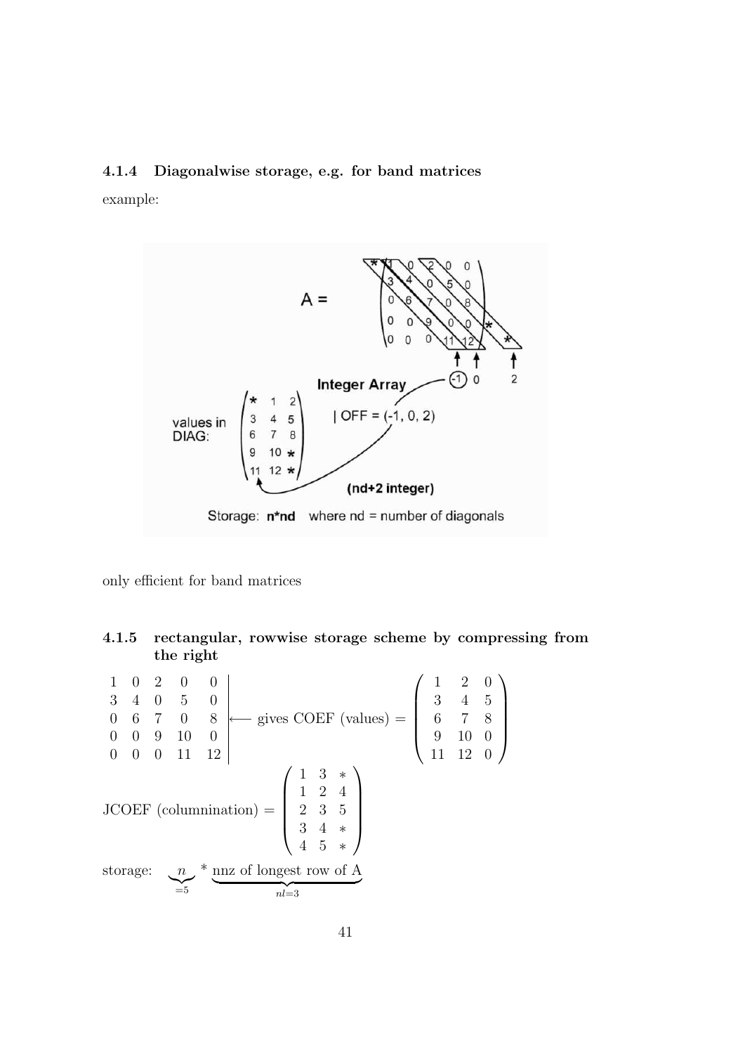### 4.1.4 Diagonalwise storage, e.g. for band matrices

example:

$$A = \begin{pmatrix} 1 & 0 & 2 & 0 & 0 \\ 3 & 4 & 0 & 5 & 0 \\ 0 & 6 & 7 & 0 & 8 \\ 0 & 0 & 9 & 0 & 0 \\ 0 & 0 & 0 & 11 & 12 \end{pmatrix}$$

values in DIAG:

$$\begin{pmatrix} * & 1 & 2 \\ 3 & 4 & 5 \\ 6 & 7 & 8 \\ 9 & 10 & * \\ 11 & 12 & * \end{pmatrix}$$

Integer Array

| OFF = (-1, 0, 2)

(nd+2 integer)

Storage: **n*nd** where nd = number of diagonals

only efficient for band matrices

### 4.1.5 rectangular, rowwise storage scheme by compressing from the right

$$\left.\begin{matrix} 1 & 0 & 2 & 0 & 0 \\ 3 & 4 & 0 & 5 & 0 \\ 0 & 6 & 7 & 0 & 8 \\ 0 & 0 & 9 & 10 & 0 \\ 0 & 0 & 0 & 11 & 12 \end{matrix}\right| \longleftarrow \text{gives COEF (values)} = \begin{pmatrix} 1 & 2 & 0 \\ 3 & 4 & 5 \\ 6 & 7 & 8 \\ 9 & 10 & 0 \\ 11 & 12 & 0 \end{pmatrix}$$

$$\text{JCOEF (columnination)} = \begin{pmatrix} 1 & 3 & * \\ 1 & 2 & 4 \\ 2 & 3 & 5 \\ 3 & 4 & * \\ 4 & 5 & * \end{pmatrix}$$

$$\text{storage:} \quad \underbrace{n}_{=5} * \underbrace{\text{nnz of longest row of A}}_{nl=3}$$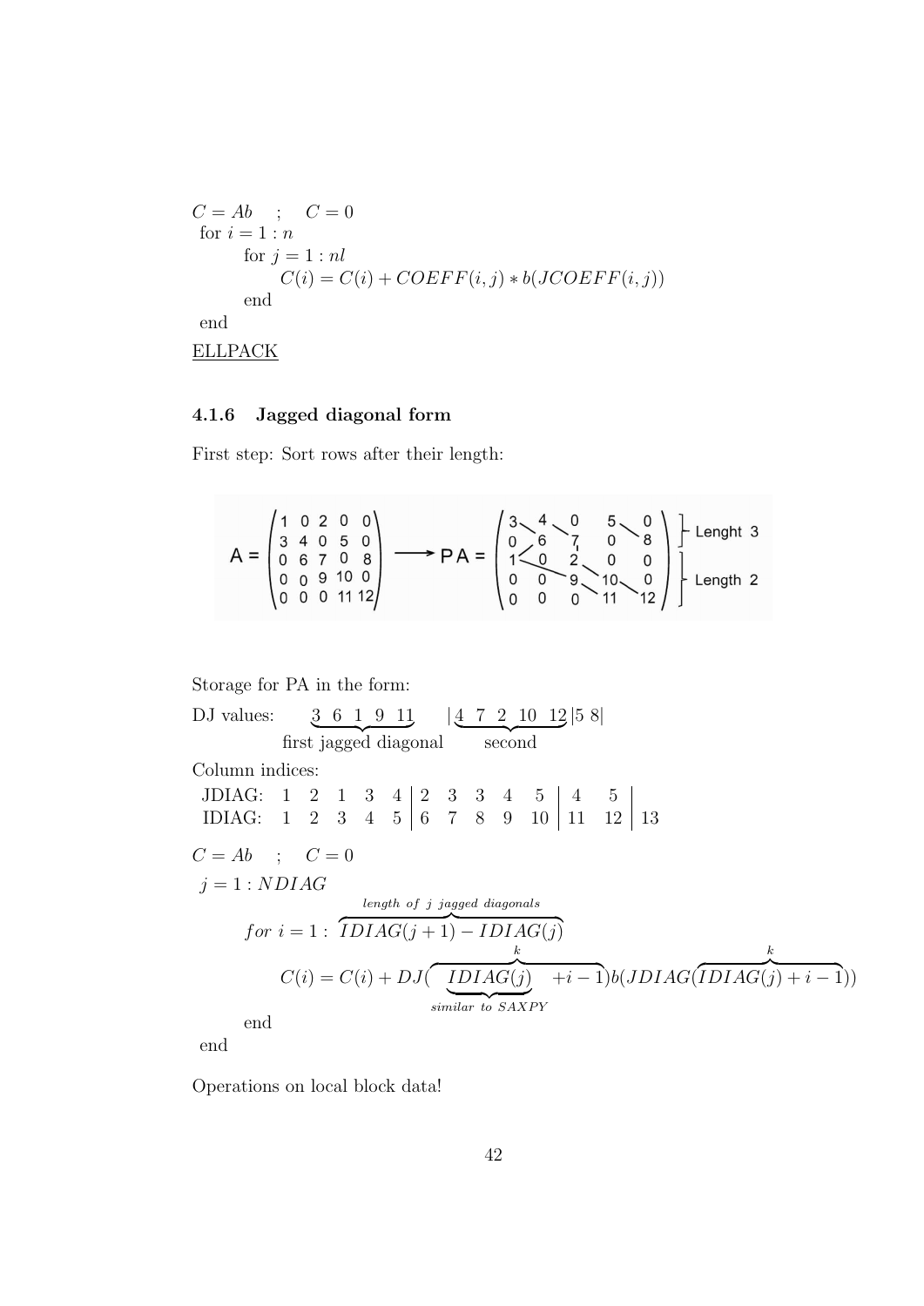$C = Ab \quad ; \quad C = 0$

for $i = 1 : n$

  for $j = 1 : nl$

    $C(i) = C(i) + COEFF(i,j) * b(JCOEFF(i,j))$

  end

end

<u>ELLPACK</u>

### 4.1.6 Jagged diagonal form

First step: Sort rows after their length:

$$A = \begin{pmatrix} 1 & 0 & 2 & 0 & 0 \\ 3 & 4 & 0 & 5 & 0 \\ 0 & 6 & 7 & 0 & 8 \\ 0 & 0 & 9 & 10 & 0 \\ 0 & 0 & 0 & 11 & 12 \end{pmatrix} \longrightarrow PA = \begin{pmatrix} 3 & 4 & 0 & 5 & 0 \\ 0 & 6 & 7 & 0 & 8 \\ 1 & 0 & 2 & 0 & 0 \\ 0 & 0 & 9 & 10 & 0 \\ 0 & 0 & 0 & 11 & 12 \end{pmatrix}$$

Lenght 3 (first two rows), Length 2 (last three rows)

Storage for PA in the form:

DJ values: $\underbrace{3 \ 6 \ 1 \ 9 \ 11}_{\text{first jagged diagonal}} \quad | \underbrace{4 \ 7 \ 2 \ 10 \ 12}_{\text{second}} | 5 \ 8 |$

Column indices:

| | | | | | | | | | | | | | |
|---|---|---|---|---|---|---|---|---|---|---|---|---|---|
| JDIAG: | 1 | 2 | 1 | 3 | 4 | 2 | 3 | 3 | 4 | 5 | 4 | 5 | |
| IDIAG: | 1 | 2 | 3 | 4 | 5 | 6 | 7 | 8 | 9 | 10 | 11 | 12 | 13 |

$C = Ab \quad ; \quad C = 0$

$j = 1 : NDIAG$

$$for \ i = 1 : \overbrace{IDIAG(j+1) - IDIAG(j)}^{length\ of\ j\ jagged\ diagonals}$$

$$C(i) = C(i) + DJ(\overbrace{\underbrace{IDIAG(j)}_{similar\ to\ SAXPY} + i - 1}^{k}) b(JDIAG(\overbrace{IDIAG(j) + i - 1}^{k}))$$

  end

end

Operations on local block data!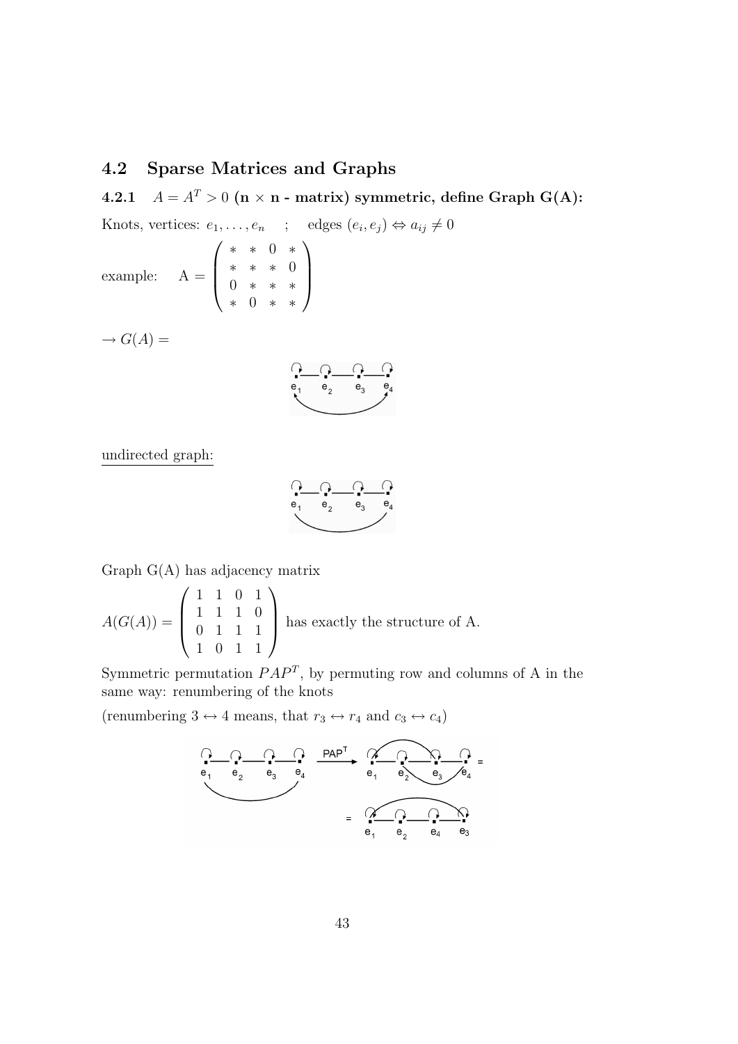## 4.2 Sparse Matrices and Graphs

### 4.2.1 $A = A^T > 0$ (n × n - matrix) symmetric, define Graph G(A):

Knots, vertices: $e_1, \ldots, e_n$ ; edges $(e_i, e_j) \Leftrightarrow a_{ij} \neq 0$

$$\text{example:} \quad \text{A} = \begin{pmatrix} * & * & 0 & * \\ * & * & * & 0 \\ 0 & * & * & * \\ * & 0 & * & * \end{pmatrix}$$

$\rightarrow G(A) =$

<u>undirected graph:</u>

Graph G(A) has adjacency matrix

$$A(G(A)) = \begin{pmatrix} 1 & 1 & 0 & 1 \\ 1 & 1 & 1 & 0 \\ 0 & 1 & 1 & 1 \\ 1 & 0 & 1 & 1 \end{pmatrix} \text{ has exactly the structure of A.}$$

Symmetric permutation $PAP^T$, by permuting row and columns of A in the same way: renumbering of the knots

(renumbering $3 \leftrightarrow 4$ means, that $r_3 \leftrightarrow r_4$ and $c_3 \leftrightarrow c_4$)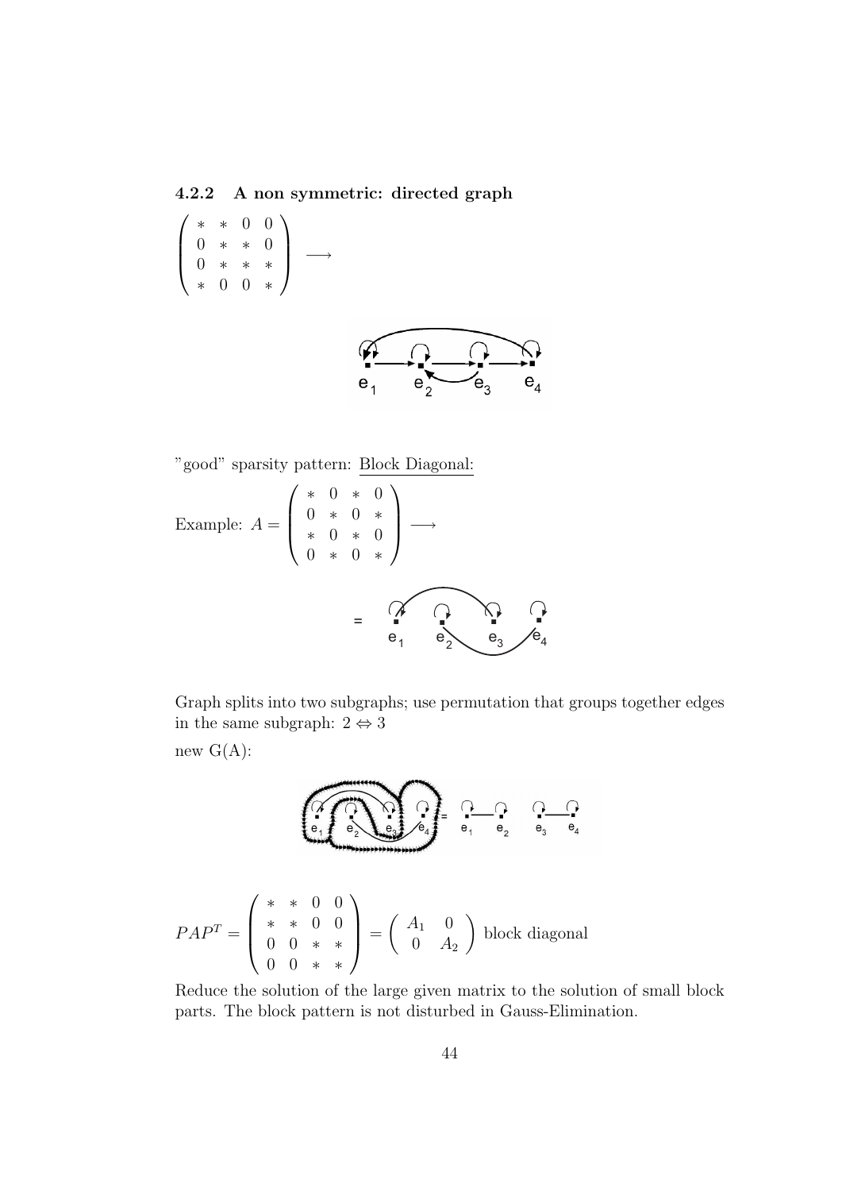### 4.2.2 A non symmetric: directed graph

$$\begin{pmatrix} * & * & 0 & 0 \\ 0 & * & * & 0 \\ 0 & * & * & * \\ * & 0 & 0 & * \end{pmatrix} \longrightarrow$$

"good" sparsity pattern: <u>Block Diagonal:</u>

Example: $A = \begin{pmatrix} * & 0 & * & 0 \\ 0 & * & 0 & * \\ * & 0 & * & 0 \\ 0 & * & 0 & * \end{pmatrix} \longrightarrow$

Graph splits into two subgraphs; use permutation that groups together edges in the same subgraph: $2 \Leftrightarrow 3$

new G(A):

$$PAP^T = \begin{pmatrix} * & * & 0 & 0 \\ * & * & 0 & 0 \\ 0 & 0 & * & * \\ 0 & 0 & * & * \end{pmatrix} = \begin{pmatrix} A_1 & 0 \\ 0 & A_2 \end{pmatrix} \text{ block diagonal}$$

Reduce the solution of the large given matrix to the solution of small block parts. The block pattern is not disturbed in Gauss-Elimination.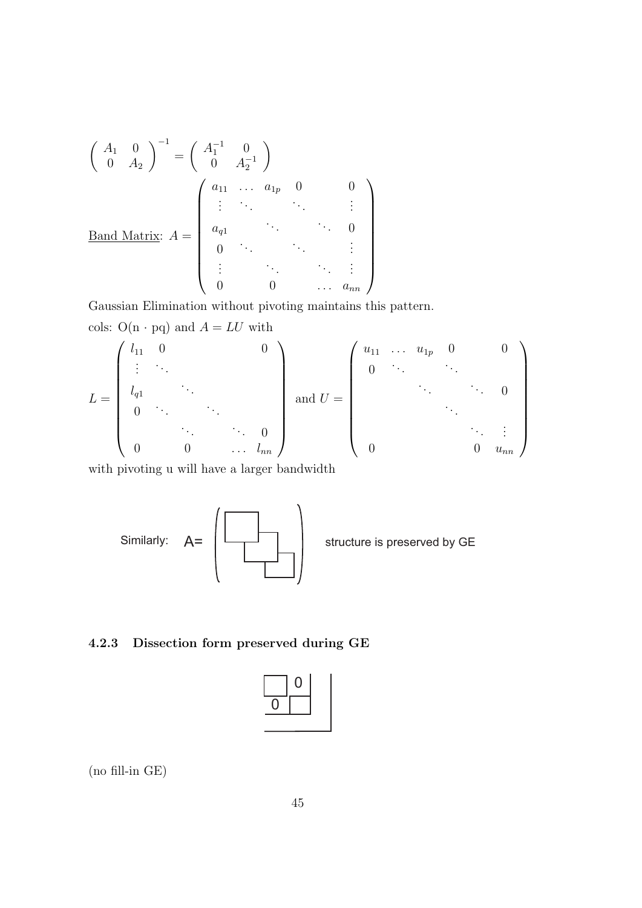$$\begin{pmatrix} A_1 & 0 \\ 0 & A_2 \end{pmatrix}^{-1} = \begin{pmatrix} A_1^{-1} & 0 \\ 0 & A_2^{-1} \end{pmatrix}$$

<u>Band Matrix</u>: $A = \begin{pmatrix} a_{11} & \dots & a_{1p} & 0 & & 0 \\ \vdots & \ddots & & \ddots & & \vdots \\ a_{q1} & & \ddots & & \ddots & 0 \\ 0 & \ddots & & \ddots & & \vdots \\ \vdots & & \ddots & & \ddots & \vdots \\ 0 & & 0 & & \dots & a_{nn} \end{pmatrix}$

Gaussian Elimination without pivoting maintains this pattern.

cols: O(n · pq) and $A = LU$ with

$$L = \begin{pmatrix} l_{11} & 0 & & & & 0 \\ \vdots & \ddots & & & & \\ l_{q1} & & \ddots & & & \\ 0 & \ddots & & \ddots & & \\ & & \ddots & & \ddots & 0 \\ 0 & & 0 & & \dots & l_{nn} \end{pmatrix} \text{ and } U = \begin{pmatrix} u_{11} & \dots & u_{1p} & 0 & & 0 \\ 0 & \ddots & & \ddots & & \\ & & \ddots & & \ddots & 0 \\ & & & \ddots & & \\ & & & & \ddots & \vdots \\ 0 & & & & 0 & u_{nn} \end{pmatrix}$$

with pivoting u will have a larger bandwidth

Similarly: A= (block diagonal overlapping blocks) structure is preserved by GE

### 4.2.3 Dissection form preserved during GE

(no fill-in GE)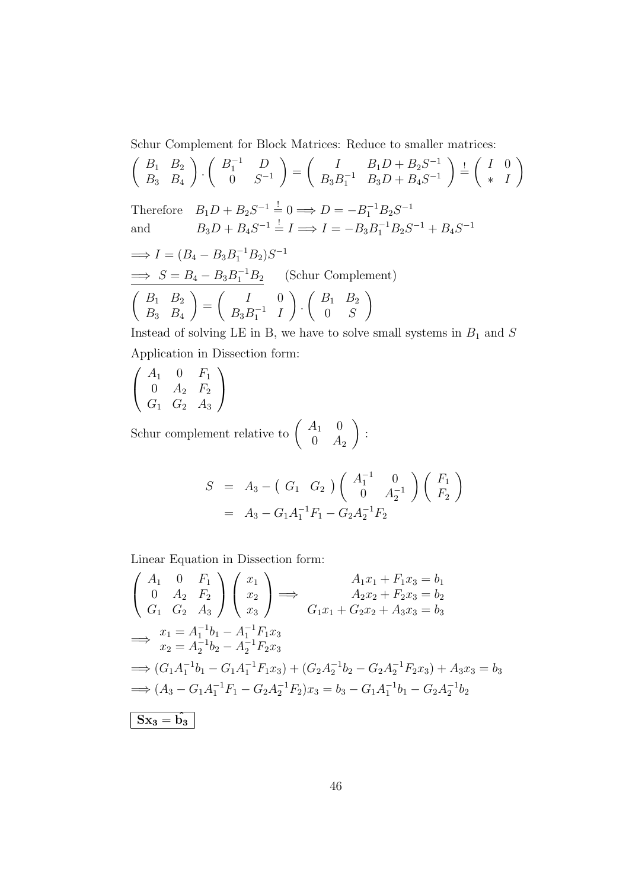Schur Complement for Block Matrices: Reduce to smaller matrices:

$$\begin{pmatrix} B_1 & B_2 \\ B_3 & B_4 \end{pmatrix} \cdot \begin{pmatrix} B_1^{-1} & D \\ 0 & S^{-1} \end{pmatrix} = \begin{pmatrix} I & B_1 D + B_2 S^{-1} \\ B_3 B_1^{-1} & B_3 D + B_4 S^{-1} \end{pmatrix} \stackrel{!}{=} \begin{pmatrix} I & 0 \\ * & I \end{pmatrix}$$

Therefore $\quad B_1 D + B_2 S^{-1} \stackrel{!}{=} 0 \Longrightarrow D = -B_1^{-1} B_2 S^{-1}$

and $\qquad B_3 D + B_4 S^{-1} \stackrel{!}{=} I \Longrightarrow I = -B_3 B_1^{-1} B_2 S^{-1} + B_4 S^{-1}$

$$\Longrightarrow I = (B_4 - B_3 B_1^{-1} B_2) S^{-1}$$

$$\underline{\Longrightarrow \; S = B_4 - B_3 B_1^{-1} B_2} \qquad \text{(Schur Complement)}$$

$$\begin{pmatrix} B_1 & B_2 \\ B_3 & B_4 \end{pmatrix} = \begin{pmatrix} I & 0 \\ B_3 B_1^{-1} & I \end{pmatrix} \cdot \begin{pmatrix} B_1 & B_2 \\ 0 & S \end{pmatrix}$$

Instead of solving LE in B, we have to solve small systems in $B_1$ and $S$

Application in Dissection form:

$$\begin{pmatrix} A_1 & 0 & F_1 \\ 0 & A_2 & F_2 \\ G_1 & G_2 & A_3 \end{pmatrix}$$

Schur complement relative to $\begin{pmatrix} A_1 & 0 \\ 0 & A_2 \end{pmatrix}$:

$$\begin{aligned} S &= A_3 - \begin{pmatrix} G_1 & G_2 \end{pmatrix} \begin{pmatrix} A_1^{-1} & 0 \\ 0 & A_2^{-1} \end{pmatrix} \begin{pmatrix} F_1 \\ F_2 \end{pmatrix} \\ &= A_3 - G_1 A_1^{-1} F_1 - G_2 A_2^{-1} F_2 \end{aligned}$$

Linear Equation in Dissection form:

$$\begin{pmatrix} A_1 & 0 & F_1 \\ 0 & A_2 & F_2 \\ G_1 & G_2 & A_3 \end{pmatrix} \begin{pmatrix} x_1 \\ x_2 \\ x_3 \end{pmatrix} \Longrightarrow \begin{array}{r} A_1 x_1 + F_1 x_3 = b_1 \\ A_2 x_2 + F_2 x_3 = b_2 \\ G_1 x_1 + G_2 x_2 + A_3 x_3 = b_3 \end{array}$$

$$\Longrightarrow \begin{array}{l} x_1 = A_1^{-1} b_1 - A_1^{-1} F_1 x_3 \\ x_2 = A_2^{-1} b_2 - A_2^{-1} F_2 x_3 \end{array}$$

$$\Longrightarrow (G_1 A_1^{-1} b_1 - G_1 A_1^{-1} F_1 x_3) + (G_2 A_2^{-1} b_2 - G_2 A_2^{-1} F_2 x_3) + A_3 x_3 = b_3$$

$$\Longrightarrow (A_3 - G_1 A_1^{-1} F_1 - G_2 A_2^{-1} F_2) x_3 = b_3 - G_1 A_1^{-1} b_1 - G_2 A_2^{-1} b_2$$

$$\boxed{\mathbf{S x_3 = \hat{b_3}}}$$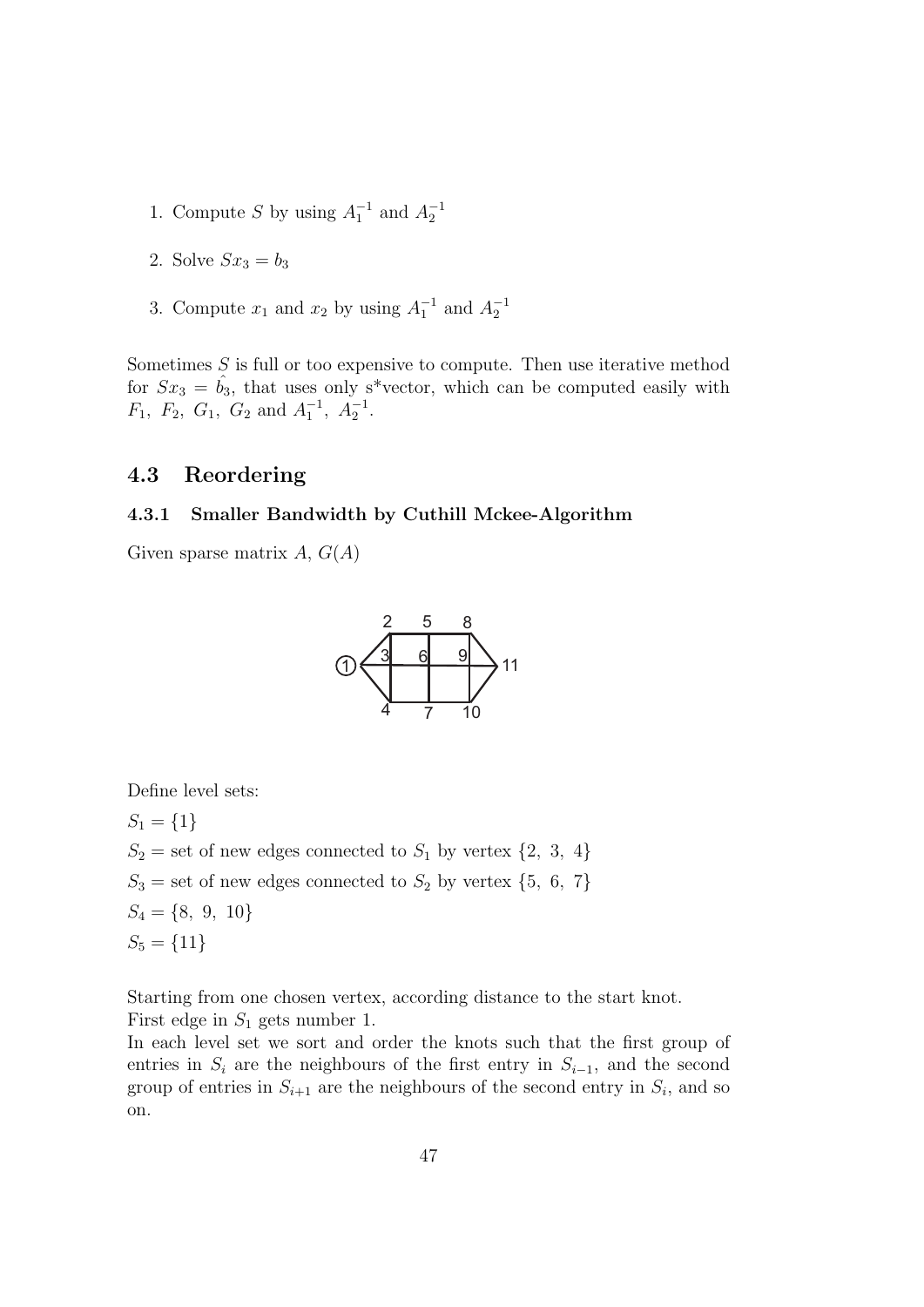1. Compute $S$ by using $A_1^{-1}$ and $A_2^{-1}$
2. Solve $Sx_3 = b_3$
3. Compute $x_1$ and $x_2$ by using $A_1^{-1}$ and $A_2^{-1}$

Sometimes $S$ is full or too expensive to compute. Then use iterative method for $Sx_3 = \hat{b_3}$, that uses only s*vector, which can be computed easily with $F_1,\ F_2,\ G_1,\ G_2$ and $A_1^{-1},\ A_2^{-1}$.

## 4.3 Reordering

### 4.3.1 Smaller Bandwidth by Cuthill Mckee-Algorithm

Given sparse matrix $A$, $G(A)$

Define level sets:

$S_1 = \{1\}$

$S_2 =$ set of new edges connected to $S_1$ by vertex $\{2,\ 3,\ 4\}$

$S_3 =$ set of new edges connected to $S_2$ by vertex $\{5,\ 6,\ 7\}$

$S_4 = \{8,\ 9,\ 10\}$

$S_5 = \{11\}$

Starting from one chosen vertex, according distance to the start knot.
First edge in $S_1$ gets number 1.
In each level set we sort and order the knots such that the first group of entries in $S_i$ are the neighbours of the first entry in $S_{i-1}$, and the second group of entries in $S_{i+1}$ are the neighbours of the second entry in $S_i$, and so on.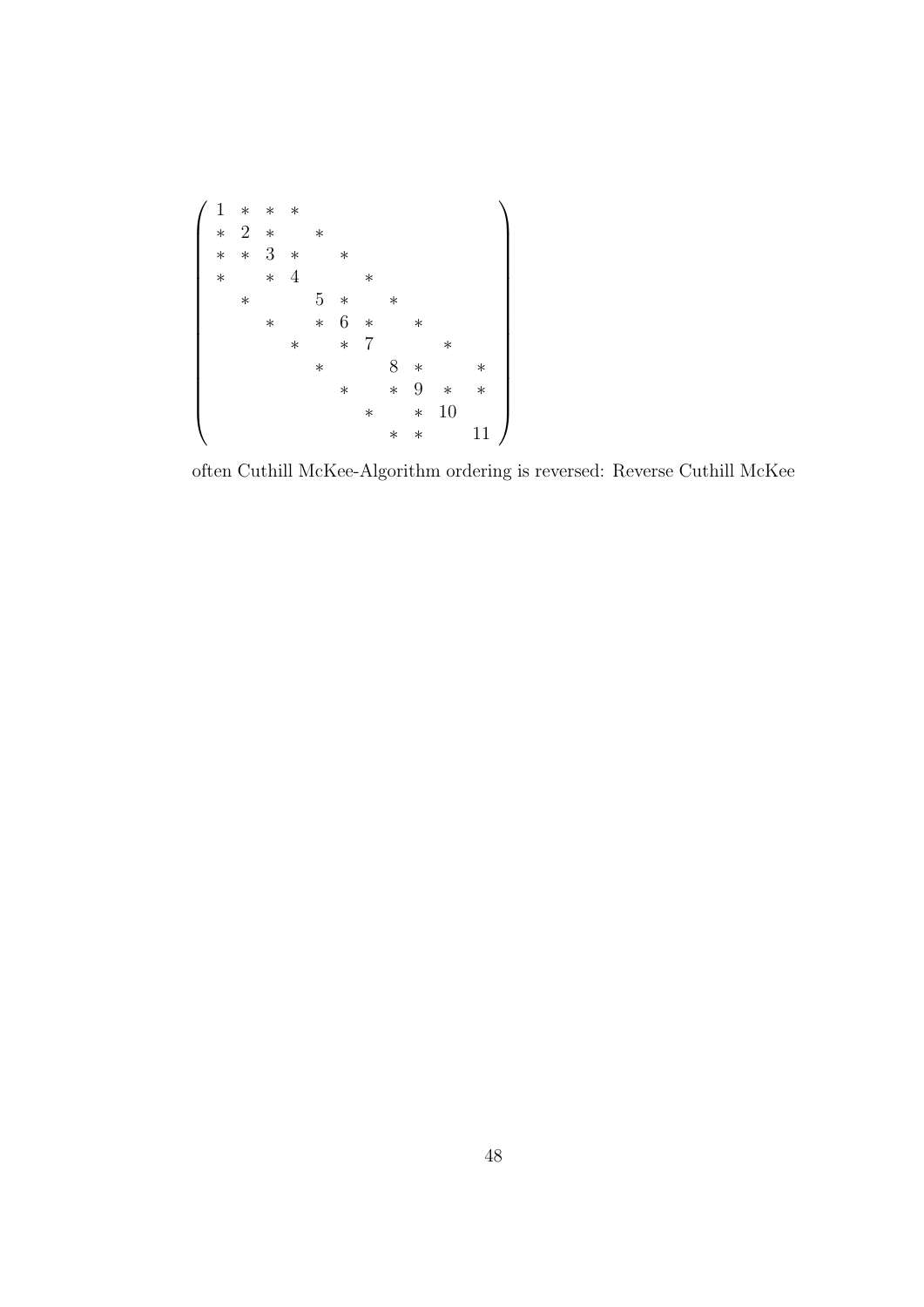$$
\begin{pmatrix}
1 & * & * & * & & & & & & & \\
* & 2 & * & & * & & & & & & \\
* & * & 3 & * & & * & & & & & \\
* & & * & 4 & & & * & & & & \\
& * & & & 5 & * & & * & & & \\
& & * & & * & 6 & * & & * & & \\
& & & * & & * & 7 & & & * & \\
& & & & * & & & 8 & * & & * \\
& & & & & * & & * & 9 & * & * \\
& & & & & & * & & * & 10 & \\
& & & & & & & * & * & & 11
\end{pmatrix}
$$

often Cuthill McKee-Algorithm ordering is reversed: Reverse Cuthill McKee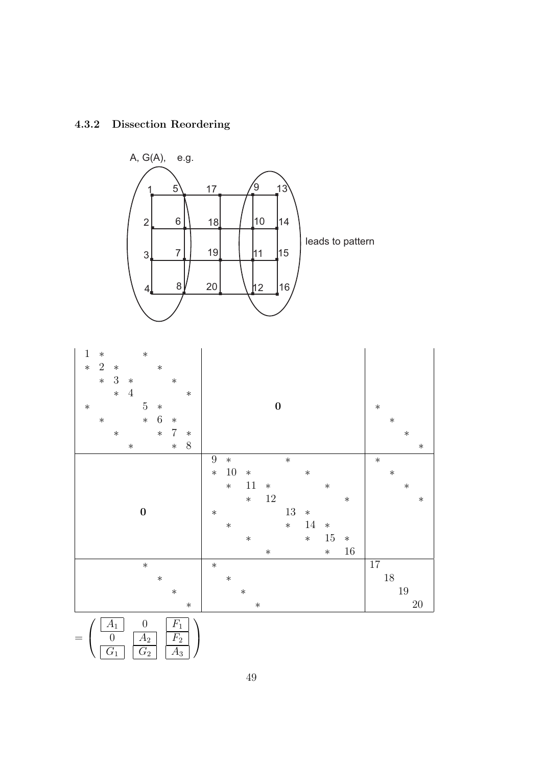### 4.3.2 Dissection Reordering

A, G(A), e.g.

leads to pattern

$$
\left(\begin{array}{cccccccc|cccccccc|cccc}
1 & * & & & * & & & & & & & & & & & & & & & \\
* & 2 & * & & & * & & & & & & & & & & & & & & \\
& * & 3 & * & & & * & & & & & & & & & & & & & \\
& & * & 4 & & & & * & & & & & & & & & & & & \\
* & & & & 5 & * & & & & & & \mathbf{0} & & & & & * & & & \\
& * & & & * & 6 & * & & & & & & & & & & & * & & \\
& & * & & & * & 7 & * & & & & & & & & & & & * & \\
& & & * & & & * & 8 & & & & & & & & & & & & * \\
\hline
& & & & & & & & 9 & * & & & * & & & & * & & & \\
& & & & & & & & * & 10 & * & & & * & & & & * & & \\
& & & & & & & & & * & 11 & * & & & * & & & & * & \\
& & & & & & & & & & * & 12 & & & & * & & & & * \\
& & & \mathbf{0} & & & & & * & & & & 13 & * & & & & & & \\
& & & & & & & & & * & & & * & 14 & * & & & & & \\
& & & & & & & & & & * & & & * & 15 & * & & & & \\
& & & & & & & & & & & * & & & * & 16 & & & & \\
\hline
& & & & * & & & & * & & & & & & & & 17 & & & \\
& & & & & * & & & & * & & & & & & & & 18 & & \\
& & & & & & * & & & & * & & & & & & & & 19 & \\
& & & & & & & * & & & & * & & & & & & & & 20
\end{array}\right)
$$

$$
= \begin{pmatrix} \boxed{A_1} & 0 & \boxed{F_1} \\ 0 & \boxed{A_2} & \boxed{F_2} \\ \boxed{G_1} & \boxed{G_2} & \boxed{A_3} \end{pmatrix}
$$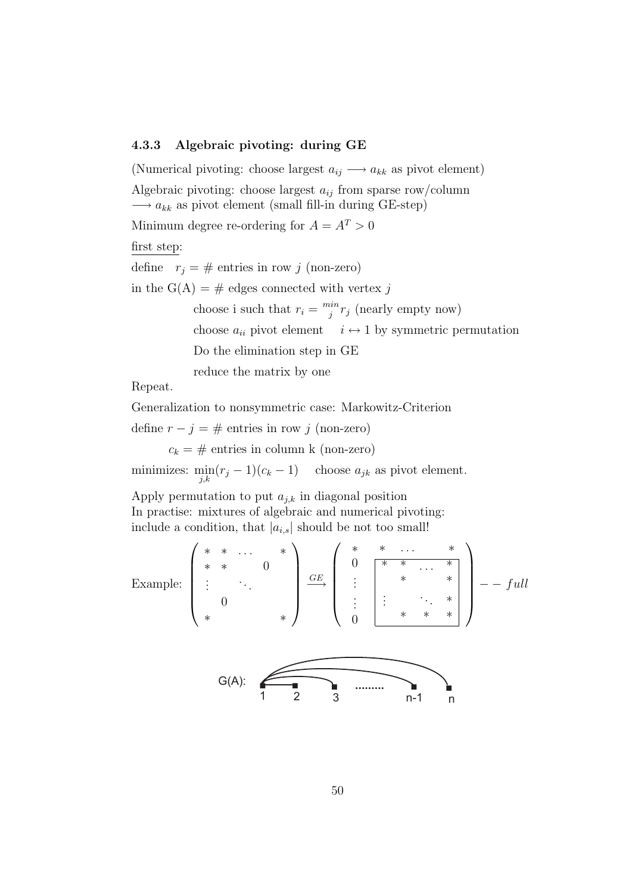### 4.3.3 Algebraic pivoting: during GE

(Numerical pivoting: choose largest $a_{ij} \longrightarrow a_{kk}$ as pivot element)

Algebraic pivoting: choose largest $a_{ij}$ from sparse row/column $\longrightarrow a_{kk}$ as pivot element (small fill-in during GE-step)

Minimum degree re-ordering for $A = A^T > 0$

<u>first step</u>:

define $\quad r_j = \#$ entries in row $j$ (non-zero)

in the G(A) = # edges connected with vertex $j$

> choose i such that $r_i = \overset{min}{j} r_j$ (nearly empty now)
>
> choose $a_{ii}$ pivot element $\quad i \leftrightarrow 1$ by symmetric permutation
>
> Do the elimination step in GE
>
> reduce the matrix by one

Repeat.

Generalization to nonsymmetric case: Markowitz-Criterion

define $r - j = \#$ entries in row $j$ (non-zero)

$\quad c_k = \#$ entries in column k (non-zero)

minimizes: $\min\limits_{j,k}(r_j - 1)(c_k - 1) \quad$ choose $a_{jk}$ as pivot element.

Apply permutation to put $a_{j,k}$ in diagonal position
In practise: mixtures of algebraic and numerical pivoting:
include a condition, that $|a_{i,s}|$ should be not too small!

$$
\text{Example: } \begin{pmatrix} * & * & \dots & & * \\ * & * & & 0 & \\ \vdots & & \ddots & & \\ & 0 & & & \\ * & & & & * \end{pmatrix} \xrightarrow{GE} \begin{pmatrix} * & * & \dots & & * \\ 0 & \boxed{\begin{matrix} * & * & \dots & * \\ & * & & * \\ \vdots & & \ddots & * \\ & * & * & * \end{matrix}} \\ \vdots & \\ \vdots & \\ 0 & \end{pmatrix} -- \ full
$$

G(A): 1 2 3 ......... n-1 n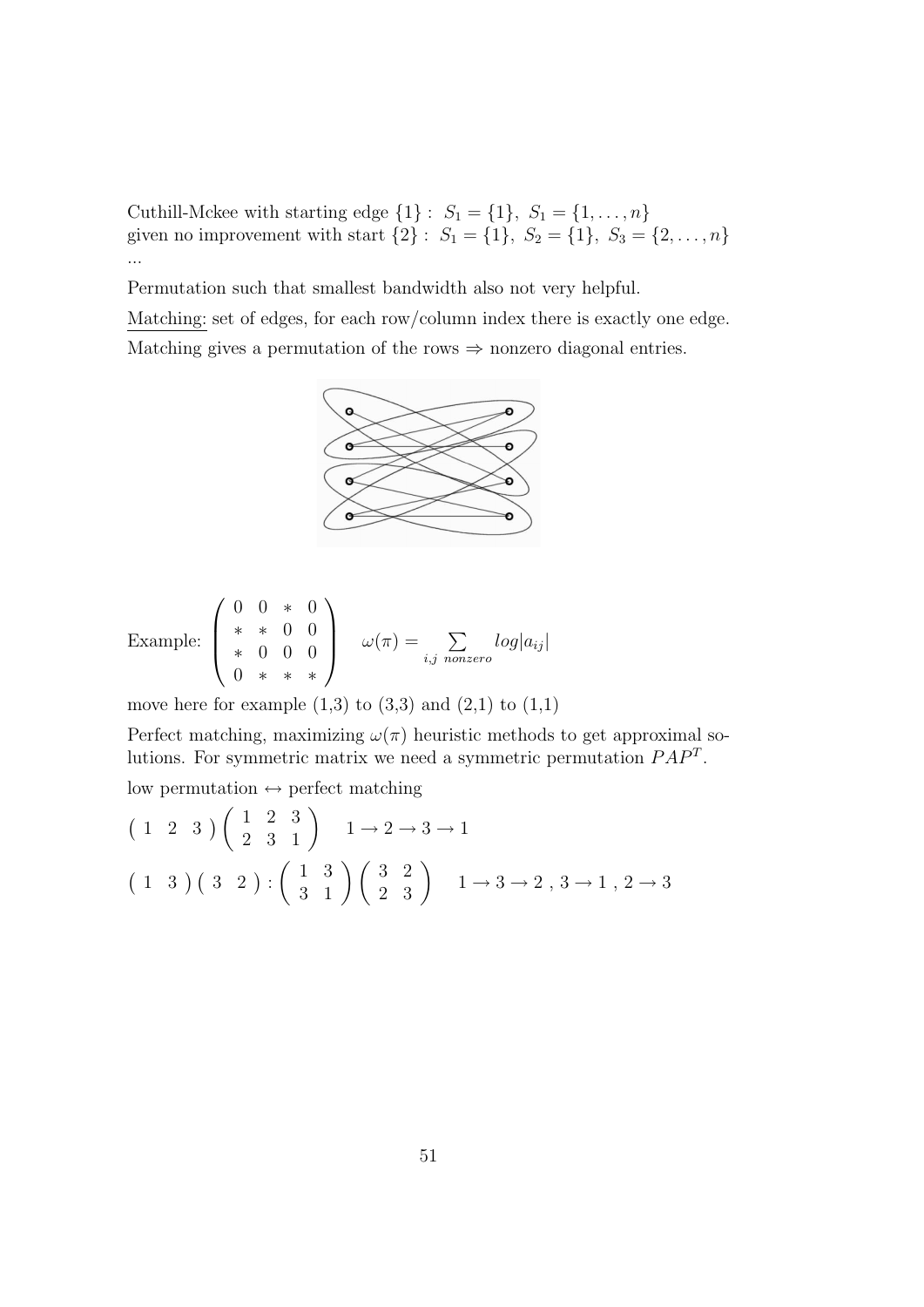Cuthill-Mckee with starting edge $\{1\}$ : $S_1 = \{1\},\ S_1 = \{1, \ldots, n\}$
given no improvement with start $\{2\}$ : $S_1 = \{1\},\ S_2 = \{1\},\ S_3 = \{2, \ldots, n\}$
...

Permutation such that smallest bandwidth also not very helpful.

Matching: set of edges, for each row/column index there is exactly one edge.

Matching gives a permutation of the rows $\Rightarrow$ nonzero diagonal entries.

Example: $\begin{pmatrix} 0 & 0 & * & 0 \\ * & * & 0 & 0 \\ * & 0 & 0 & 0 \\ 0 & * & * & * \end{pmatrix}$ $\quad \omega(\pi) = \sum_{i,j \ nonzero} log|a_{ij}|$

move here for example (1,3) to (3,3) and (2,1) to (1,1)

Perfect matching, maximizing $\omega(\pi)$ heuristic methods to get approximal solutions. For symmetric matrix we need a symmetric permutation $PAP^T$.

low permutation $\leftrightarrow$ perfect matching

$\begin{pmatrix} 1 & 2 & 3 \end{pmatrix} \begin{pmatrix} 1 & 2 & 3 \\ 2 & 3 & 1 \end{pmatrix} \quad 1 \to 2 \to 3 \to 1$

$\begin{pmatrix} 1 & 3 \end{pmatrix} \begin{pmatrix} 3 & 2 \end{pmatrix} : \begin{pmatrix} 1 & 3 \\ 3 & 1 \end{pmatrix} \begin{pmatrix} 3 & 2 \\ 2 & 3 \end{pmatrix} \quad 1 \to 3 \to 2\ ,\ 3 \to 1\ ,\ 2 \to 3$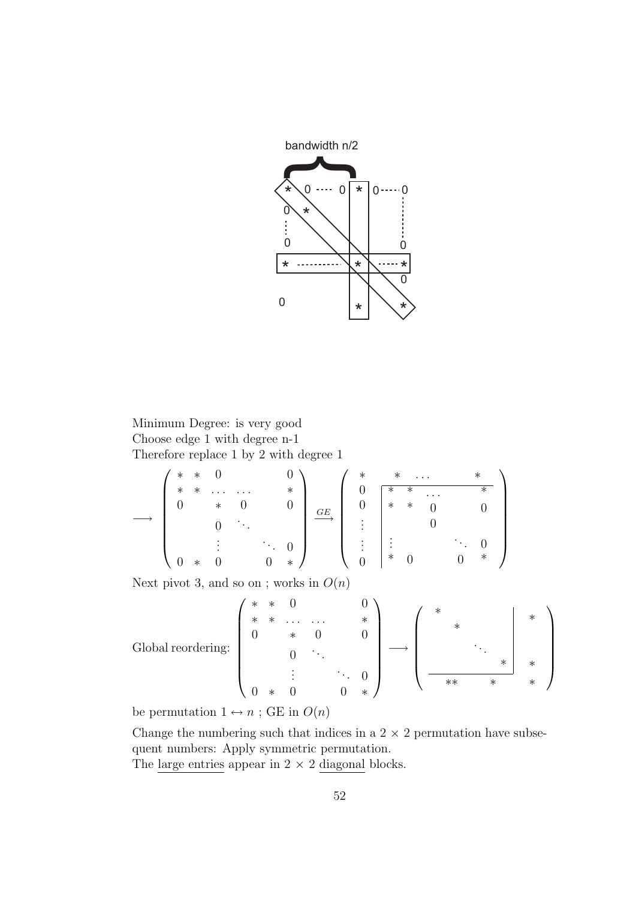Minimum Degree: is very good
Choose edge 1 with degree n-1
Therefore replace 1 by 2 with degree 1

$$\longrightarrow \begin{pmatrix} * & * & 0 & & & 0 \\ * & * & \dots & \dots & & * \\ 0 & & * & 0 & & 0 \\ & & 0 & \ddots & & \\ & & \vdots & & \ddots & 0 \\ 0 & * & 0 & & 0 & * \end{pmatrix} \xrightarrow{GE} \begin{pmatrix} * & * & \dots & & & * \\ 0 & * & * & \dots & & * \\ 0 & * & * & 0 & & 0 \\ \vdots & & & 0 & & \\ \vdots & \vdots & & & \ddots & 0 \\ 0 & * & 0 & & 0 & * \end{pmatrix}$$

Next pivot 3, and so on ; works in $O(n)$

$$\text{Global reordering: } \begin{pmatrix} * & * & 0 & & & 0 \\ * & * & \dots & \dots & & * \\ 0 & & * & 0 & & 0 \\ & & 0 & \ddots & & \\ & & \vdots & & \ddots & 0 \\ 0 & * & 0 & & 0 & * \end{pmatrix} \longrightarrow \left(\begin{array}{cccc|c} * & & & & * \\ & * & & & \\ & & \ddots & & \\ & & & * & * \\ \hline ** & & * & & * \end{array}\right)$$

be permutation $1 \leftrightarrow n$ ; GE in $O(n)$

Change the numbering such that indices in a $2 \times 2$ permutation have subsequent numbers: Apply symmetric permutation.
The <u>large entries</u> appear in $2 \times 2$ <u>diagonal</u> blocks.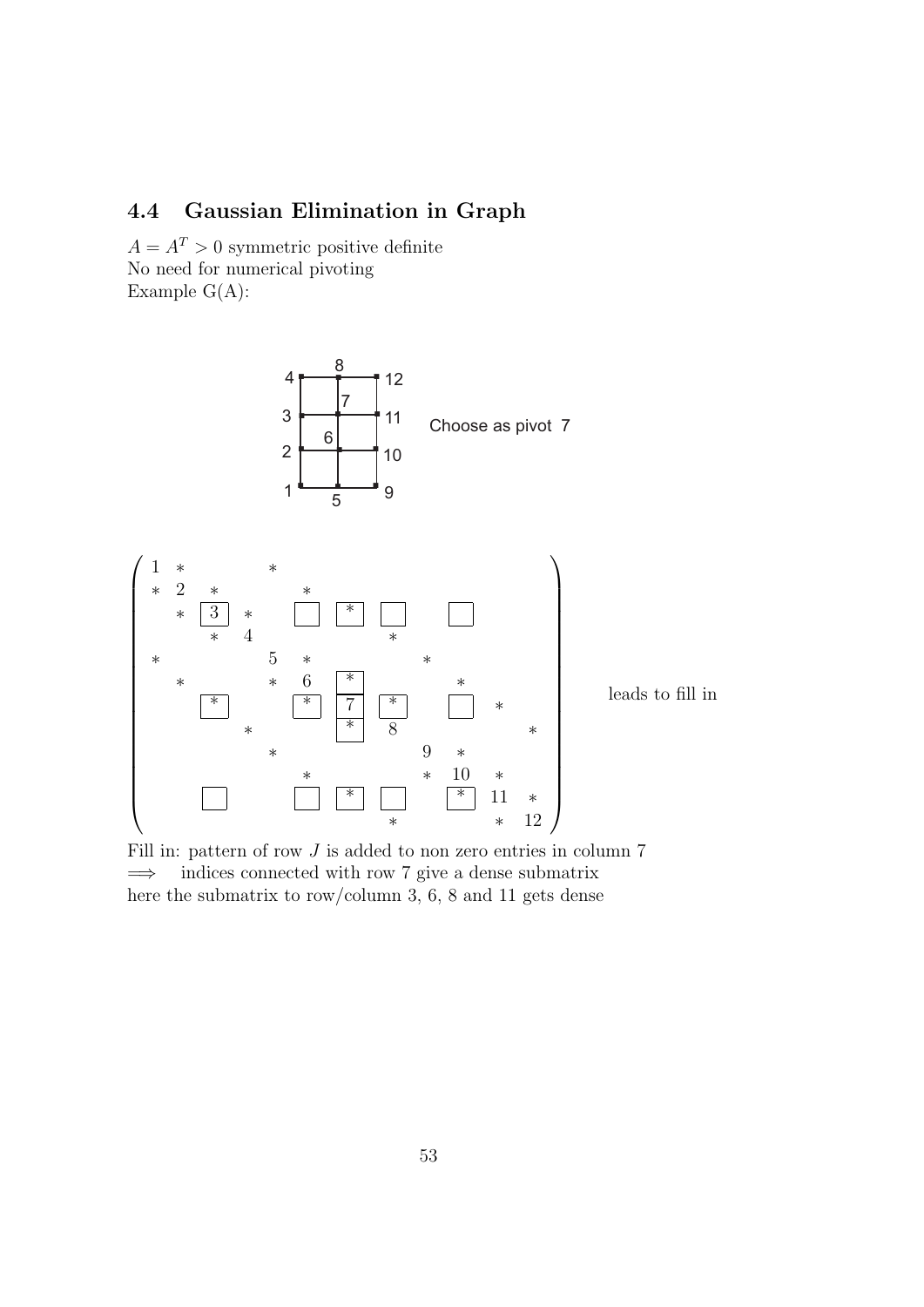## 4.4 Gaussian Elimination in Graph

$A = A^T > 0$ symmetric positive definite
No need for numerical pivoting
Example G(A):

Choose as pivot 7

$$
\begin{pmatrix}
1 & * & & & * & & & & & & & \\
* & 2 & * & & & * & & & & & & \\
 & * & \boxed{3} & * & & \boxed{\phantom{*}} & \boxed{*} & \boxed{\phantom{*}} & & \boxed{\phantom{*}} & & \\
 & & * & 4 & & & & * & & & & \\
* & & & & 5 & * & & & * & & & \\
 & * & & & * & 6 & \boxed{*} & & & * & & \\
 & & \boxed{*} & & & \boxed{*} & \boxed{7} & \boxed{*} & & \boxed{\phantom{*}} & * & \\
 & & & * & & & \boxed{*} & 8 & & & & * \\
 & & & & * & & & & 9 & * & & \\
 & & & & & * & & & * & 10 & * & \\
 & & \boxed{\phantom{*}} & & & \boxed{\phantom{*}} & \boxed{*} & \boxed{\phantom{*}} & & \boxed{*} & 11 & * \\
 & & & & & & & * & & & * & 12
\end{pmatrix}
$$

leads to fill in

Fill in: pattern of row $J$ is added to non zero entries in column 7
$\Longrightarrow$ indices connected with row 7 give a dense submatrix
here the submatrix to row/column 3, 6, 8 and 11 gets dense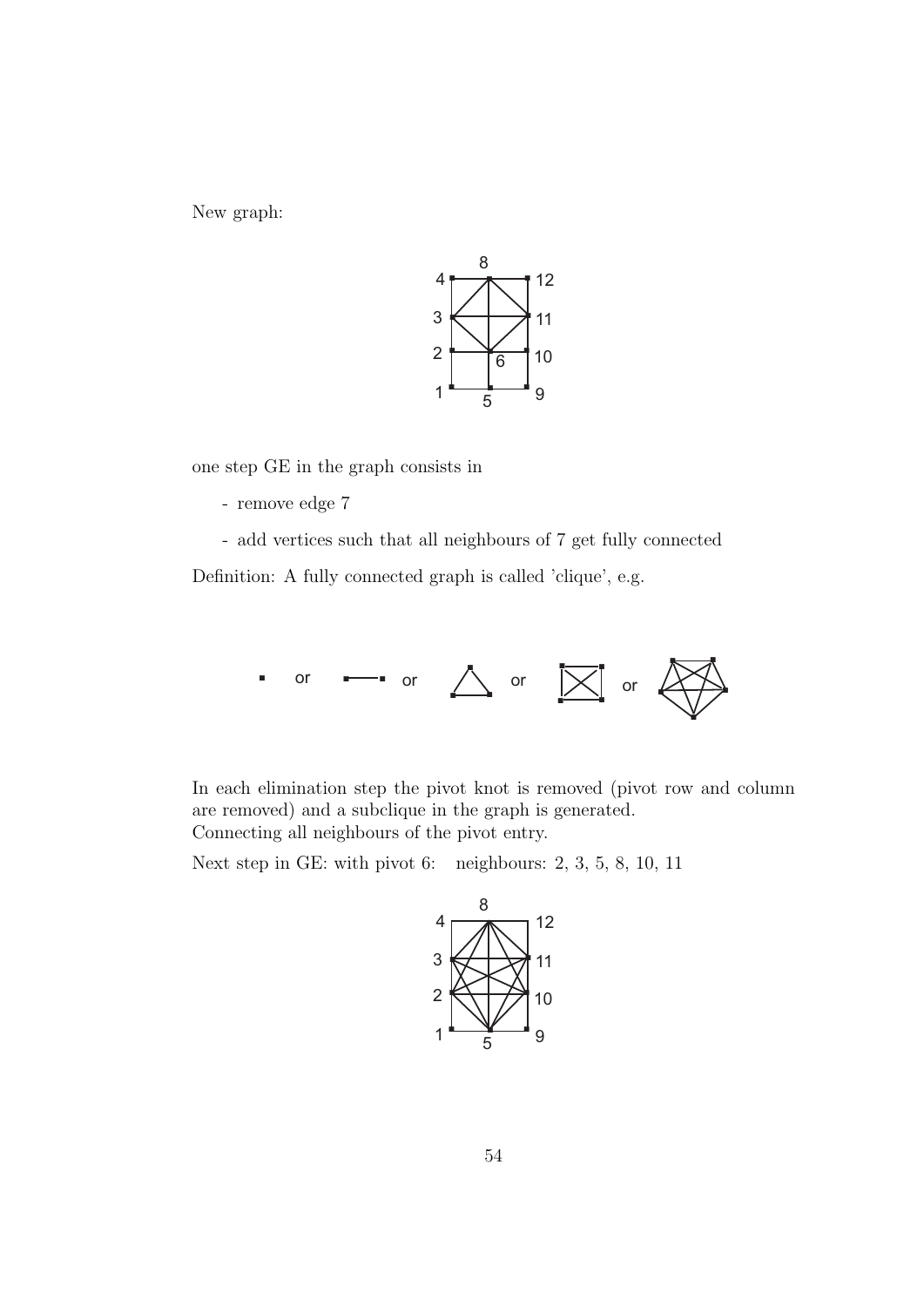New graph:

one step GE in the graph consists in

- remove edge 7
- add vertices such that all neighbours of 7 get fully connected

Definition: A fully connected graph is called 'clique', e.g.

In each elimination step the pivot knot is removed (pivot row and column are removed) and a subclique in the graph is generated.
Connecting all neighbours of the pivot entry.

Next step in GE: with pivot 6: neighbours: 2, 3, 5, 8, 10, 11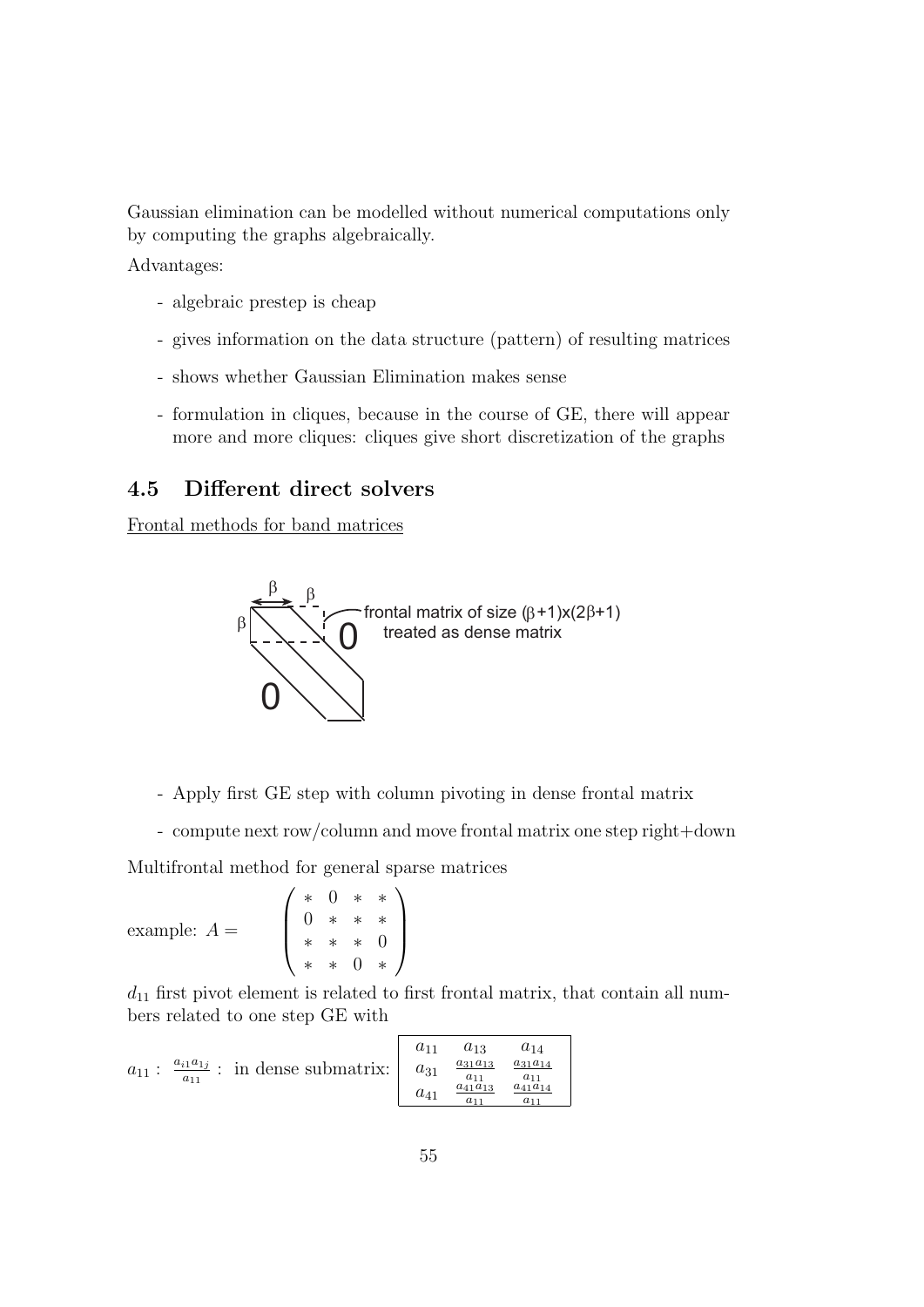Gaussian elimination can be modelled without numerical computations only by computing the graphs algebraically.

Advantages:

- algebraic prestep is cheap
- gives information on the data structure (pattern) of resulting matrices
- shows whether Gaussian Elimination makes sense
- formulation in cliques, because in the course of GE, there will appear more and more cliques: cliques give short discretization of the graphs

## 4.5 Different direct solvers

Frontal methods for band matrices

β β β 0 0 frontal matrix of size (β+1)x(2β+1) treated as dense matrix

- Apply first GE step with column pivoting in dense frontal matrix
- compute next row/column and move frontal matrix one step right+down

Multifrontal method for general sparse matrices

example: $A = \begin{pmatrix} * & 0 & * & * \\ 0 & * & * & * \\ * & * & * & 0 \\ * & * & 0 & * \end{pmatrix}$

$d_{11}$ first pivot element is related to first frontal matrix, that contain all numbers related to one step GE with

$a_{11}$ : $\frac{a_{i1}a_{1j}}{a_{11}}$ : in dense submatrix: $\begin{array}{|ccc|} a_{11} & a_{13} & a_{14} \\ a_{31} & \frac{a_{31}a_{13}}{a_{11}} & \frac{a_{31}a_{14}}{a_{11}} \\ a_{41} & \frac{a_{41}a_{13}}{a_{11}} & \frac{a_{41}a_{14}}{a_{11}} \end{array}$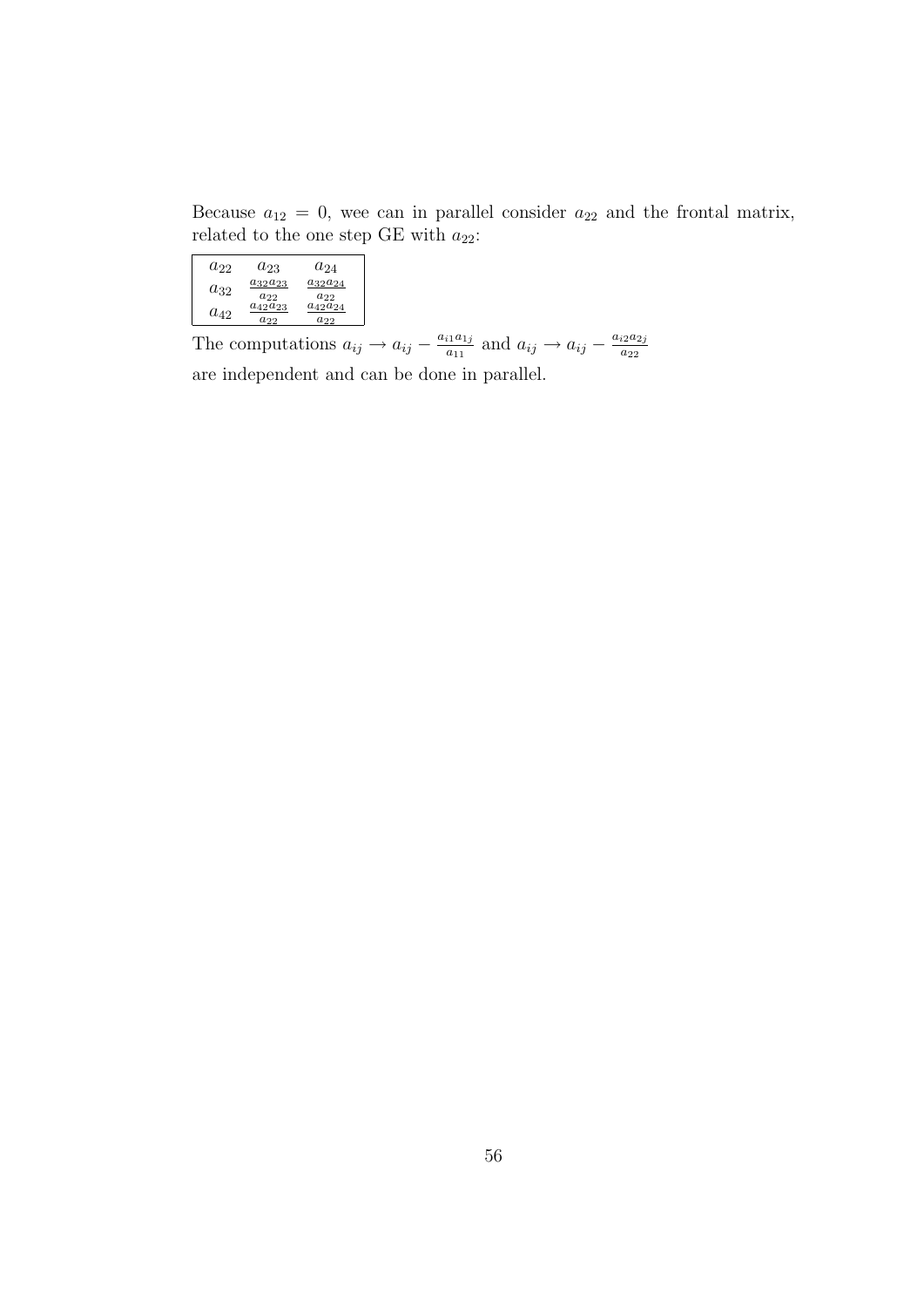Because $a_{12} = 0$, wee can in parallel consider $a_{22}$ and the frontal matrix, related to the one step GE with $a_{22}$:

| | | |
|---|---|---|
| $a_{22}$ | $a_{23}$ | $a_{24}$ |
| $a_{32}$ | $\frac{a_{32}a_{23}}{a_{22}}$ | $\frac{a_{32}a_{24}}{a_{22}}$ |
| $a_{42}$ | $\frac{a_{42}a_{23}}{a_{22}}$ | $\frac{a_{42}a_{24}}{a_{22}}$ |

The computations $a_{ij} \rightarrow a_{ij} - \frac{a_{i1}a_{1j}}{a_{11}}$ and $a_{ij} \rightarrow a_{ij} - \frac{a_{i2}a_{2j}}{a_{22}}$ are independent and can be done in parallel.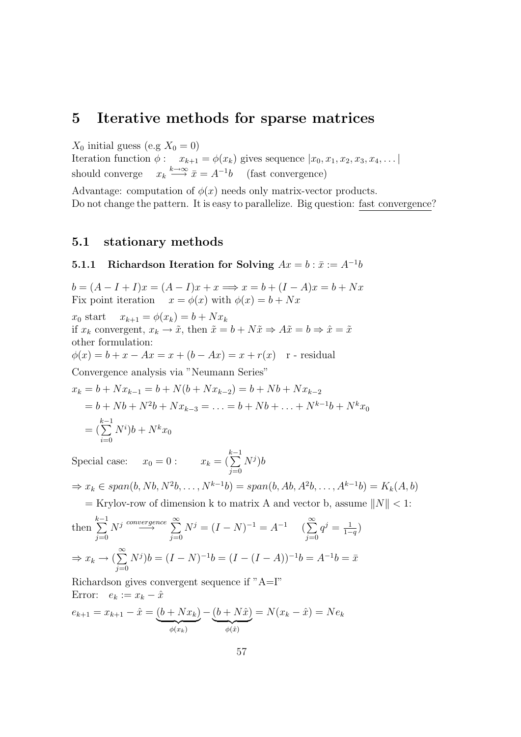# 5 Iterative methods for sparse matrices

$X_0$ initial guess (e.g $X_0 = 0$)
Iteration function $\phi$ : $\quad x_{k+1} = \phi(x_k)$ gives sequence $|x_0, x_1, x_2, x_3, x_4, \dots|$
should converge $\quad x_k \overset{k\to\infty}{\longrightarrow} \bar{x} = A^{-1}b \quad$ (fast convergence)

Advantage: computation of $\phi(x)$ needs only matrix-vector products.
Do not change the pattern. It is easy to parallelize. Big question: fast convergence?

## 5.1 stationary methods

### 5.1.1 Richardson Iteration for Solving $Ax = b : \bar{x} := A^{-1}b$

$b = (A - I + I)x = (A - I)x + x \Longrightarrow x = b + (I - A)x = b + Nx$
Fix point iteration $\quad x = \phi(x)$ with $\phi(x) = b + Nx$

$x_0$ start $\quad x_{k+1} = \phi(x_k) = b + Nx_k$
if $x_k$ convergent, $x_k \to \tilde{x}$, then $\tilde{x} = b + N\tilde{x} \Rightarrow A\tilde{x} = b \Rightarrow \hat{x} = \tilde{x}$
other formulation:
$\phi(x) = b + x - Ax = x + (b - Ax) = x + r(x) \quad$ r - residual

Convergence analysis via "Neumann Series"

$$
\begin{aligned}
x_k &= b + Nx_{k-1} = b + N(b + Nx_{k-2}) = b + Nb + Nx_{k-2} \\
&= b + Nb + N^2 b + Nx_{k-3} = \dots = b + Nb + \dots + N^{k-1}b + N^k x_0 \\
&= (\sum_{i=0}^{k-1} N^i)b + N^k x_0
\end{aligned}
$$

Special case: $\quad x_0 = 0 : \qquad x_k = (\sum_{j=0}^{k-1} N^j)b$

$\Rightarrow x_k \in span(b, Nb, N^2b, \dots, N^{k-1}b) = span(b, Ab, A^2b, \dots, A^{k-1}b) = K_k(A, b)$

$\quad$ = Krylov-row of dimension k to matrix A and vector b, assume $\|N\| < 1$:

then $\sum_{j=0}^{k-1} N^j \overset{convergence}{\longrightarrow} \sum_{j=0}^{\infty} N^j = (I - N)^{-1} = A^{-1} \quad (\sum_{j=0}^{\infty} q^j = \frac{1}{1-q})$

$\Rightarrow x_k \to (\sum_{j=0}^{\infty} N^j)b = (I - N)^{-1}b = (I - (I - A))^{-1}b = A^{-1}b = \bar{x}$

Richardson gives convergent sequence if "A=I"
Error: $\quad e_k := x_k - \hat{x}$

$$e_{k+1} = x_{k+1} - \hat{x} = \underbrace{(b + Nx_k)}_{\phi(x_k)} - \underbrace{(b + N\hat{x})}_{\phi(\hat{x})} = N(x_k - \hat{x}) = Ne_k$$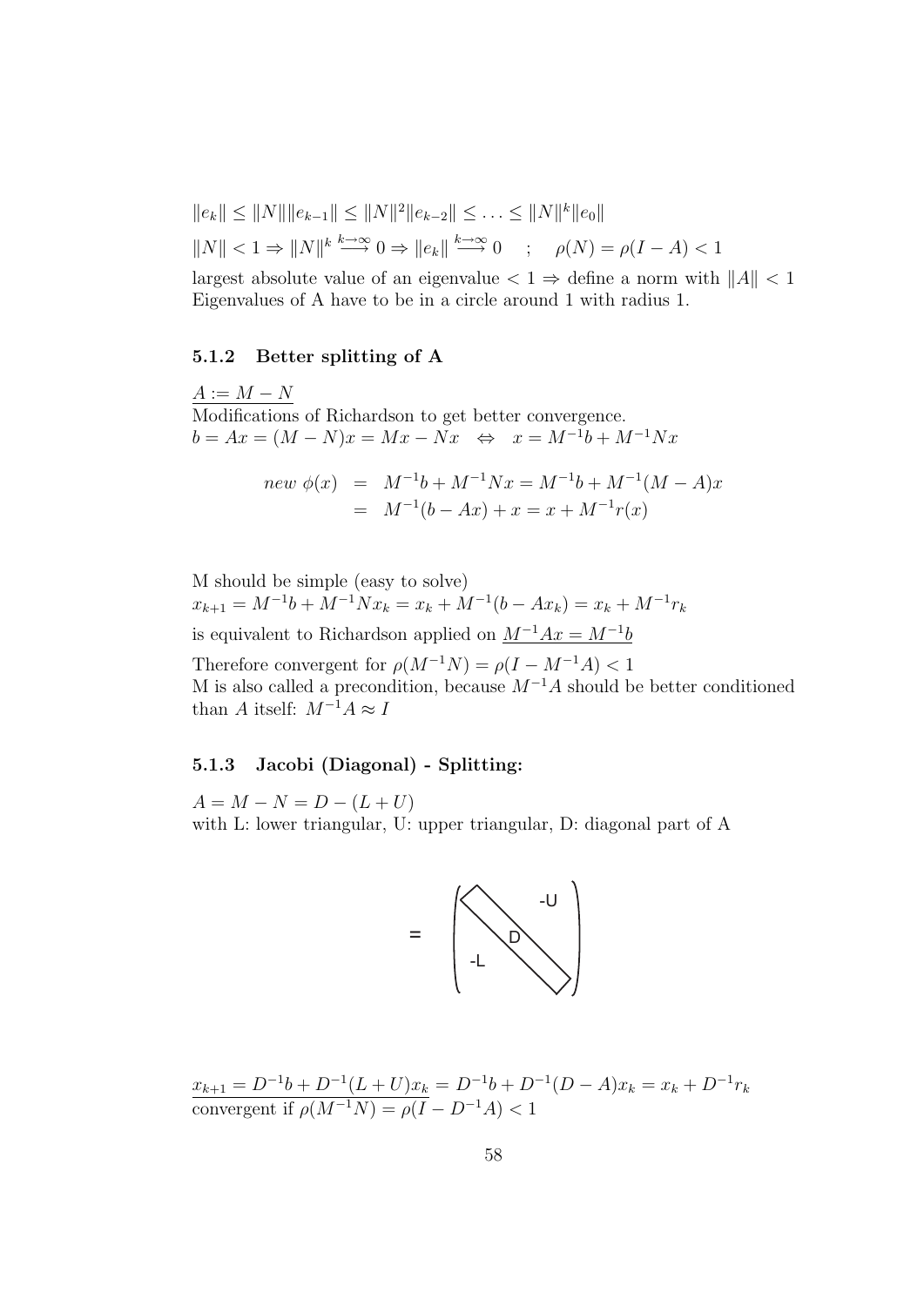$\|e_k\| \leq \|N\| \|e_{k-1}\| \leq \|N\|^2 \|e_{k-2}\| \leq \ldots \leq \|N\|^k \|e_0\|$

$\|N\| < 1 \Rightarrow \|N\|^k \overset{k\to\infty}{\longrightarrow} 0 \Rightarrow \|e_k\| \overset{k\to\infty}{\longrightarrow} 0 \quad ; \quad \rho(N) = \rho(I - A) < 1$

largest absolute value of an eigenvalue $< 1 \Rightarrow$ define a norm with $\|A\| < 1$
Eigenvalues of A have to be in a circle around 1 with radius 1.

### 5.1.2 Better splitting of A

$\underline{A := M - N}$
Modifications of Richardson to get better convergence.
$b = Ax = (M - N)x = Mx - Nx \quad \Leftrightarrow \quad x = M^{-1}b + M^{-1}Nx$

$$
\begin{aligned}
new\ \phi(x) &= M^{-1}b + M^{-1}Nx = M^{-1}b + M^{-1}(M - A)x \\
&= M^{-1}(b - Ax) + x = x + M^{-1}r(x)
\end{aligned}
$$

M should be simple (easy to solve)
$x_{k+1} = M^{-1}b + M^{-1}Nx_k = x_k + M^{-1}(b - Ax_k) = x_k + M^{-1}r_k$

is equivalent to Richardson applied on $\underline{M^{-1}Ax = M^{-1}b}$

Therefore convergent for $\rho(M^{-1}N) = \rho(I - M^{-1}A) < 1$
M is also called a precondition, because $M^{-1}A$ should be better conditioned than $A$ itself: $M^{-1}A \approx I$

### 5.1.3 Jacobi (Diagonal) - Splitting:

$A = M - N = D - (L + U)$
with L: lower triangular, U: upper triangular, D: diagonal part of A

$$
= \begin{pmatrix} D & -U \\ -L & \end{pmatrix}
$$

$\underline{x_{k+1} = D^{-1}b + D^{-1}(L + U)x_k} = D^{-1}b + D^{-1}(D - A)x_k = x_k + D^{-1}r_k$
convergent if $\rho(M^{-1}N) = \rho(I - D^{-1}A) < 1$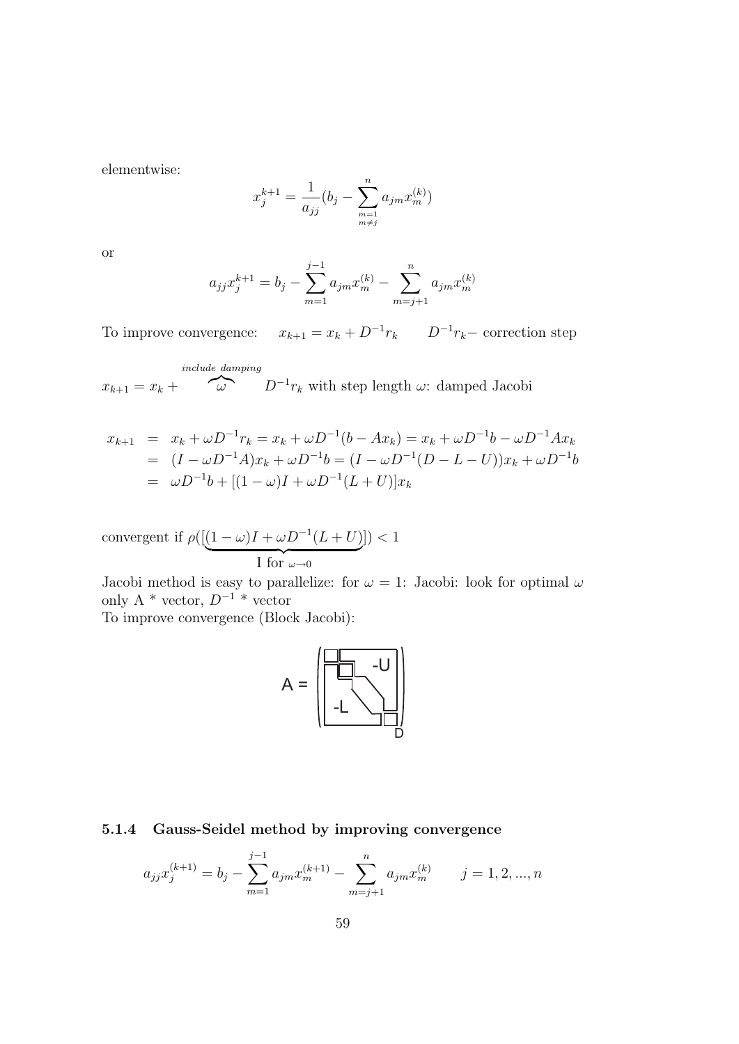elementwise:

$$x_j^{k+1} = \frac{1}{a_{jj}}(b_j - \sum_{\substack{m=1 \\ m \neq j}}^{n} a_{jm} x_m^{(k)})$$

or

$$a_{jj} x_j^{k+1} = b_j - \sum_{m=1}^{j-1} a_{jm} x_m^{(k)} - \sum_{m=j+1}^{n} a_{jm} x_m^{(k)}$$

To improve convergence: $\quad x_{k+1} = x_k + D^{-1} r_k \qquad D^{-1} r_k -$ correction step

$x_{k+1} = x_k + \overbrace{\omega}^{include\ damping} D^{-1} r_k$ with step length $\omega$: damped Jacobi

$$\begin{aligned}
x_{k+1} &= x_k + \omega D^{-1} r_k = x_k + \omega D^{-1}(b - A x_k) = x_k + \omega D^{-1} b - \omega D^{-1} A x_k \\
&= (I - \omega D^{-1} A) x_k + \omega D^{-1} b = (I - \omega D^{-1}(D - L - U)) x_k + \omega D^{-1} b \\
&= \omega D^{-1} b + [(1 - \omega) I + \omega D^{-1}(L + U)] x_k
\end{aligned}$$

convergent if $\rho([\underbrace{(1 - \omega) I + \omega D^{-1}(L + U)}_{\text{I for } \omega \to 0}]) < 1$

Jacobi method is easy to parallelize: for $\omega = 1$: Jacobi: look for optimal $\omega$ only A * vector, $D^{-1}$ * vector

To improve convergence (Block Jacobi):

A = (block matrix with diagonal blocks D, strictly lower part -L, strictly upper part -U)

### 5.1.4 Gauss-Seidel method by improving convergence

$$a_{jj} x_j^{(k+1)} = b_j - \sum_{m=1}^{j-1} a_{jm} x_m^{(k+1)} - \sum_{m=j+1}^{n} a_{jm} x_m^{(k)} \qquad j = 1, 2, ..., n$$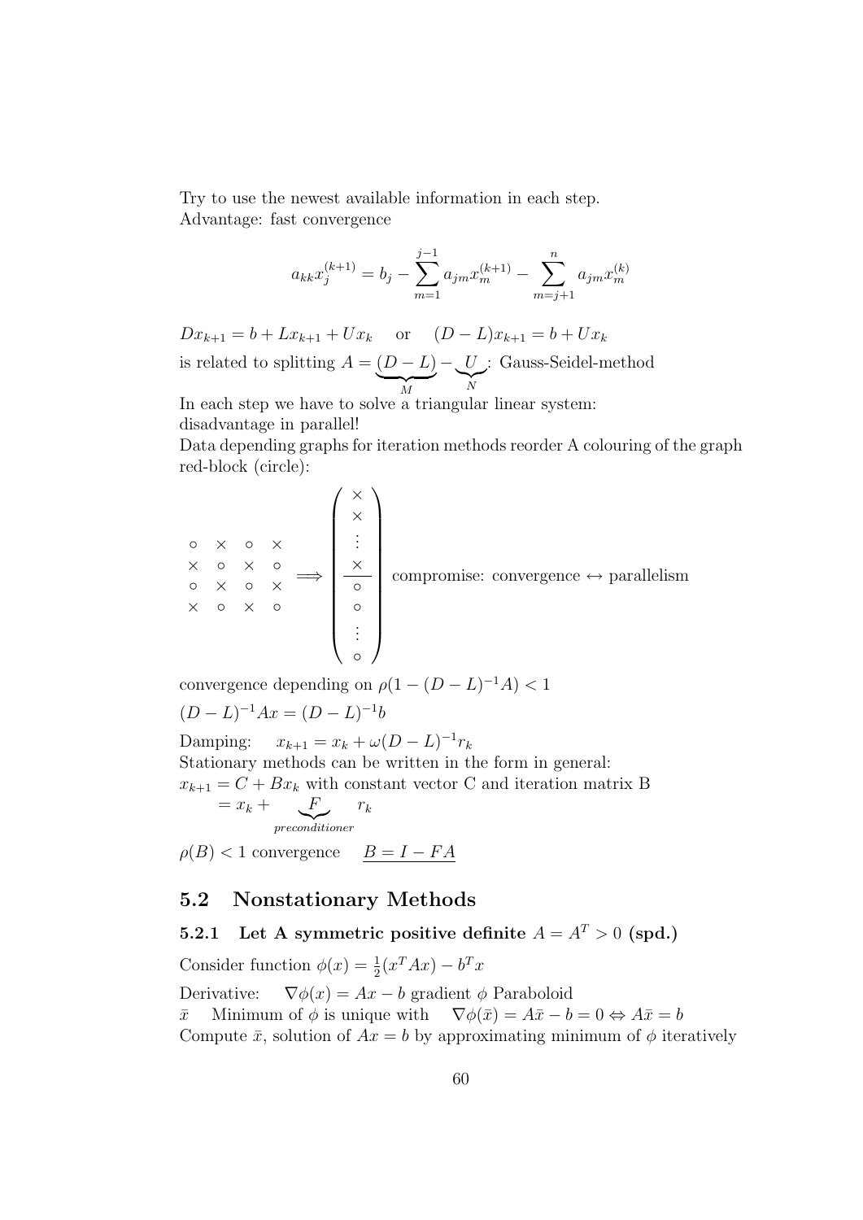Try to use the newest available information in each step.
Advantage: fast convergence

$$a_{kk}x_j^{(k+1)} = b_j - \sum_{m=1}^{j-1} a_{jm}x_m^{(k+1)} - \sum_{m=j+1}^{n} a_{jm}x_m^{(k)}$$

$Dx_{k+1} = b + Lx_{k+1} + Ux_k \quad$ or $\quad (D-L)x_{k+1} = b + Ux_k$

is related to splitting $A = \underbrace{(D-L)}_{M} - \underbrace{U}_{N}$: Gauss-Seidel-method

In each step we have to solve a triangular linear system:
disadvantage in parallel!

Data depending graphs for iteration methods reorder A colouring of the graph red-block (circle):

$$\begin{matrix} \circ & \times & \circ & \times \\ \times & \circ & \times & \circ \\ \circ & \times & \circ & \times \\ \times & \circ & \times & \circ \end{matrix} \Longrightarrow \left( \begin{array}{c} \times \\ \times \\ \vdots \\ \times \\ \hline \circ \\ \circ \\ \vdots \\ \circ \end{array} \right) \text{ compromise: convergence} \leftrightarrow \text{parallelism}$$

convergence depending on $\rho(1 - (D-L)^{-1}A) < 1$

$(D-L)^{-1}Ax = (D-L)^{-1}b$

Damping: $\quad x_{k+1} = x_k + \omega(D-L)^{-1}r_k$

Stationary methods can be written in the form in general:

$x_{k+1} = C + Bx_k$ with constant vector C and iteration matrix B

$\quad = x_k + \underbrace{F}_{preconditioner} r_k$

$\rho(B) < 1$ convergence $\quad \underline{B = I - FA}$

## 5.2 Nonstationary Methods

### 5.2.1 Let A symmetric positive definite $A = A^T > 0$ (spd.)

Consider function $\phi(x) = \frac{1}{2}(x^TAx) - b^Tx$

Derivative: $\quad \nabla\phi(x) = Ax - b$ gradient $\phi$ Paraboloid

$\bar{x} \quad$ Minimum of $\phi$ is unique with $\quad \nabla\phi(\bar{x}) = A\bar{x} - b = 0 \Leftrightarrow A\bar{x} = b$

Compute $\bar{x}$, solution of $Ax = b$ by approximating minimum of $\phi$ iteratively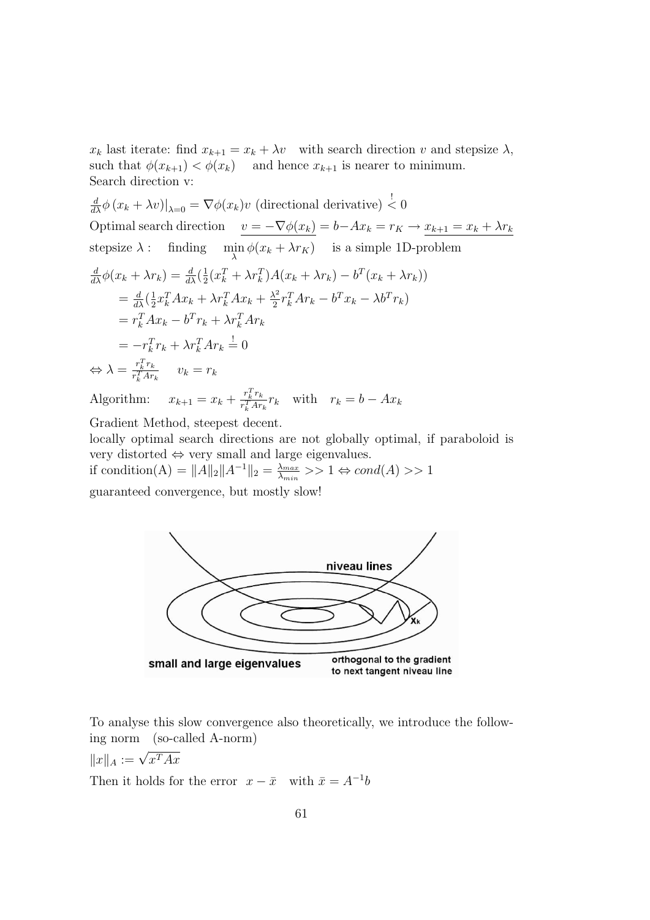$x_k$ last iterate: find $x_{k+1} = x_k + \lambda v$ with search direction $v$ and stepsize $\lambda$, such that $\phi(x_{k+1}) < \phi(x_k)$ and hence $x_{k+1}$ is nearer to minimum.

Search direction v:

$\frac{d}{d\lambda}\phi\left(x_k + \lambda v\right)\big|_{\lambda=0} = \nabla\phi(x_k)v$ (directional derivative) $\overset{!}{<} 0$

Optimal search direction $\underline{v = -\nabla\phi(x_k)} = b - Ax_k = r_K \rightarrow \underline{x_{k+1} = x_k + \lambda r_k}$

stepsize $\lambda$ : finding $\min\limits_{\lambda} \phi(x_k + \lambda r_K)$ is a simple 1D-problem

$$
\begin{aligned}
\frac{d}{d\lambda}\phi(x_k + \lambda r_k) &= \frac{d}{d\lambda}\left(\frac{1}{2}(x_k^T + \lambda r_k^T)A(x_k + \lambda r_k) - b^T(x_k + \lambda r_k)\right) \\
&= \frac{d}{d\lambda}\left(\frac{1}{2}x_k^T A x_k + \lambda r_k^T A x_k + \frac{\lambda^2}{2} r_k^T A r_k - b^T x_k - \lambda b^T r_k\right) \\
&= r_k^T A x_k - b^T r_k + \lambda r_k^T A r_k \\
&= -r_k^T r_k + \lambda r_k^T A r_k \overset{!}{=} 0
\end{aligned}
$$

$\Leftrightarrow \lambda = \frac{r_k^T r_k}{r_k^T A r_k} \quad v_k = r_k$

Algorithm: $\quad x_{k+1} = x_k + \frac{r_k^T r_k}{r_k^T A r_k} r_k \quad$ with $\quad r_k = b - Ax_k$

Gradient Method, steepest decent.

locally optimal search directions are not globally optimal, if paraboloid is very distorted $\Leftrightarrow$ very small and large eigenvalues.

if condition(A) $= \|A\|_2 \|A^{-1}\|_2 = \frac{\lambda_{max}}{\lambda_{min}} >> 1 \Leftrightarrow cond(A) >> 1$

guaranteed convergence, but mostly slow!

niveau lines

$x_k$

small and large eigenvalues

orthogonal to the gradient to next tangent niveau line

To analyse this slow convergence also theoretically, we introduce the following norm (so-called A-norm)

$\|x\|_A := \sqrt{x^T A x}$

Then it holds for the error $x - \bar{x}$ with $\bar{x} = A^{-1}b$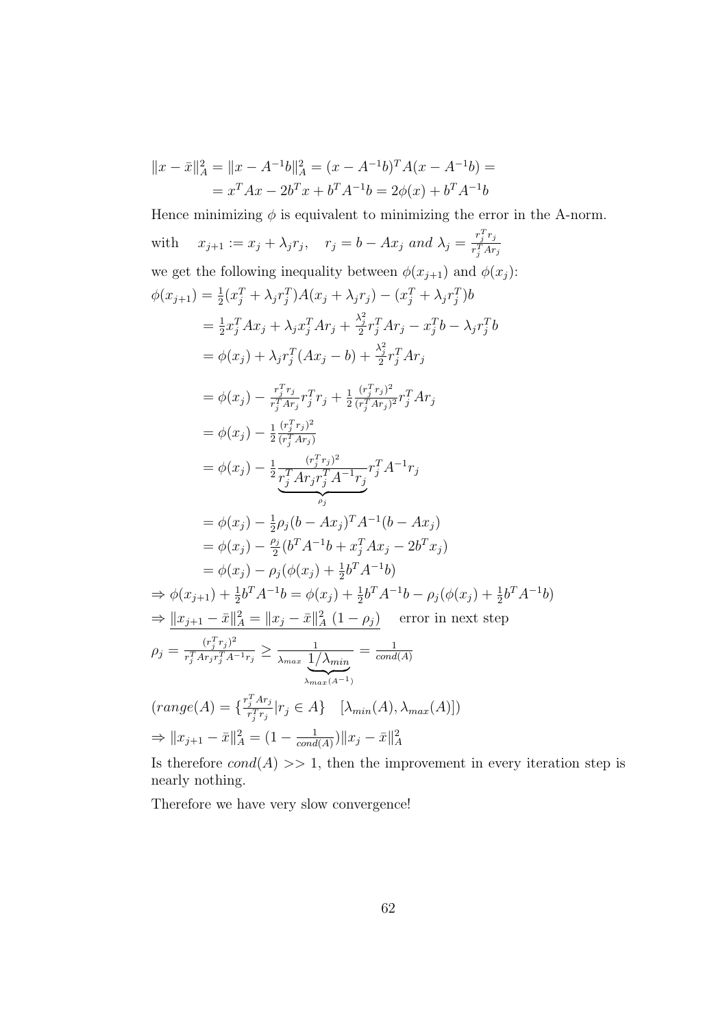$$\|x - \bar{x}\|_A^2 = \|x - A^{-1}b\|_A^2 = (x - A^{-1}b)^T A(x - A^{-1}b) =$$
$$= x^T Ax - 2b^T x + b^T A^{-1}b = 2\phi(x) + b^T A^{-1}b$$

Hence minimizing $\phi$ is equivalent to minimizing the error in the A-norm.

with $\quad x_{j+1} := x_j + \lambda_j r_j, \quad r_j = b - Ax_j$ *and* $\lambda_j = \frac{r_j^T r_j}{r_j^T A r_j}$

we get the following inequality between $\phi(x_{j+1})$ and $\phi(x_j)$:

$$
\begin{aligned}
\phi(x_{j+1}) &= \tfrac{1}{2}(x_j^T + \lambda_j r_j^T)A(x_j + \lambda_j r_j) - (x_j^T + \lambda_j r_j^T)b \\
&= \tfrac{1}{2}x_j^T A x_j + \lambda_j x_j^T A r_j + \tfrac{\lambda_j^2}{2} r_j^T A r_j - x_j^T b - \lambda_j r_j^T b \\
&= \phi(x_j) + \lambda_j r_j^T (Ax_j - b) + \tfrac{\lambda_j^2}{2} r_j^T A r_j \\
&= \phi(x_j) - \tfrac{r_j^T r_j}{r_j^T A r_j} r_j^T r_j + \tfrac{1}{2}\tfrac{(r_j^T r_j)^2}{(r_j^T A r_j)^2} r_j^T A r_j \\
&= \phi(x_j) - \tfrac{1}{2}\tfrac{(r_j^T r_j)^2}{(r_j^T A r_j)} \\
&= \phi(x_j) - \tfrac{1}{2}\underbrace{\tfrac{(r_j^T r_j)^2}{r_j^T A r_j r_j^T A^{-1} r_j}}_{\rho_j} r_j^T A^{-1} r_j \\
&= \phi(x_j) - \tfrac{1}{2}\rho_j (b - Ax_j)^T A^{-1}(b - Ax_j) \\
&= \phi(x_j) - \tfrac{\rho_j}{2}(b^T A^{-1} b + x_j^T A x_j - 2b^T x_j) \\
&= \phi(x_j) - \rho_j(\phi(x_j) + \tfrac{1}{2}b^T A^{-1} b)
\end{aligned}
$$

$$\Rightarrow \phi(x_{j+1}) + \tfrac{1}{2}b^T A^{-1}b = \phi(x_j) + \tfrac{1}{2}b^T A^{-1}b - \rho_j(\phi(x_j) + \tfrac{1}{2}b^T A^{-1}b)$$

$$\Rightarrow \underline{\|x_{j+1} - \bar{x}\|_A^2 = \|x_j - \bar{x}\|_A^2 \, (1 - \rho_j)} \quad \text{error in next step}$$

$$\rho_j = \frac{(r_j^T r_j)^2}{r_j^T A r_j r_j^T A^{-1} r_j} \geq \frac{1}{\lambda_{max} \underbrace{1/\lambda_{min}}_{\lambda_{max}(A^{-1})}} = \frac{1}{cond(A)}$$

$$(range(A) = \{\tfrac{r_j^T A r_j}{r_j^T r_j} | r_j \in A\} \quad [\lambda_{min}(A), \lambda_{max}(A)])$$

$$\Rightarrow \|x_{j+1} - \bar{x}\|_A^2 = (1 - \tfrac{1}{cond(A)})\|x_j - \bar{x}\|_A^2$$

Is therefore $cond(A) >> 1$, then the improvement in every iteration step is nearly nothing.

Therefore we have very slow convergence!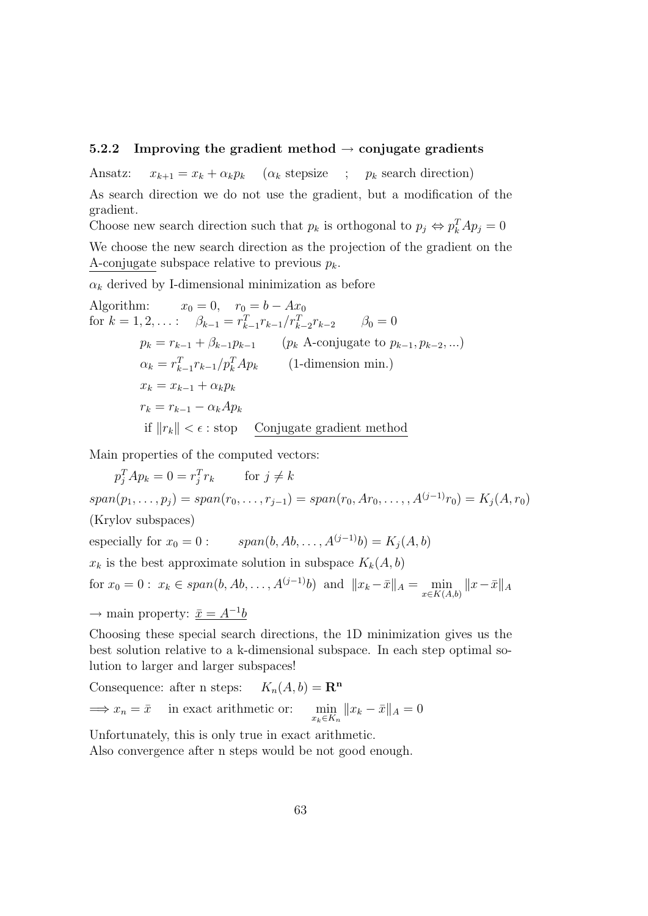### 5.2.2 Improving the gradient method → conjugate gradients

Ansatz: $\quad x_{k+1} = x_k + \alpha_k p_k \quad$ ($\alpha_k$ stepsize ; $p_k$ search direction)

As search direction we do not use the gradient, but a modification of the gradient.

Choose new search direction such that $p_k$ is orthogonal to $p_j \Leftrightarrow p_k^T A p_j = 0$

We choose the new search direction as the projection of the gradient on the A-conjugate subspace relative to previous $p_k$.

$\alpha_k$ derived by I-dimensional minimization as before

Algorithm: $\quad x_0 = 0, \quad r_0 = b - Ax_0$

for $k = 1, 2, \dots :$ $\quad \beta_{k-1} = r_{k-1}^T r_{k-1} / r_{k-2}^T r_{k-2} \qquad \beta_0 = 0$

$p_k = r_{k-1} + \beta_{k-1} p_{k-1} \qquad$ ($p_k$ A-conjugate to $p_{k-1}, p_{k-2}, ...$)

$\alpha_k = r_{k-1}^T r_{k-1} / p_k^T A p_k \qquad$ (1-dimension min.)

$x_k = x_{k-1} + \alpha_k p_k$

$r_k = r_{k-1} - \alpha_k A p_k$

if $\|r_k\| < \epsilon$ : stop $\quad$ Conjugate gradient method

Main properties of the computed vectors:

$$p_j^T A p_k = 0 = r_j^T r_k \qquad \text{for } j \neq k$$

$$span(p_1, \dots, p_j) = span(r_0, \dots, r_{j-1}) = span(r_0, Ar_0, \dots, A^{(j-1)} r_0) = K_j(A, r_0)$$

(Krylov subspaces)

especially for $x_0 = 0$ : $\qquad span(b, Ab, \dots, A^{(j-1)} b) = K_j(A, b)$

$x_k$ is the best approximate solution in subspace $K_k(A, b)$

for $x_0 = 0$ : $x_k \in span(b, Ab, \dots, A^{(j-1)} b)$ and $\|x_k - \bar{x}\|_A = \min\limits_{x \in K(A,b)} \|x - \bar{x}\|_A$

→ main property: $\bar{x} = A^{-1} b$

Choosing these special search directions, the 1D minimization gives us the best solution relative to a k-dimensional subspace. In each step optimal solution to larger and larger subspaces!

Consequence: after n steps: $\quad K_n(A, b) = \mathbf{R^n}$

$\Longrightarrow x_n = \bar{x} \quad$ in exact arithmetic or: $\quad \min\limits_{x_k \in K_n} \|x_k - \bar{x}\|_A = 0$

Unfortunately, this is only true in exact arithmetic.
Also convergence after n steps would be not good enough.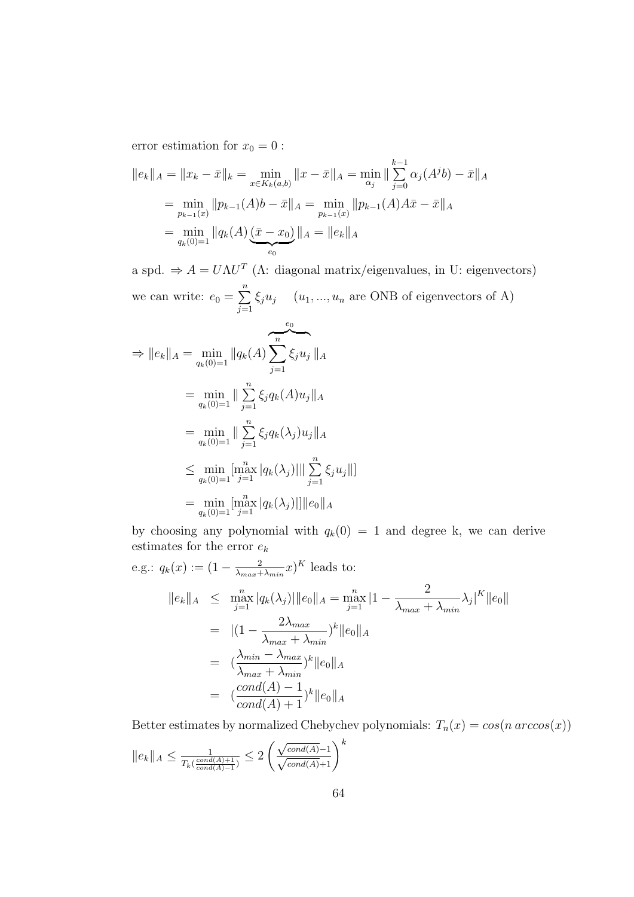error estimation for $x_0 = 0$ :

$$
\begin{aligned}
\|e_k\|_A = \|x_k - \bar{x}\|_k &= \min_{x \in K_k(a,b)} \|x - \bar{x}\|_A = \min_{\alpha_j} \| \sum_{j=0}^{k-1} \alpha_j (A^j b) - \bar{x}\|_A \\
&= \min_{p_{k-1}(x)} \|p_{k-1}(A)b - \bar{x}\|_A = \min_{p_{k-1}(x)} \|p_{k-1}(A)A\bar{x} - \bar{x}\|_A \\
&= \min_{q_k(0)=1} \|q_k(A) \underbrace{(\bar{x} - x_0)}_{e_0} \|_A = \|e_k\|_A
\end{aligned}
$$

a spd. $\Rightarrow A = U\Lambda U^T$ ($\Lambda$: diagonal matrix/eigenvalues, in U: eigenvectors)

we can write: $e_0 = \sum_{j=1}^{n} \xi_j u_j \quad (u_1, ..., u_n$ are ONB of eigenvectors of A)

$$
\begin{aligned}
\Rightarrow \|e_k\|_A &= \min_{q_k(0)=1} \|q_k(A) \overbrace{\sum_{j=1}^{n} \xi_j u_j}^{e_0} \|_A \\
&= \min_{q_k(0)=1} \| \sum_{j=1}^{n} \xi_j q_k(A) u_j \|_A \\
&= \min_{q_k(0)=1} \| \sum_{j=1}^{n} \xi_j q_k(\lambda_j) u_j \|_A \\
&\leq \min_{q_k(0)=1} [\max_{j=1}^{n} |q_k(\lambda_j)| \| \sum_{j=1}^{n} \xi_j u_j \|] \\
&= \min_{q_k(0)=1} [\max_{j=1}^{n} |q_k(\lambda_j)|] \|e_0\|_A
\end{aligned}
$$

by choosing any polynomial with $q_k(0) = 1$ and degree k, we can derive estimates for the error $e_k$

e.g.: $q_k(x) := (1 - \frac{2}{\lambda_{max} + \lambda_{min}} x)^K$ leads to:

$$
\begin{aligned}
\|e_k\|_A &\leq \max_{j=1}^{n} |q_k(\lambda_j)| \|e_0\|_A = \max_{j=1}^{n} |1 - \frac{2}{\lambda_{max} + \lambda_{min}} \lambda_j|^K \|e_0\| \\
&= |(1 - \frac{2\lambda_{max}}{\lambda_{max} + \lambda_{min}})^k \|e_0\|_A \\
&= (\frac{\lambda_{min} - \lambda_{max}}{\lambda_{max} + \lambda_{min}})^k \|e_0\|_A \\
&= (\frac{cond(A) - 1}{cond(A) + 1})^k \|e_0\|_A
\end{aligned}
$$

Better estimates by normalized Chebychev polynomials: $T_n(x) = cos(n\, arccos(x))$

$\|e_k\|_A \leq \frac{1}{T_k(\frac{cond(A)+1}{cond(A)-1})} \leq 2 \left( \frac{\sqrt{cond(A)} - 1}{\sqrt{cond(A)} + 1} \right)^k$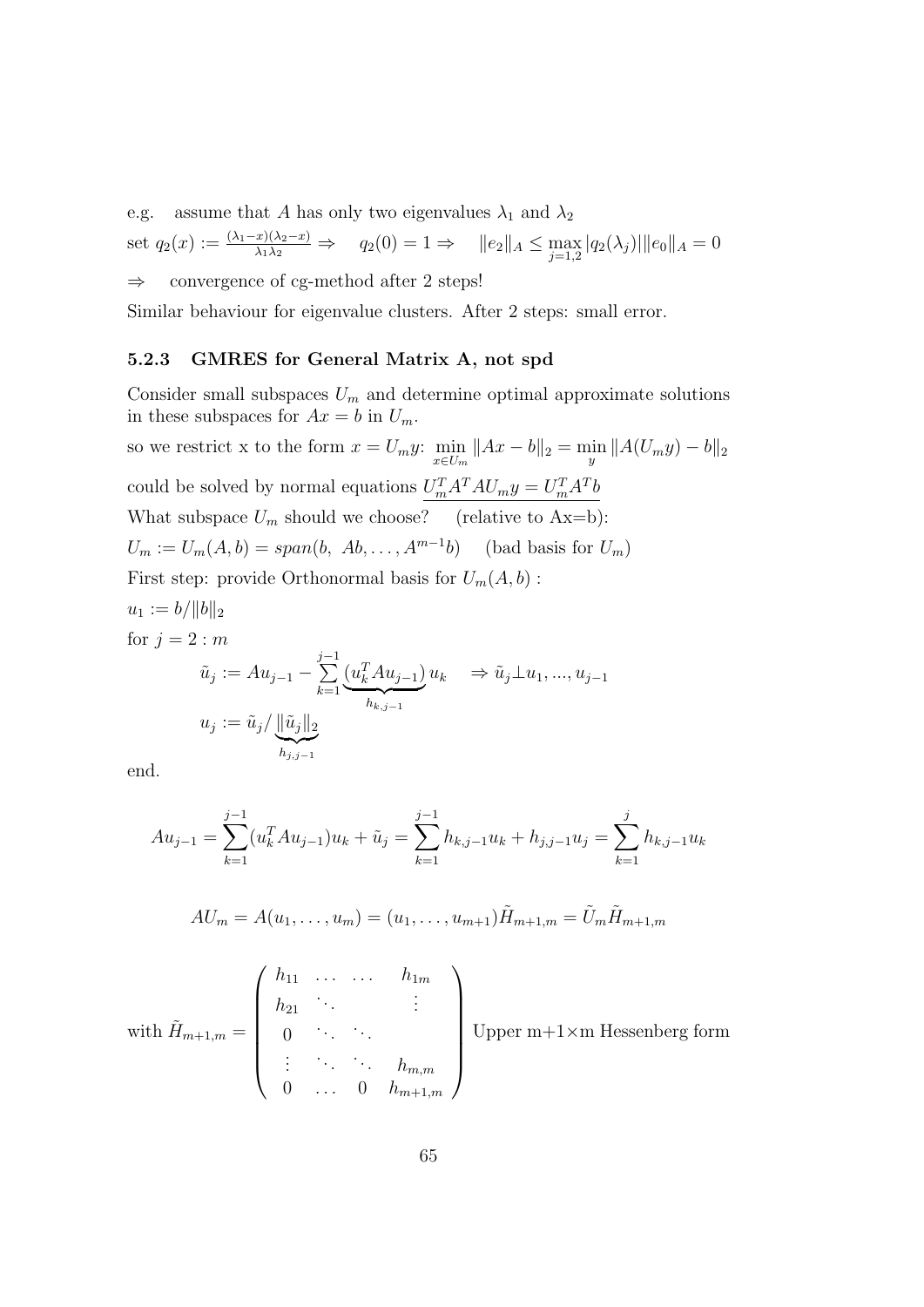e.g. assume that $A$ has only two eigenvalues $\lambda_1$ and $\lambda_2$

set $q_2(x) := \frac{(\lambda_1 - x)(\lambda_2 - x)}{\lambda_1 \lambda_2} \Rightarrow \quad q_2(0) = 1 \Rightarrow \quad \|e_2\|_A \leq \max_{j=1,2} |q_2(\lambda_j)| \|e_0\|_A = 0$

$\Rightarrow$ convergence of cg-method after 2 steps!

Similar behaviour for eigenvalue clusters. After 2 steps: small error.

### 5.2.3 GMRES for General Matrix A, not spd

Consider small subspaces $U_m$ and determine optimal approximate solutions in these subspaces for $Ax = b$ in $U_m$.

so we restrict x to the form $x = U_m y$: $\min_{x \in U_m} \|Ax - b\|_2 = \min_y \|A(U_m y) - b\|_2$

could be solved by normal equations $\underline{U_m^T A^T A U_m y = U_m^T A^T b}$

What subspace $U_m$ should we choose? (relative to Ax=b):

$U_m := U_m(A, b) = span(b,\ Ab, \ldots, A^{m-1}b)$ (bad basis for $U_m$)

First step: provide Orthonormal basis for $U_m(A, b)$ :

$u_1 := b / \|b\|_2$

for $j = 2 : m$

$$\tilde{u}_j := Au_{j-1} - \sum_{k=1}^{j-1} \underbrace{(u_k^T A u_{j-1})}_{h_{k,j-1}} u_k \quad \Rightarrow \tilde{u}_j \perp u_1, ..., u_{j-1}$$

$$u_j := \tilde{u}_j / \underbrace{\|\tilde{u}_j\|_2}_{h_{j,j-1}}$$

end.

$$Au_{j-1} = \sum_{k=1}^{j-1} (u_k^T A u_{j-1}) u_k + \tilde{u}_j = \sum_{k=1}^{j-1} h_{k,j-1} u_k + h_{j,j-1} u_j = \sum_{k=1}^{j} h_{k,j-1} u_k$$

$$AU_m = A(u_1, \ldots, u_m) = (u_1, \ldots, u_{m+1}) \tilde{H}_{m+1,m} = \tilde{U}_m \tilde{H}_{m+1,m}$$

$$\text{with } \tilde{H}_{m+1,m} = \begin{pmatrix} h_{11} & \ldots & \ldots & h_{1m} \\ h_{21} & \ddots & & \vdots \\ 0 & \ddots & \ddots & \\ \vdots & \ddots & \ddots & h_{m,m} \\ 0 & \ldots & 0 & h_{m+1,m} \end{pmatrix} \text{ Upper m+1}\times\text{m Hessenberg form}$$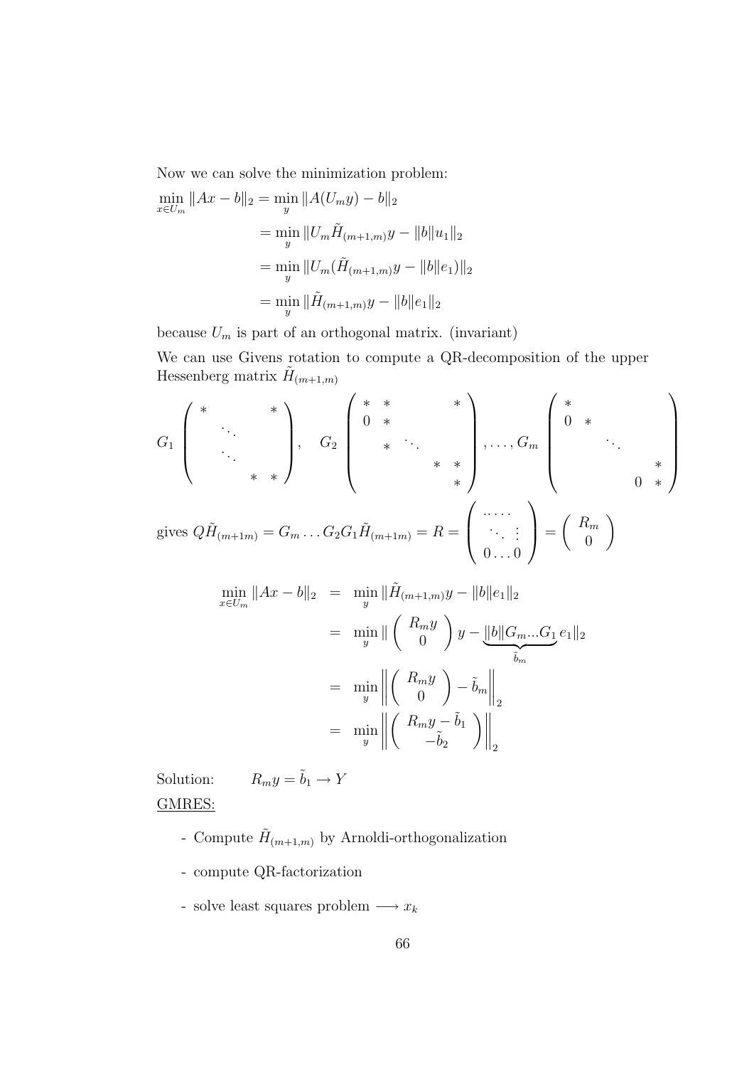Now we can solve the minimization problem:

$$
\begin{aligned}
\min_{x \in U_m} \|Ax - b\|_2 &= \min_y \|A(U_m y) - b\|_2 \\
&= \min_y \|U_m \tilde{H}_{(m+1,m)} y - \|b\| u_1\|_2 \\
&= \min_y \|U_m(\tilde{H}_{(m+1,m)} y - \|b\| e_1)\|_2 \\
&= \min_y \|\tilde{H}_{(m+1,m)} y - \|b\| e_1\|_2
\end{aligned}
$$

because $U_m$ is part of an orthogonal matrix. (invariant)

We can use Givens rotation to compute a QR-decomposition of the upper Hessenberg matrix $\tilde{H}_{(m+1,m)}$

$$
G_1 \begin{pmatrix} * & & & * \\ & \ddots & & \\ & \ddots & & \\ & & * & * \end{pmatrix}, \quad G_2 \begin{pmatrix} * & * & & & * \\ 0 & * & & & \\ & * & \ddots & & \\ & & & * & * \\ & & & & * \end{pmatrix}, \ldots, G_m \begin{pmatrix} * & & & & \\ 0 & * & & & \\ & & \ddots & & \\ & & & & * \\ & & & 0 & * \end{pmatrix}
$$

gives $Q\tilde{H}_{(m+1m)} = G_m \ldots G_2 G_1 \tilde{H}_{(m+1m)} = R = \begin{pmatrix} \ldots\ldots \\ \ddots \ \vdots \\ 0 \ldots 0 \end{pmatrix} = \begin{pmatrix} R_m \\ 0 \end{pmatrix}$

$$
\begin{aligned}
\min_{x \in U_m} \|Ax - b\|_2 &= \min_y \|\tilde{H}_{(m+1,m)} y - \|b\| e_1\|_2 \\
&= \min_y \| \begin{pmatrix} R_m y \\ 0 \end{pmatrix} y - \underbrace{\|b\| G_m \ldots G_1}_{\tilde{b}_m} e_1\|_2 \\
&= \min_y \left\| \begin{pmatrix} R_m y \\ 0 \end{pmatrix} - \tilde{b}_m \right\|_2 \\
&= \min_y \left\| \begin{pmatrix} R_m y - \tilde{b}_1 \\ -\tilde{b}_2 \end{pmatrix} \right\|_2
\end{aligned}
$$

Solution: $\quad R_m y = \tilde{b}_1 \rightarrow Y$

<u>GMRES:</u>

- Compute $\tilde{H}_{(m+1,m)}$ by Arnoldi-orthogonalization
- compute QR-factorization
- solve least squares problem $\longrightarrow x_k$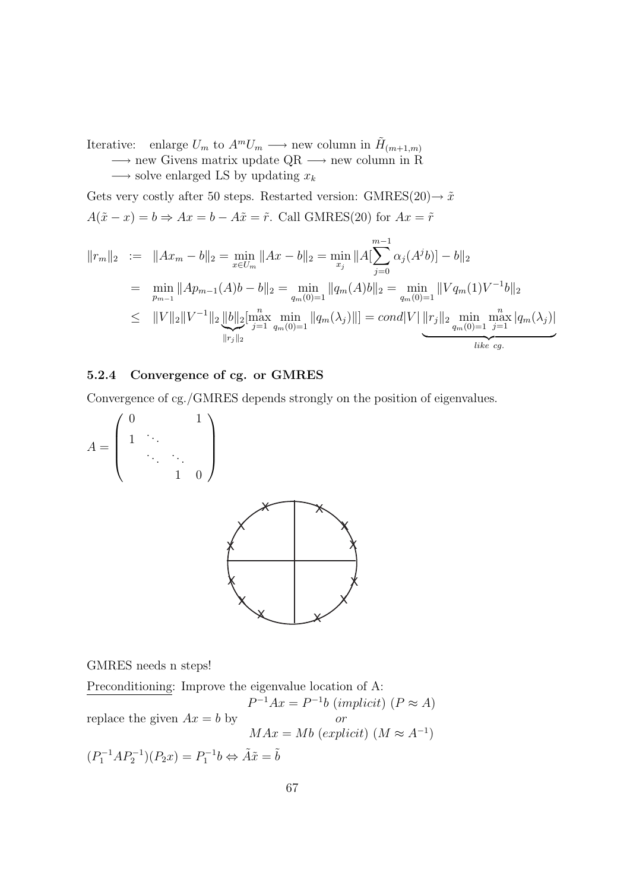Iterative: enlarge $U_m$ to $A^m U_m \longrightarrow$ new column in $\tilde{H}_{(m+1,m)}$

$\longrightarrow$ new Givens matrix update QR $\longrightarrow$ new column in R

$\longrightarrow$ solve enlarged LS by updating $x_k$

Gets very costly after 50 steps. Restarted version: GMRES(20)$\rightarrow \tilde{x}$

$A(\tilde{x} - x) = b \Rightarrow Ax = b - A\tilde{x} = \tilde{r}$. Call GMRES(20) for $Ax = \tilde{r}$

$$
\begin{aligned}
\|r_m\|_2 &:= \|Ax_m - b\|_2 = \min_{x \in U_m} \|Ax - b\|_2 = \min_{x_j} \|A[\sum_{j=0}^{m-1} \alpha_j (A^j b)] - b\|_2 \\
&= \min_{p_{m-1}} \|Ap_{m-1}(A)b - b\|_2 = \min_{q_m(0)=1} \|q_m(A)b\|_2 = \min_{q_m(0)=1} \|Vq_m(1)V^{-1}b\|_2 \\
&\leq \|V\|_2 \|V^{-1}\|_2 \underbrace{\|b\|_2}_{\|r_j\|_2} [\max_{j=1}^{n} \min_{q_m(0)=1} \|q_m(\lambda_j)\|] = cond|V| \underbrace{\|r_j\|_2 \min_{q_m(0)=1} \max_{j=1}^{n} |q_m(\lambda_j)|}_{like\ cg.}
\end{aligned}
$$

### 5.2.4 Convergence of cg. or GMRES

Convergence of cg./GMRES depends strongly on the position of eigenvalues.

$$
A = \begin{pmatrix} 0 & & & 1 \\ 1 & \ddots & & \\ & \ddots & \ddots & \\ & & 1 & 0 \end{pmatrix}
$$

GMRES needs n steps!

Preconditioning: Improve the eigenvalue location of A:

$$
\text{replace the given } Ax = b \text{ by} \quad
\begin{matrix} P^{-1}Ax = P^{-1}b \ (implicit) \ (P \approx A) \\ or \\ MAx = Mb \ (explicit) \ (M \approx A^{-1}) \end{matrix}
$$

$(P_1^{-1}AP_2^{-1})(P_2 x) = P_1^{-1}b \Leftrightarrow \tilde{A}\tilde{x} = \tilde{b}$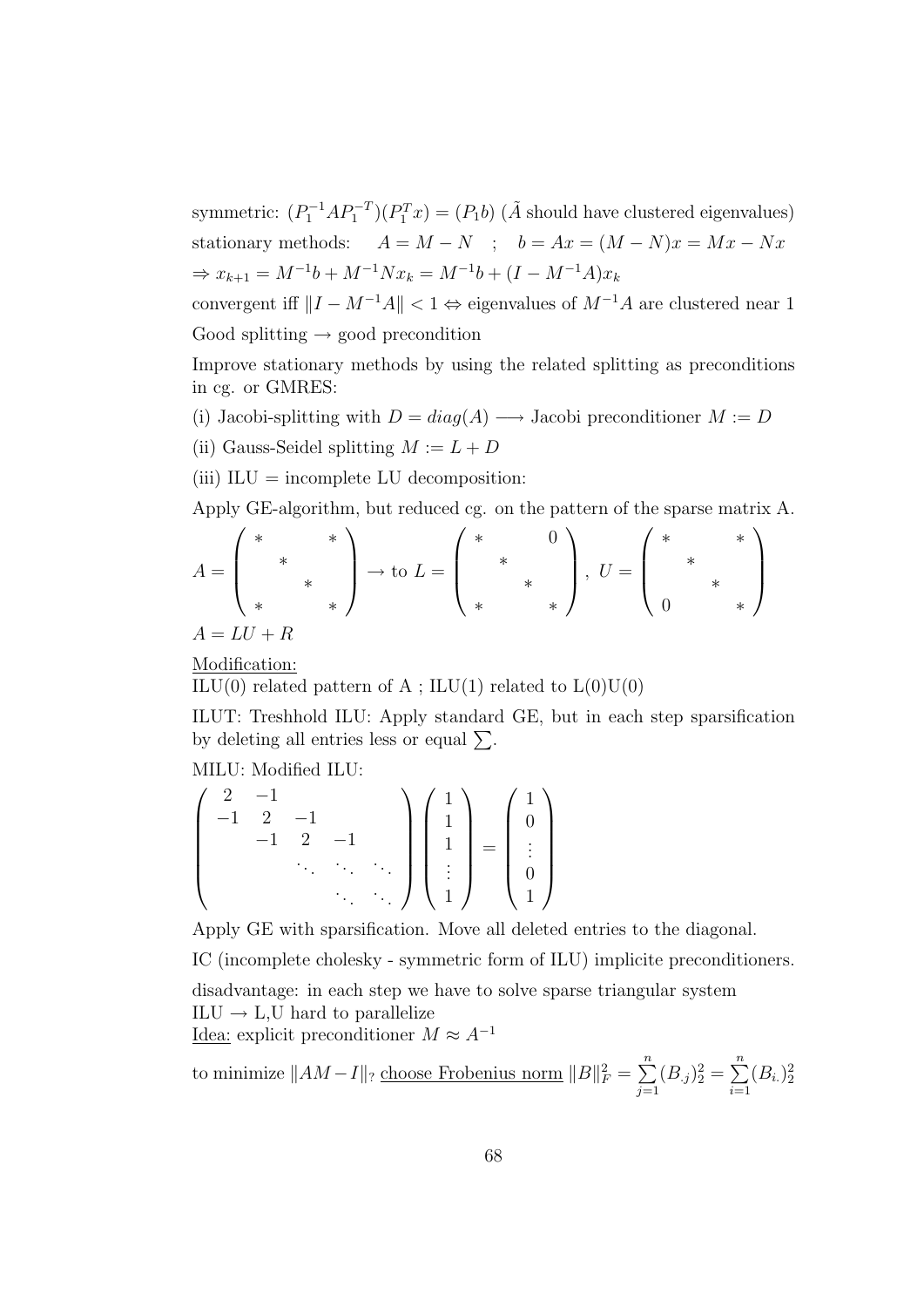symmetric: $(P_1^{-1}AP_1^{-T})(P_1^T x) = (P_1 b)$ ($\tilde{A}$ should have clustered eigenvalues)

stationary methods: $\quad A = M - N \quad ; \quad b = Ax = (M-N)x = Mx - Nx$

$\Rightarrow x_{k+1} = M^{-1}b + M^{-1}Nx_k = M^{-1}b + (I - M^{-1}A)x_k$

convergent iff $\|I - M^{-1}A\| < 1 \Leftrightarrow$ eigenvalues of $M^{-1}A$ are clustered near 1

Good splitting $\rightarrow$ good precondition

Improve stationary methods by using the related splitting as preconditions in cg. or GMRES:

(i) Jacobi-splitting with $D = diag(A) \longrightarrow$ Jacobi preconditioner $M := D$

(ii) Gauss-Seidel splitting $M := L + D$

(iii) ILU = incomplete LU decomposition:

Apply GE-algorithm, but reduced cg. on the pattern of the sparse matrix A.

$$A = \begin{pmatrix} * & & & * \\ & * & & \\ & & * & \\ * & & & * \end{pmatrix} \rightarrow \text{to } L = \begin{pmatrix} * & & & 0 \\ & * & & \\ & & * & \\ * & & & * \end{pmatrix},\ U = \begin{pmatrix} * & & & * \\ & * & & \\ & & * & \\ 0 & & & * \end{pmatrix}$$

$A = LU + R$

<u>Modification:</u>
ILU(0) related pattern of A ; ILU(1) related to L(0)U(0)

ILUT: Treshhold ILU: Apply standard GE, but in each step sparsification by deleting all entries less or equal $\sum$.

MILU: Modified ILU:

$$\begin{pmatrix} 2 & -1 & & & \\ -1 & 2 & -1 & & \\ & -1 & 2 & -1 & \\ & & \ddots & \ddots & \ddots \\ & & & \ddots & \ddots \end{pmatrix} \begin{pmatrix} 1 \\ 1 \\ 1 \\ \vdots \\ 1 \end{pmatrix} = \begin{pmatrix} 1 \\ 0 \\ \vdots \\ 0 \\ 1 \end{pmatrix}$$

Apply GE with sparsification. Move all deleted entries to the diagonal.

IC (incomplete cholesky - symmetric form of ILU) implicite preconditioners.

disadvantage: in each step we have to solve sparse triangular system
ILU $\rightarrow$ L,U hard to parallelize
<u>Idea:</u> explicit preconditioner $M \approx A^{-1}$

to minimize $\|AM - I\|_?$ <u>choose Frobenius norm</u> $\|B\|_F^2 = \sum_{j=1}^{n} (B_{.j})_2^2 = \sum_{i=1}^{n} (B_{i.})_2^2$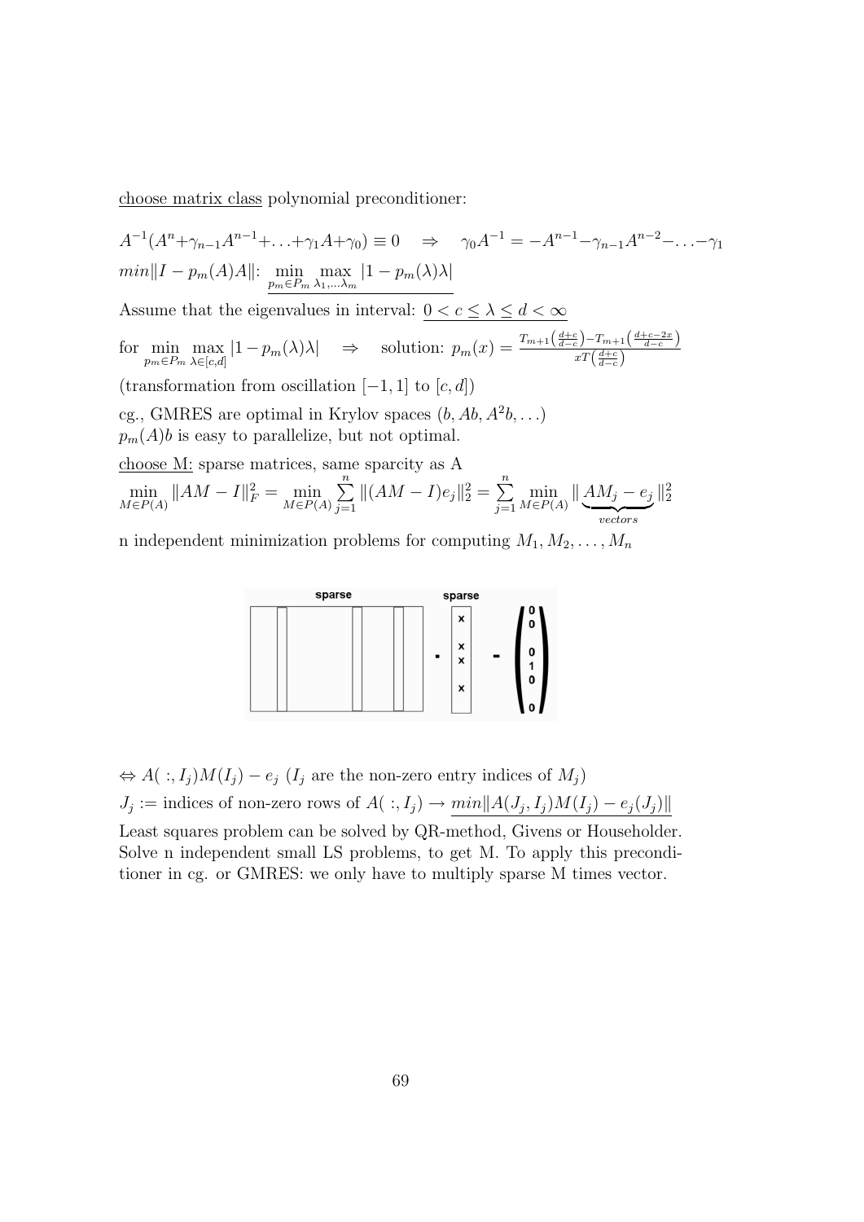<u>choose matrix class</u> polynomial preconditioner:

$A^{-1}(A^n+\gamma_{n-1}A^{n-1}+\ldots+\gamma_1 A+\gamma_0) \equiv 0 \quad \Rightarrow \quad \gamma_0 A^{-1} = -A^{n-1}-\gamma_{n-1}A^{n-2}-\ldots-\gamma_1$

$min\|I - p_m(A)A\|$: $\underline{\min\limits_{p_m \in P_m} \max\limits_{\lambda_1,\ldots\lambda_m} |1 - p_m(\lambda)\lambda|}$

Assume that the eigenvalues in interval: $\underline{0 < c \leq \lambda \leq d < \infty}$

for $\min\limits_{p_m \in P_m} \max\limits_{\lambda \in [c,d]} |1 - p_m(\lambda)\lambda| \quad \Rightarrow \quad$ solution: $p_m(x) = \frac{T_{m+1}\left(\frac{d+c}{d-c}\right) - T_{m+1}\left(\frac{d+c-2x}{d-c}\right)}{xT\left(\frac{d+c}{d-c}\right)}$

(transformation from oscillation $[-1, 1]$ to $[c, d]$)

cg., GMRES are optimal in Krylov spaces $(b, Ab, A^2b, \ldots)$

$p_m(A)b$ is easy to parallelize, but not optimal.

<u>choose M:</u> sparse matrices, same sparcity as A

$$\min_{M \in P(A)} \|AM - I\|_F^2 = \min_{M \in P(A)} \sum_{j=1}^{n} \|(AM - I)e_j\|_2^2 = \sum_{j=1}^{n} \min_{M \in P(A)} \|\underbrace{AM_j - e_j}_{vectors}\|_2^2$$

n independent minimization problems for computing $M_1, M_2, \ldots, M_n$

$\Leftrightarrow A(\,:, I_j)M(I_j) - e_j$ ($I_j$ are the non-zero entry indices of $M_j$)

$J_j :=$ indices of non-zero rows of $A(\,:, I_j) \rightarrow \underline{min\|A(J_j, I_j)M(I_j) - e_j(J_j)\|}$

Least squares problem can be solved by QR-method, Givens or Householder. Solve n independent small LS problems, to get M. To apply this preconditioner in cg. or GMRES: we only have to multiply sparse M times vector.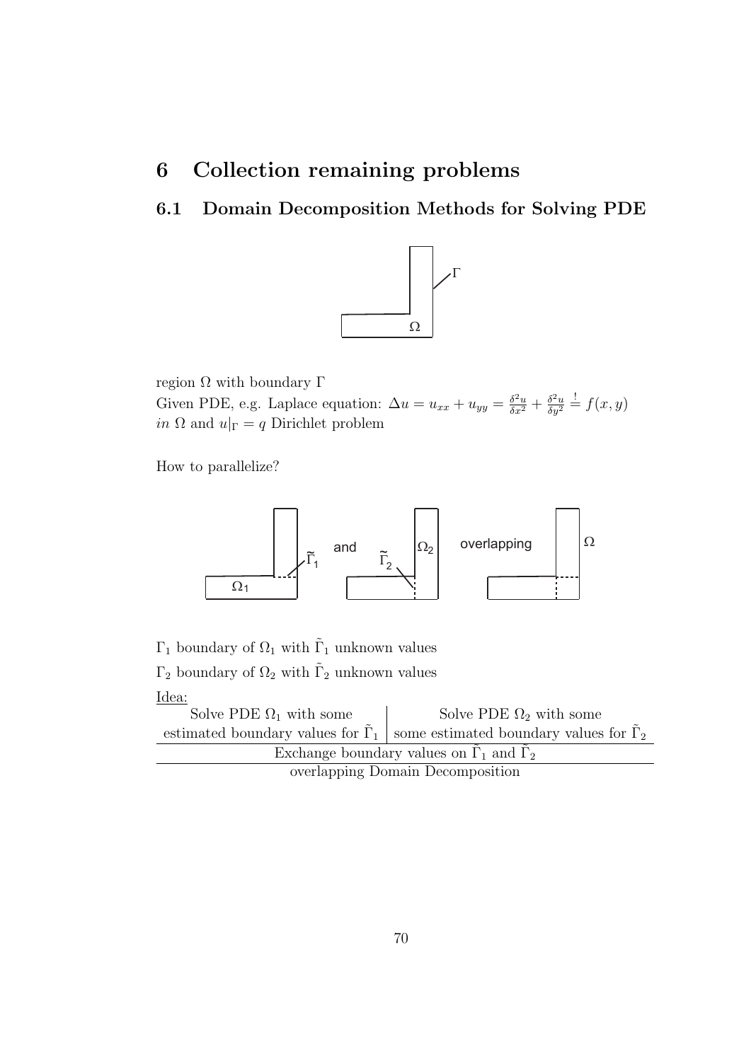# 6 Collection remaining problems

## 6.1 Domain Decomposition Methods for Solving PDE

region $\Omega$ with boundary $\Gamma$

Given PDE, e.g. Laplace equation: $\Delta u = u_{xx} + u_{yy} = \frac{\delta^2 u}{\delta x^2} + \frac{\delta^2 u}{\delta y^2} \stackrel{!}{=} f(x, y)$ *in* $\Omega$ and $u|_\Gamma = q$ Dirichlet problem

How to parallelize?

$\Gamma_1$ boundary of $\Omega_1$ with $\tilde{\Gamma}_1$ unknown values

$\Gamma_2$ boundary of $\Omega_2$ with $\tilde{\Gamma}_2$ unknown values

<u>Idea:</u>

| Solve PDE $\Omega_1$ with some estimated boundary values for $\tilde{\Gamma}_1$ | Solve PDE $\Omega_2$ with some some estimated boundary values for $\tilde{\Gamma}_2$ |
| --- | --- |
| Exchange boundary values on $\tilde{\Gamma}_1$ and $\tilde{\Gamma}_2$ | |

overlapping Domain Decomposition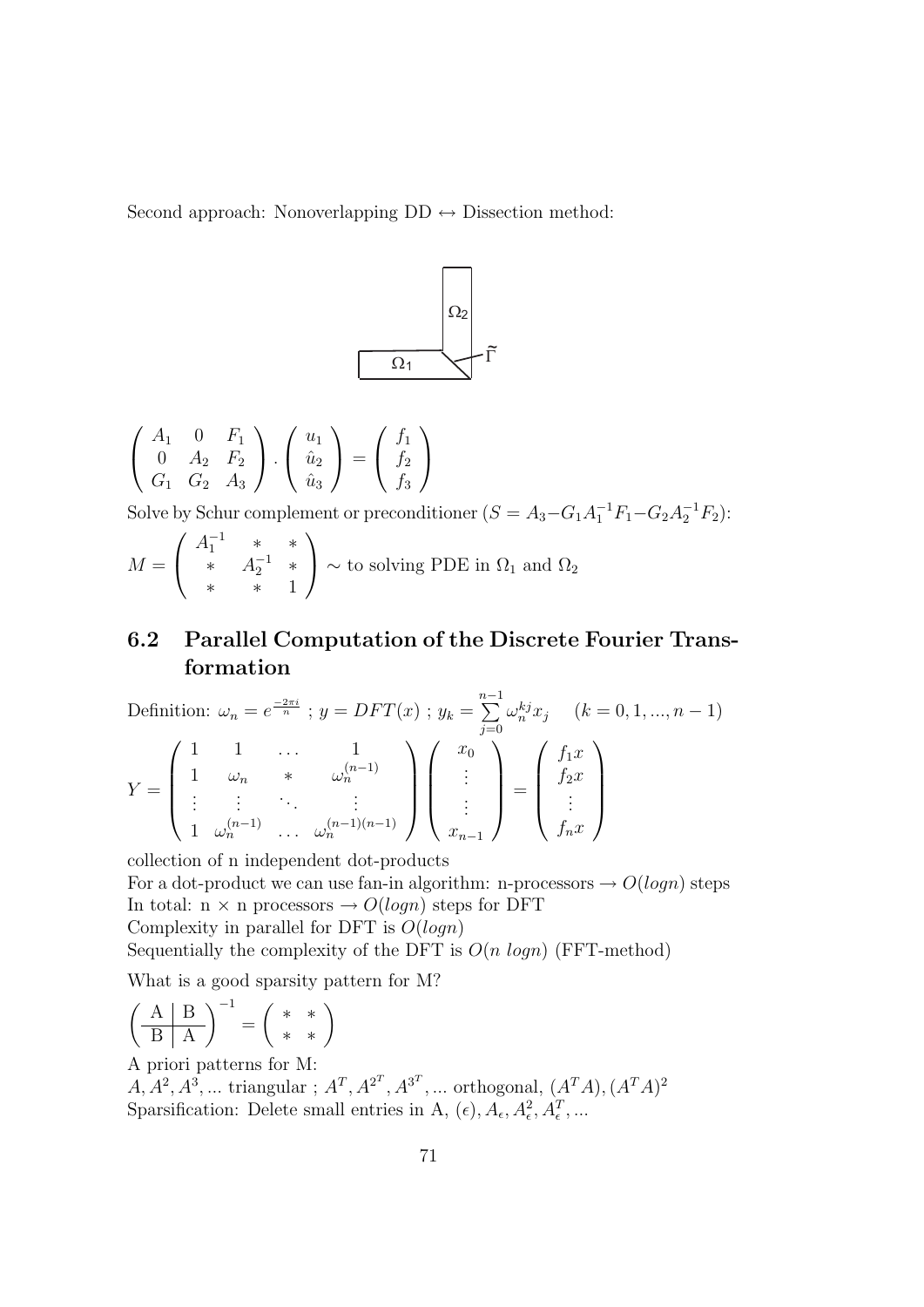Second approach: Nonoverlapping DD $\leftrightarrow$ Dissection method:

$$\begin{pmatrix} A_1 & 0 & F_1 \\ 0 & A_2 & F_2 \\ G_1 & G_2 & A_3 \end{pmatrix} \cdot \begin{pmatrix} u_1 \\ \hat{u}_2 \\ \hat{u}_3 \end{pmatrix} = \begin{pmatrix} f_1 \\ f_2 \\ f_3 \end{pmatrix}$$

Solve by Schur complement or preconditioner ($S = A_3 - G_1 A_1^{-1} F_1 - G_2 A_2^{-1} F_2$):

$$M = \begin{pmatrix} A_1^{-1} & * & * \\ * & A_2^{-1} & * \\ * & * & 1 \end{pmatrix} \sim \text{to solving PDE in } \Omega_1 \text{ and } \Omega_2$$

## 6.2 Parallel Computation of the Discrete Fourier Transformation

Definition: $\omega_n = e^{\frac{-2\pi i}{n}}$ ; $y = DFT(x)$ ; $y_k = \sum_{j=0}^{n-1} \omega_n^{kj} x_j \quad (k = 0, 1, ..., n-1)$

$$Y = \begin{pmatrix} 1 & 1 & \dots & 1 \\ 1 & \omega_n & * & \omega_n^{(n-1)} \\ \vdots & \vdots & \ddots & \vdots \\ 1 & \omega_n^{(n-1)} & \dots & \omega_n^{(n-1)(n-1)} \end{pmatrix} \begin{pmatrix} x_0 \\ \vdots \\ \vdots \\ x_{n-1} \end{pmatrix} = \begin{pmatrix} f_1 x \\ f_2 x \\ \vdots \\ f_n x \end{pmatrix}$$

collection of n independent dot-products

For a dot-product we can use fan-in algorithm: n-processors $\rightarrow O(logn)$ steps

In total: n $\times$ n processors $\rightarrow O(logn)$ steps for DFT

Complexity in parallel for DFT is $O(logn)$

Sequentially the complexity of the DFT is $O(n\ logn)$ (FFT-method)

What is a good sparsity pattern for M?

$$\left(\begin{array}{c|c} A & B \\ \hline B & A \end{array}\right)^{-1} = \begin{pmatrix} * & * \\ * & * \end{pmatrix}$$

A priori patterns for M:

$A, A^2, A^3, ...$ triangular ; $A^T, A^{2^T}, A^{3^T}, ...$ orthogonal, $(A^T A), (A^T A)^2$

Sparsification: Delete small entries in A, $(\epsilon), A_\epsilon, A_\epsilon^2, A_\epsilon^T, ...$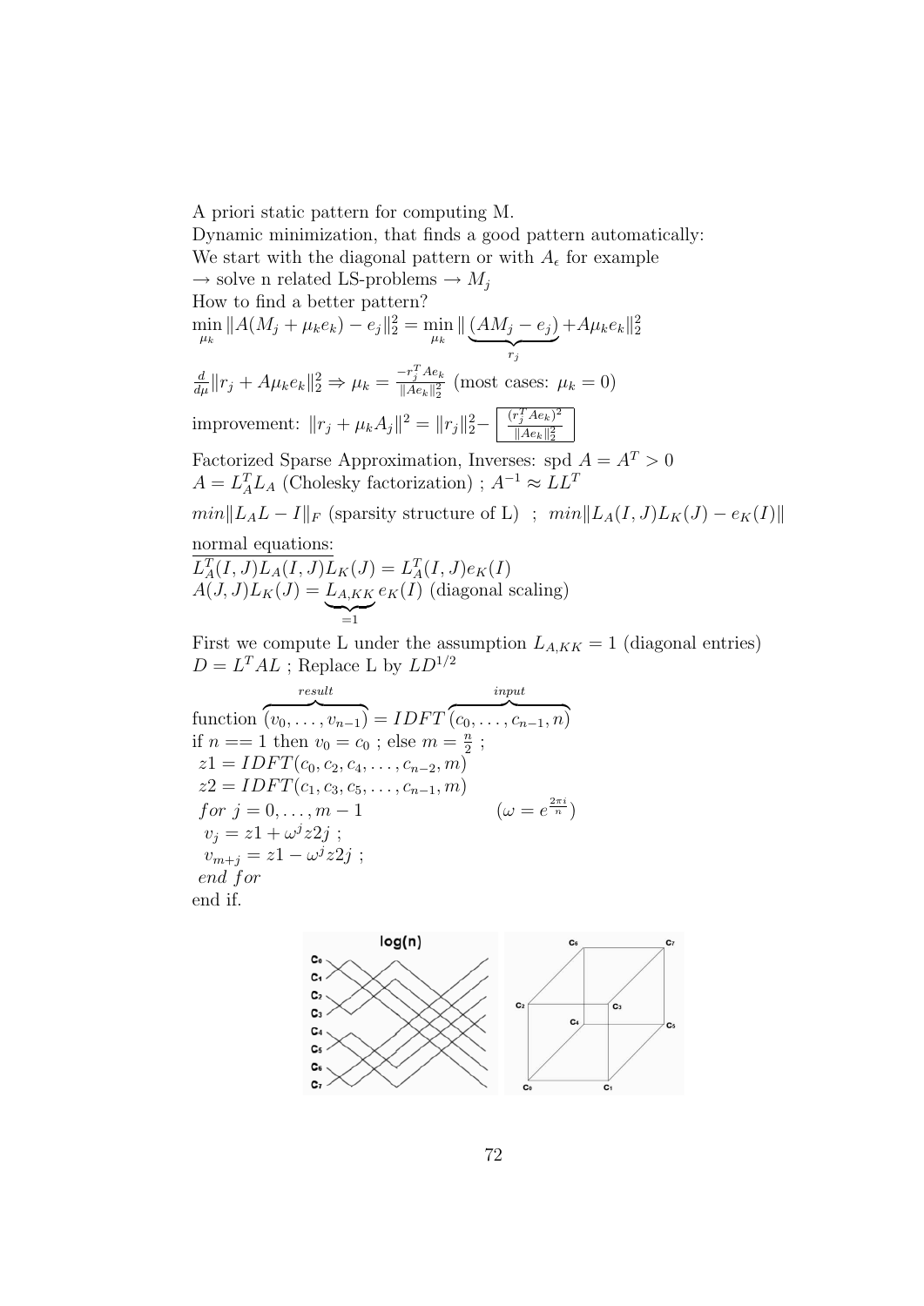A priori static pattern for computing M.

Dynamic minimization, that finds a good pattern automatically:

We start with the diagonal pattern or with $A_\epsilon$ for example

$\rightarrow$ solve n related LS-problems $\rightarrow M_j$

How to find a better pattern?

$$\min_{\mu_k} \|A(M_j + \mu_k e_k) - e_j\|_2^2 = \min_{\mu_k} \| \underbrace{(AM_j - e_j)}_{r_j} + A\mu_k e_k\|_2^2$$

$\frac{d}{d\mu}\|r_j + A\mu_k e_k\|_2^2 \Rightarrow \mu_k = \frac{-r_j^T A e_k}{\|Ae_k\|_2^2}$ (most cases: $\mu_k = 0$)

improvement: $\|r_j + \mu_k A_j\|^2 = \|r_j\|_2^2 - \boxed{\frac{(r_j^T A e_k)^2}{\|Ae_k\|_2^2}}$

Factorized Sparse Approximation, Inverses: spd $A = A^T > 0$

$A = L_A^T L_A$ (Cholesky factorization) ; $A^{-1} \approx LL^T$

$min\|L_A L - I\|_F$ (sparsity structure of L) ; $min\|L_A(I,J)L_K(J) - e_K(I)\|$

normal equations:

$L_A^T(I,J)L_A(I,J)L_K(J) = L_A^T(I,J)e_K(I)$

$A(J,J)L_K(J) = \underbrace{L_{A,KK}}_{=1} e_K(I)$ (diagonal scaling)

First we compute L under the assumption $L_{A,KK} = 1$ (diagonal entries)

$D = L^T A L$ ; Replace L by $LD^{1/2}$

function $\overbrace{(v_0, \ldots, v_{n-1})}^{result} = IDFT\overbrace{(c_0, \ldots, c_{n-1}, n)}^{input}$

if $n == 1$ then $v_0 = c_0$ ; else $m = \frac{n}{2}$ ;

$z1 = IDFT(c_0, c_2, c_4, \ldots, c_{n-2}, m)$

$z2 = IDFT(c_1, c_3, c_5, \ldots, c_{n-1}, m)$

$for\ j = 0, \ldots, m-1$ $\qquad (\omega = e^{\frac{2\pi i}{n}})$

$v_j = z1 + \omega^j z2j$ ;

$v_{m+j} = z1 - \omega^j z2j$ ;

$end\ for$

end if.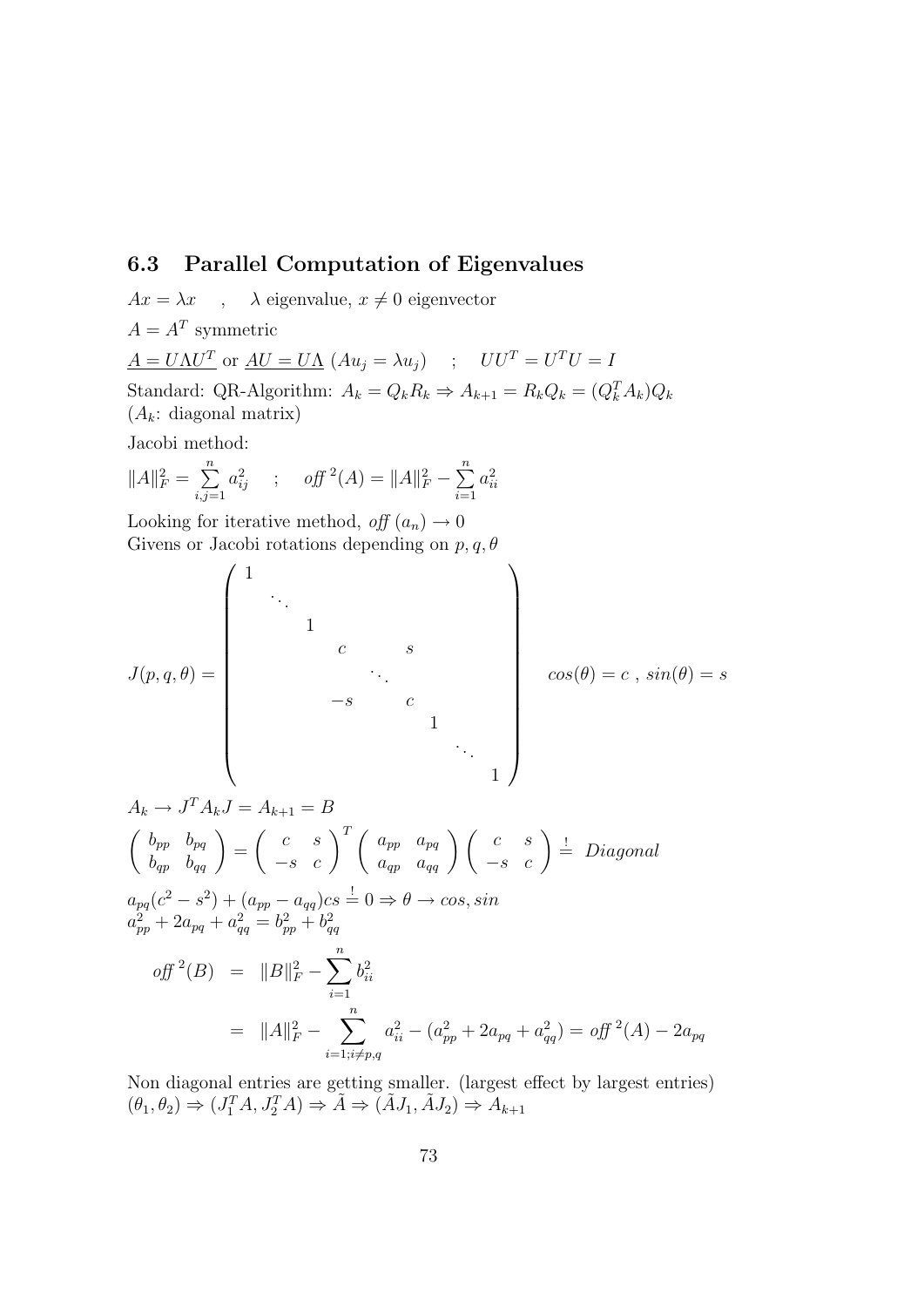## 6.3 Parallel Computation of Eigenvalues

$Ax = \lambda x \quad , \quad \lambda$ eigenvalue, $x \neq 0$ eigenvector

$A = A^T$ symmetric

$\underline{A = U\Lambda U^T}$ or $\underline{AU = U\Lambda}$ $(Au_j = \lambda u_j) \quad ; \quad UU^T = U^T U = I$

Standard: QR-Algorithm: $A_k = Q_k R_k \Rightarrow A_{k+1} = R_k Q_k = (Q_k^T A_k) Q_k$
($A_k$: diagonal matrix)

Jacobi method:

$\|A\|_F^2 = \sum\limits_{i,j=1}^{n} a_{ij}^2 \quad ; \quad \mathit{off}^{\,2}(A) = \|A\|_F^2 - \sum\limits_{i=1}^{n} a_{ii}^2$

Looking for iterative method, $\mathit{off}\,(a_n) \to 0$
Givens or Jacobi rotations depending on $p, q, \theta$

$$J(p,q,\theta) = \begin{pmatrix} 1 & & & & & & & \\ & \ddots & & & & & & \\ & & 1 & & & & & \\ & & & c & & s & & \\ & & & & \ddots & & & \\ & & & -s & & c & & \\ & & & & & & 1 & \\ & & & & & & & \ddots \\ & & & & & & & & 1 \end{pmatrix} \qquad cos(\theta) = c \ , \ sin(\theta) = s$$

$A_k \to J^T A_k J = A_{k+1} = B$

$$\begin{pmatrix} b_{pp} & b_{pq} \\ b_{qp} & b_{qq} \end{pmatrix} = \begin{pmatrix} c & s \\ -s & c \end{pmatrix}^T \begin{pmatrix} a_{pp} & a_{pq} \\ a_{qp} & a_{qq} \end{pmatrix} \begin{pmatrix} c & s \\ -s & c \end{pmatrix} \stackrel{!}{=} \ Diagonal$$

$a_{pq}(c^2 - s^2) + (a_{pp} - a_{qq})cs \stackrel{!}{=} 0 \Rightarrow \theta \to cos, sin$
$a_{pp}^2 + 2a_{pq} + a_{qq}^2 = b_{pp}^2 + b_{qq}^2$

$$\begin{aligned} \mathit{off}^{\,2}(B) &= \|B\|_F^2 - \sum_{i=1}^{n} b_{ii}^2 \\ &= \|A\|_F^2 - \sum_{i=1; i \neq p,q}^{n} a_{ii}^2 - (a_{pp}^2 + 2a_{pq} + a_{qq}^2) = \mathit{off}^{\,2}(A) - 2a_{pq} \end{aligned}$$

Non diagonal entries are getting smaller. (largest effect by largest entries)
$(\theta_1, \theta_2) \Rightarrow (J_1^T A, J_2^T A) \Rightarrow \tilde{A} \Rightarrow (\tilde{A} J_1, \tilde{A} J_2) \Rightarrow A_{k+1}$